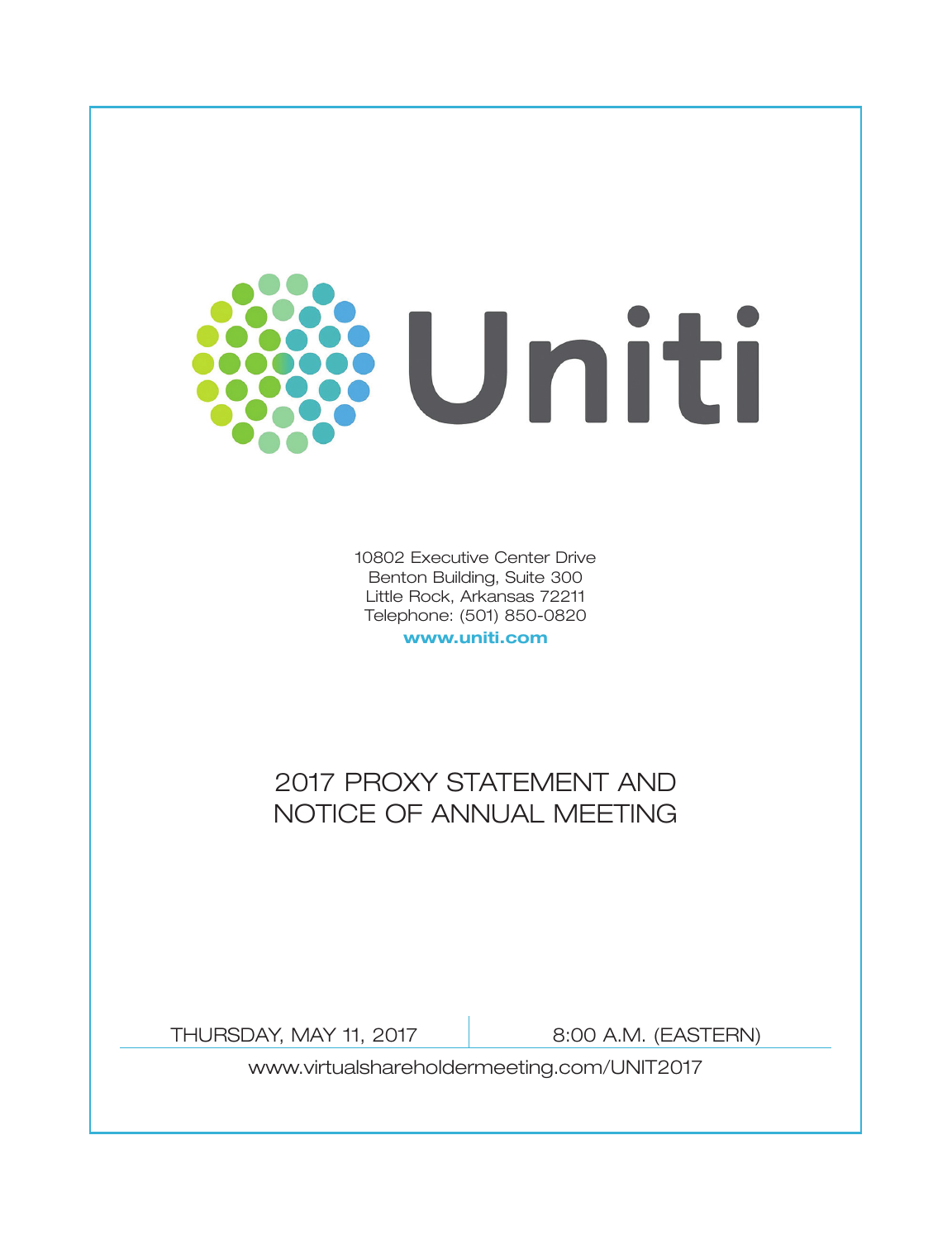# Uniti

10802 Executive Center Drive
Benton Building, Suite 300
Little Rock, Arkansas 72211
Telephone: (501) 850-0820
**www.uniti.com**

## 2017 PROXY STATEMENT AND NOTICE OF ANNUAL MEETING

THURSDAY, MAY 11, 2017 | 8:00 A.M. (EASTERN)

www.virtualshareholdermeeting.com/UNIT2017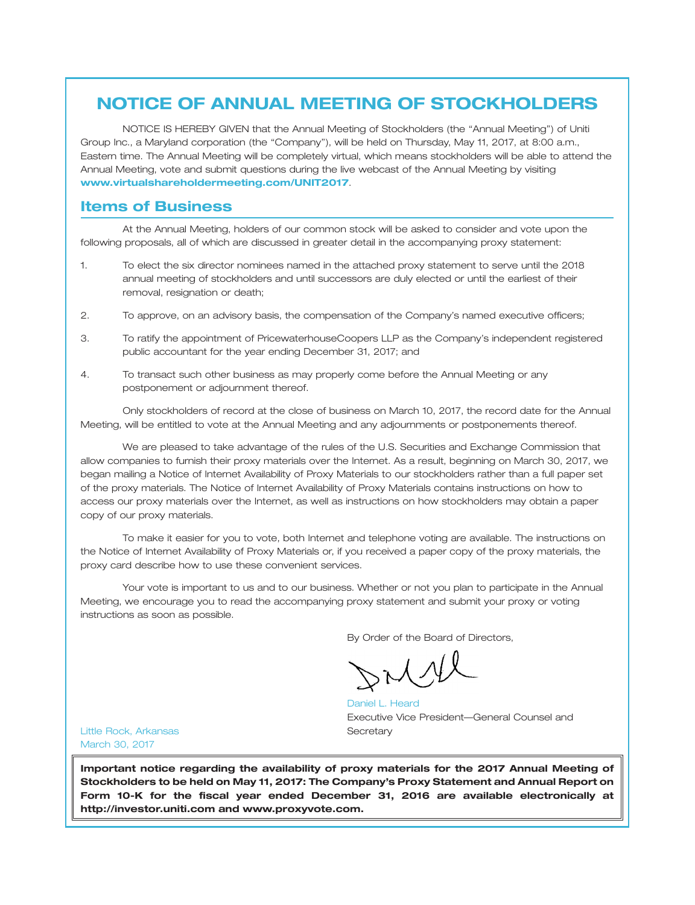# NOTICE OF ANNUAL MEETING OF STOCKHOLDERS

NOTICE IS HEREBY GIVEN that the Annual Meeting of Stockholders (the "Annual Meeting") of Uniti Group Inc., a Maryland corporation (the "Company"), will be held on Thursday, May 11, 2017, at 8:00 a.m., Eastern time. The Annual Meeting will be completely virtual, which means stockholders will be able to attend the Annual Meeting, vote and submit questions during the live webcast of the Annual Meeting by visiting **www.virtualshareholdermeeting.com/UNIT2017**.

## Items of Business

At the Annual Meeting, holders of our common stock will be asked to consider and vote upon the following proposals, all of which are discussed in greater detail in the accompanying proxy statement:

1. To elect the six director nominees named in the attached proxy statement to serve until the 2018 annual meeting of stockholders and until successors are duly elected or until the earliest of their removal, resignation or death;

2. To approve, on an advisory basis, the compensation of the Company's named executive officers;

3. To ratify the appointment of PricewaterhouseCoopers LLP as the Company's independent registered public accountant for the year ending December 31, 2017; and

4. To transact such other business as may properly come before the Annual Meeting or any postponement or adjournment thereof.

Only stockholders of record at the close of business on March 10, 2017, the record date for the Annual Meeting, will be entitled to vote at the Annual Meeting and any adjournments or postponements thereof.

We are pleased to take advantage of the rules of the U.S. Securities and Exchange Commission that allow companies to furnish their proxy materials over the Internet. As a result, beginning on March 30, 2017, we began mailing a Notice of Internet Availability of Proxy Materials to our stockholders rather than a full paper set of the proxy materials. The Notice of Internet Availability of Proxy Materials contains instructions on how to access our proxy materials over the Internet, as well as instructions on how stockholders may obtain a paper copy of our proxy materials.

To make it easier for you to vote, both Internet and telephone voting are available. The instructions on the Notice of Internet Availability of Proxy Materials or, if you received a paper copy of the proxy materials, the proxy card describe how to use these convenient services.

Your vote is important to us and to our business. Whether or not you plan to participate in the Annual Meeting, we encourage you to read the accompanying proxy statement and submit your proxy or voting instructions as soon as possible.

By Order of the Board of Directors,

Daniel L. Heard
Executive Vice President—General Counsel and Secretary

Little Rock, Arkansas
March 30, 2017

**Important notice regarding the availability of proxy materials for the 2017 Annual Meeting of Stockholders to be held on May 11, 2017: The Company's Proxy Statement and Annual Report on Form 10-K for the fiscal year ended December 31, 2016 are available electronically at http://investor.uniti.com and www.proxyvote.com.**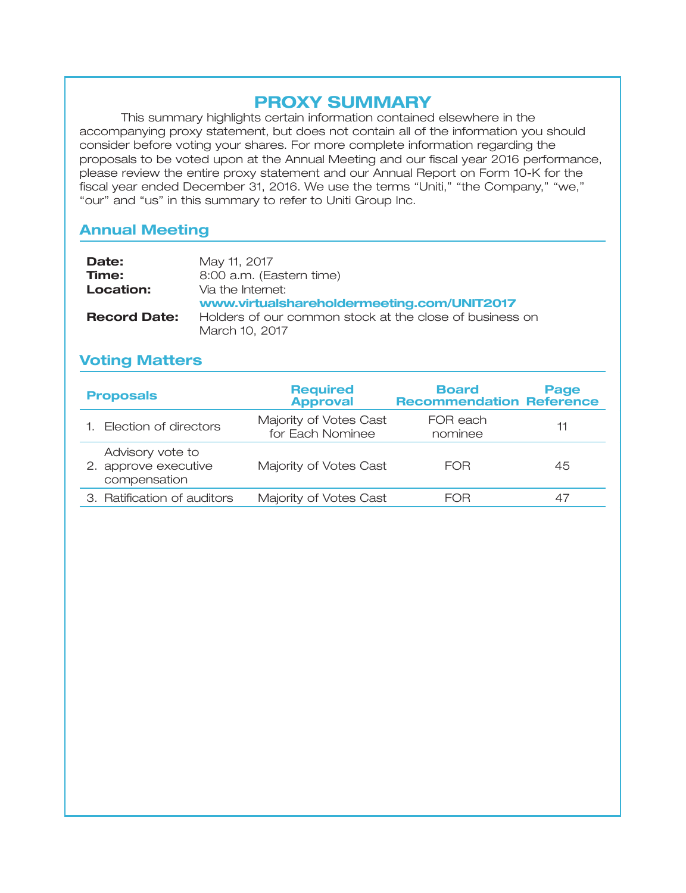# PROXY SUMMARY

This summary highlights certain information contained elsewhere in the accompanying proxy statement, but does not contain all of the information you should consider before voting your shares. For more complete information regarding the proposals to be voted upon at the Annual Meeting and our fiscal year 2016 performance, please review the entire proxy statement and our Annual Report on Form 10-K for the fiscal year ended December 31, 2016. We use the terms "Uniti," "the Company," "we," "our" and "us" in this summary to refer to Uniti Group Inc.

## Annual Meeting

**Date:** May 11, 2017

**Time:** 8:00 a.m. (Eastern time)

**Location:** Via the Internet: **www.virtualshareholdermeeting.com/UNIT2017**

**Record Date:** Holders of our common stock at the close of business on March 10, 2017

## Voting Matters

| Proposals | Required Approval | Board Recommendation | Page Reference |
|---|---|---|---|
| 1. Election of directors | Majority of Votes Cast for Each Nominee | FOR each nominee | 11 |
| 2. Advisory vote to approve executive compensation | Majority of Votes Cast | FOR | 45 |
| 3. Ratification of auditors | Majority of Votes Cast | FOR | 47 |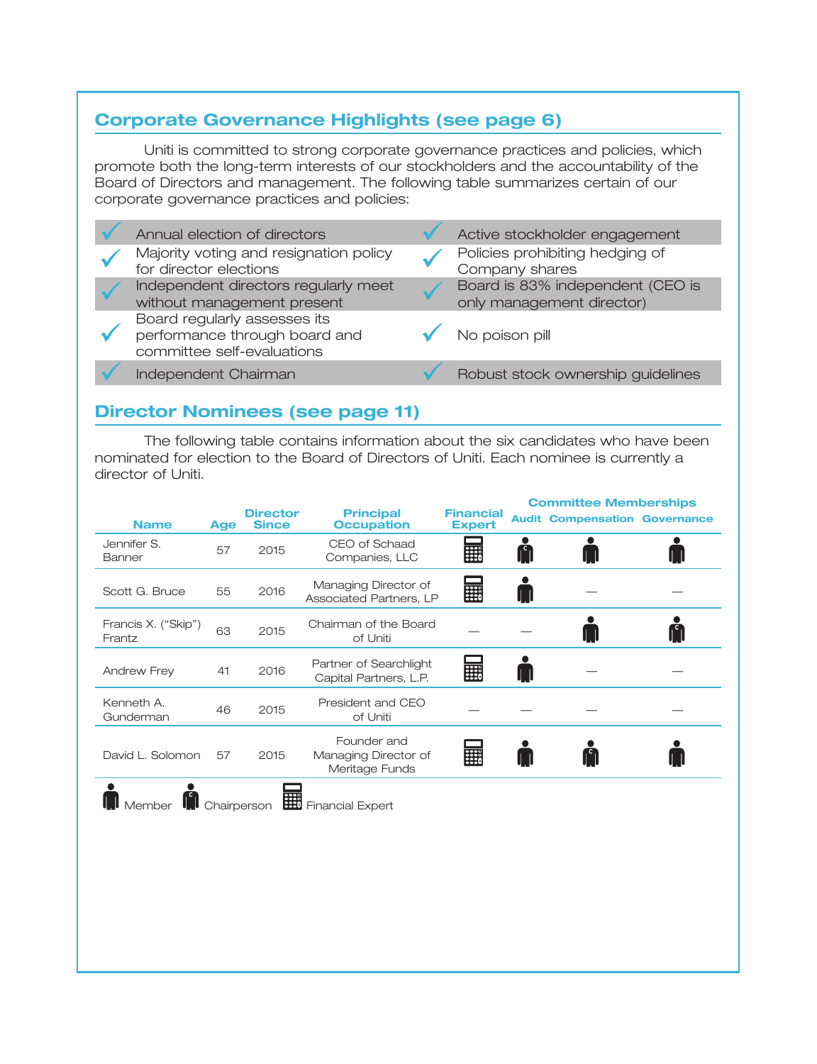## Corporate Governance Highlights (see page 6)

Uniti is committed to strong corporate governance practices and policies, which promote both the long-term interests of our stockholders and the accountability of the Board of Directors and management. The following table summarizes certain of our corporate governance practices and policies:

| | |
|---|---|
| ✓ Annual election of directors | ✓ Active stockholder engagement |
| ✓ Majority voting and resignation policy for director elections | ✓ Policies prohibiting hedging of Company shares |
| ✓ Independent directors regularly meet without management present | ✓ Board is 83% independent (CEO is only management director) |
| ✓ Board regularly assesses its performance through board and committee self-evaluations | ✓ No poison pill |
| ✓ Independent Chairman | ✓ Robust stock ownership guidelines |

## Director Nominees (see page 11)

The following table contains information about the six candidates who have been nominated for election to the Board of Directors of Uniti. Each nominee is currently a director of Uniti.

| Name | Age | Director Since | Principal Occupation | Financial Expert | Committee Memberships | | |
|---|---|---|---|---|---|---|---|
| | | | | | Audit | Compensation | Governance |
| Jennifer S. Banner | 57 | 2015 | CEO of Schaad Companies, LLC | Financial Expert | Chairperson | Member | Member |
| Scott G. Bruce | 55 | 2016 | Managing Director of Associated Partners, LP | Financial Expert | Member | — | — |
| Francis X. ("Skip") Frantz | 63 | 2015 | Chairman of the Board of Uniti | — | — | Member | Chairperson |
| Andrew Frey | 41 | 2016 | Partner of Searchlight Capital Partners, L.P. | Financial Expert | Member | — | — |
| Kenneth A. Gunderman | 46 | 2015 | President and CEO of Uniti | — | — | — | — |
| David L. Solomon | 57 | 2015 | Founder and Managing Director of Meritage Funds | Financial Expert | Member | Chairperson | Member |

Member · Chairperson · Financial Expert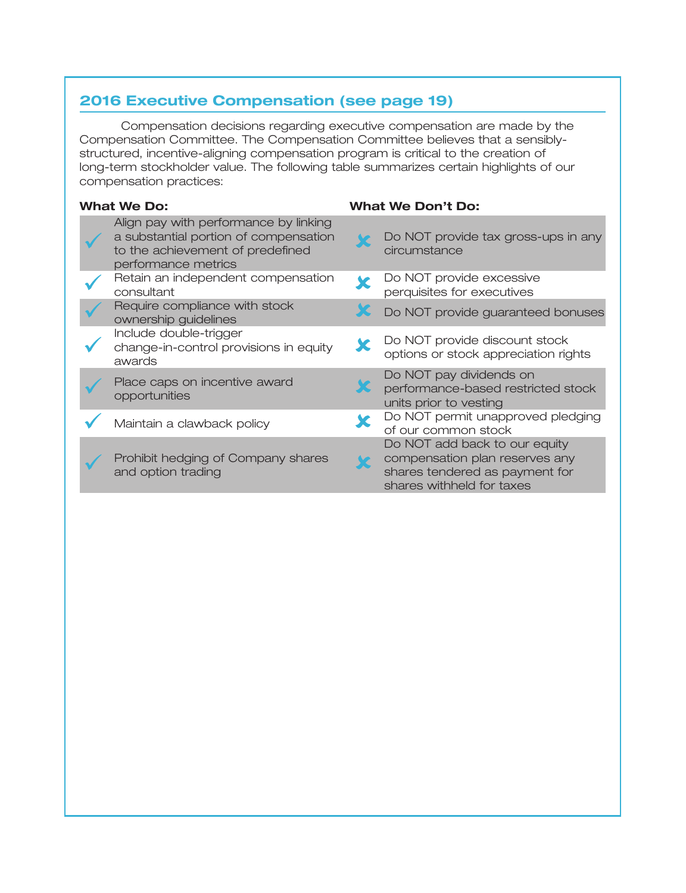## 2016 Executive Compensation (see page 19)

Compensation decisions regarding executive compensation are made by the Compensation Committee. The Compensation Committee believes that a sensibly-structured, incentive-aligning compensation program is critical to the creation of long-term stockholder value. The following table summarizes certain highlights of our compensation practices:

| What We Do: | What We Don't Do: |
|---|---|
| ✓ Align pay with performance by linking a substantial portion of compensation to the achievement of predefined performance metrics | ✗ Do NOT provide tax gross-ups in any circumstance |
| ✓ Retain an independent compensation consultant | ✗ Do NOT provide excessive perquisites for executives |
| ✓ Require compliance with stock ownership guidelines | ✗ Do NOT provide guaranteed bonuses |
| ✓ Include double-trigger change-in-control provisions in equity awards | ✗ Do NOT provide discount stock options or stock appreciation rights |
| ✓ Place caps on incentive award opportunities | ✗ Do NOT pay dividends on performance-based restricted stock units prior to vesting |
| ✓ Maintain a clawback policy | ✗ Do NOT permit unapproved pledging of our common stock |
| ✓ Prohibit hedging of Company shares and option trading | ✗ Do NOT add back to our equity compensation plan reserves any shares tendered as payment for shares withheld for taxes |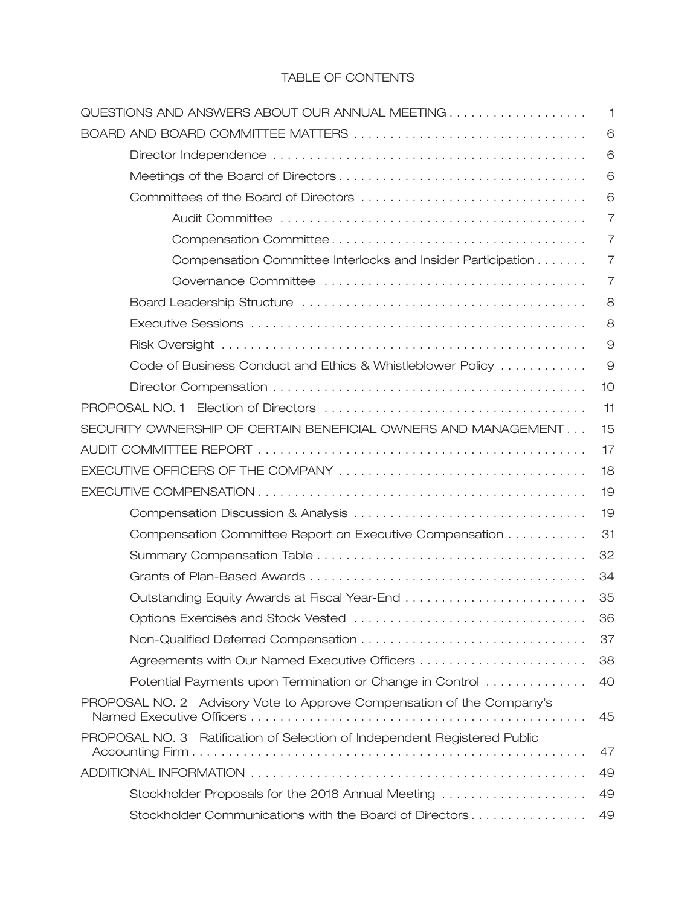# TABLE OF CONTENTS

| | |
|---|---|
| QUESTIONS AND ANSWERS ABOUT OUR ANNUAL MEETING | 1 |
| BOARD AND BOARD COMMITTEE MATTERS | 6 |
| Director Independence | 6 |
| Meetings of the Board of Directors | 6 |
| Committees of the Board of Directors | 6 |
| Audit Committee | 7 |
| Compensation Committee | 7 |
| Compensation Committee Interlocks and Insider Participation | 7 |
| Governance Committee | 7 |
| Board Leadership Structure | 8 |
| Executive Sessions | 8 |
| Risk Oversight | 9 |
| Code of Business Conduct and Ethics & Whistleblower Policy | 9 |
| Director Compensation | 10 |
| PROPOSAL NO. 1 Election of Directors | 11 |
| SECURITY OWNERSHIP OF CERTAIN BENEFICIAL OWNERS AND MANAGEMENT | 15 |
| AUDIT COMMITTEE REPORT | 17 |
| EXECUTIVE OFFICERS OF THE COMPANY | 18 |
| EXECUTIVE COMPENSATION | 19 |
| Compensation Discussion & Analysis | 19 |
| Compensation Committee Report on Executive Compensation | 31 |
| Summary Compensation Table | 32 |
| Grants of Plan-Based Awards | 34 |
| Outstanding Equity Awards at Fiscal Year-End | 35 |
| Options Exercises and Stock Vested | 36 |
| Non-Qualified Deferred Compensation | 37 |
| Agreements with Our Named Executive Officers | 38 |
| Potential Payments upon Termination or Change in Control | 40 |
| PROPOSAL NO. 2 Advisory Vote to Approve Compensation of the Company's Named Executive Officers | 45 |
| PROPOSAL NO. 3 Ratification of Selection of Independent Registered Public Accounting Firm | 47 |
| ADDITIONAL INFORMATION | 49 |
| Stockholder Proposals for the 2018 Annual Meeting | 49 |
| Stockholder Communications with the Board of Directors | 49 |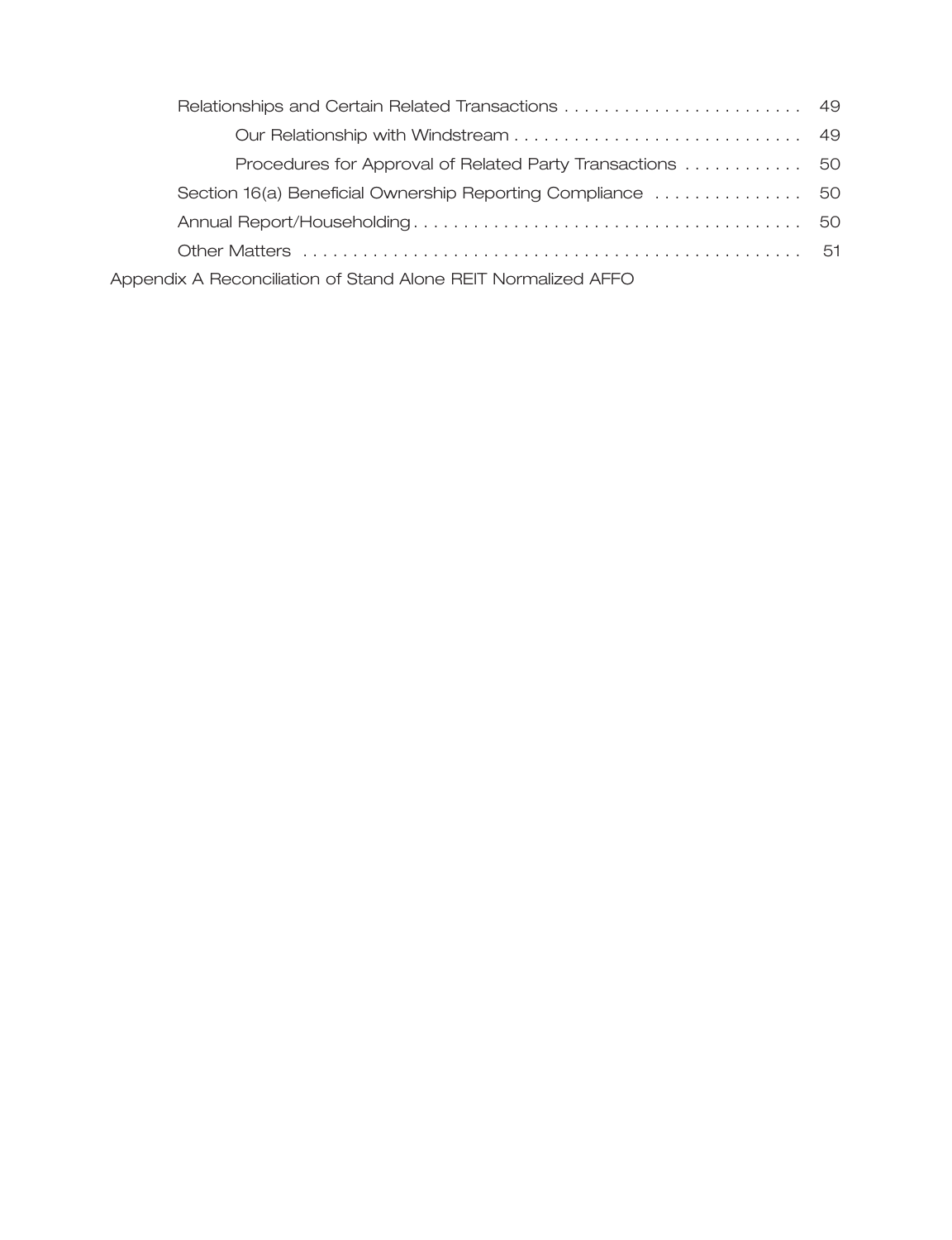| | |
|---|---|
| Relationships and Certain Related Transactions | 49 |
| Our Relationship with Windstream | 49 |
| Procedures for Approval of Related Party Transactions | 50 |
| Section 16(a) Beneficial Ownership Reporting Compliance | 50 |
| Annual Report/Householding | 50 |
| Other Matters | 51 |

Appendix A Reconciliation of Stand Alone REIT Normalized AFFO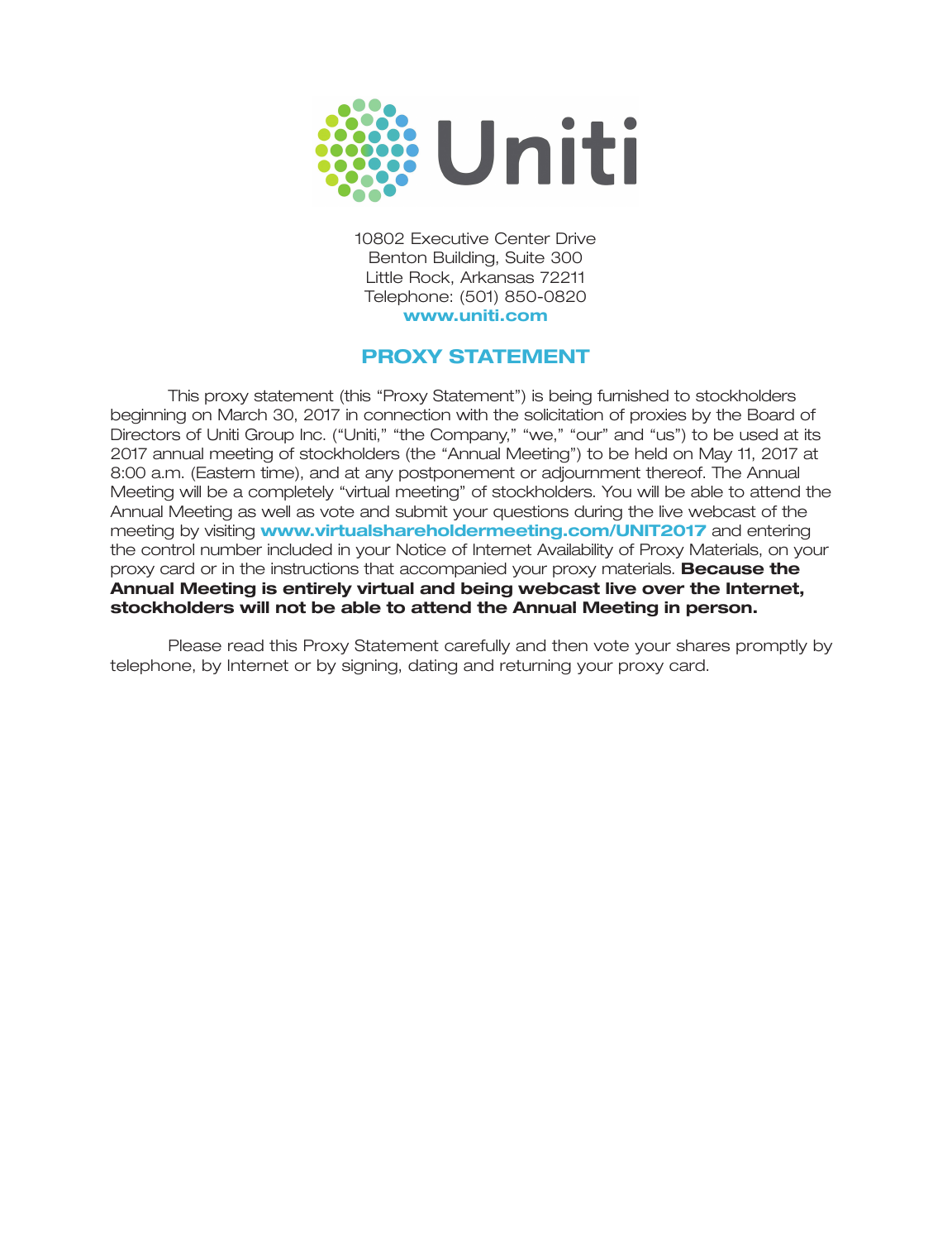Uniti

10802 Executive Center Drive
Benton Building, Suite 300
Little Rock, Arkansas 72211
Telephone: (501) 850-0820
**www.uniti.com**

## PROXY STATEMENT

This proxy statement (this "Proxy Statement") is being furnished to stockholders beginning on March 30, 2017 in connection with the solicitation of proxies by the Board of Directors of Uniti Group Inc. ("Uniti," "the Company," "we," "our" and "us") to be used at its 2017 annual meeting of stockholders (the "Annual Meeting") to be held on May 11, 2017 at 8:00 a.m. (Eastern time), and at any postponement or adjournment thereof. The Annual Meeting will be a completely "virtual meeting" of stockholders. You will be able to attend the Annual Meeting as well as vote and submit your questions during the live webcast of the meeting by visiting **www.virtualshareholdermeeting.com/UNIT2017** and entering the control number included in your Notice of Internet Availability of Proxy Materials, on your proxy card or in the instructions that accompanied your proxy materials. **Because the Annual Meeting is entirely virtual and being webcast live over the Internet, stockholders will not be able to attend the Annual Meeting in person.**

Please read this Proxy Statement carefully and then vote your shares promptly by telephone, by Internet or by signing, dating and returning your proxy card.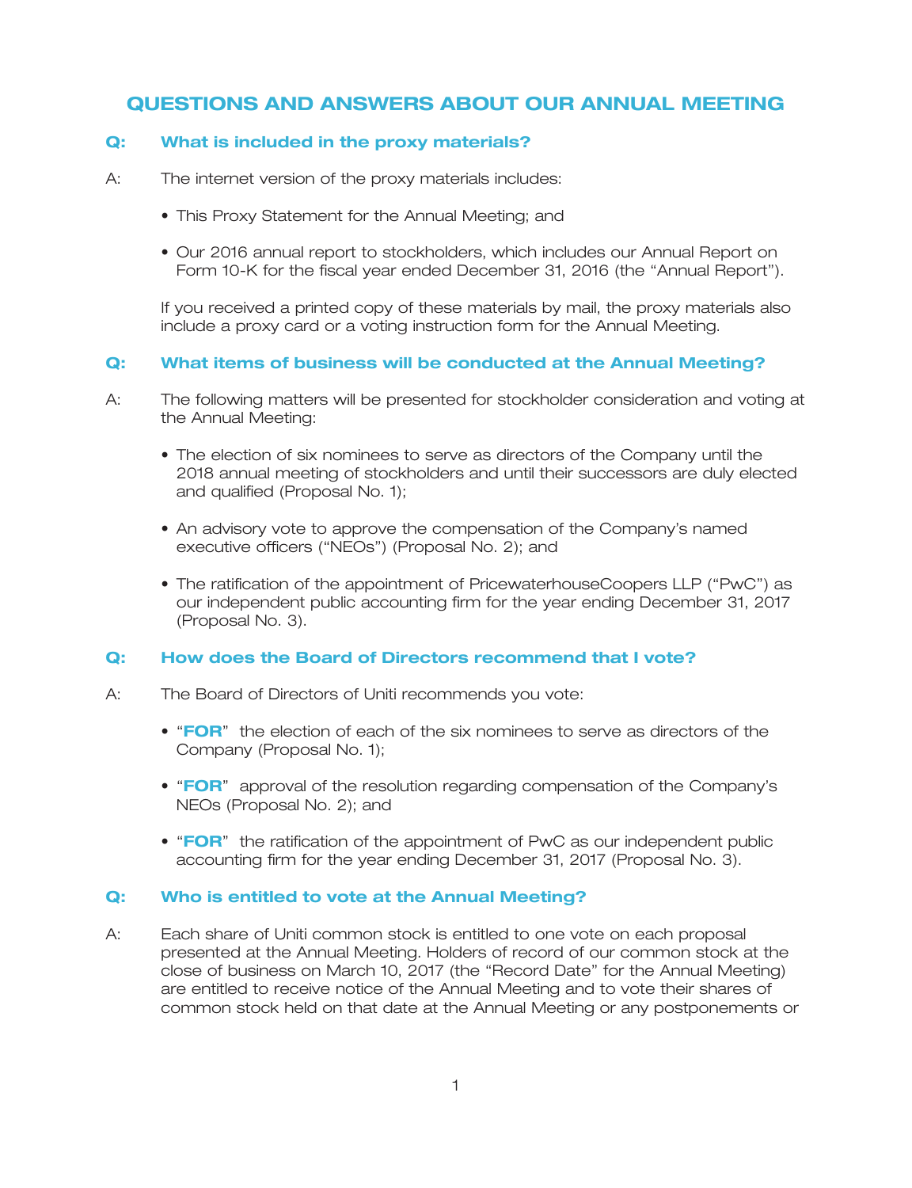# QUESTIONS AND ANSWERS ABOUT OUR ANNUAL MEETING

### Q: What is included in the proxy materials?

A: The internet version of the proxy materials includes:

- This Proxy Statement for the Annual Meeting; and
- Our 2016 annual report to stockholders, which includes our Annual Report on Form 10-K for the fiscal year ended December 31, 2016 (the "Annual Report").

If you received a printed copy of these materials by mail, the proxy materials also include a proxy card or a voting instruction form for the Annual Meeting.

### Q: What items of business will be conducted at the Annual Meeting?

A: The following matters will be presented for stockholder consideration and voting at the Annual Meeting:

- The election of six nominees to serve as directors of the Company until the 2018 annual meeting of stockholders and until their successors are duly elected and qualified (Proposal No. 1);
- An advisory vote to approve the compensation of the Company's named executive officers ("NEOs") (Proposal No. 2); and
- The ratification of the appointment of PricewaterhouseCoopers LLP ("PwC") as our independent public accounting firm for the year ending December 31, 2017 (Proposal No. 3).

### Q: How does the Board of Directors recommend that I vote?

A: The Board of Directors of Uniti recommends you vote:

- "**FOR**" the election of each of the six nominees to serve as directors of the Company (Proposal No. 1);
- "**FOR**" approval of the resolution regarding compensation of the Company's NEOs (Proposal No. 2); and
- "**FOR**" the ratification of the appointment of PwC as our independent public accounting firm for the year ending December 31, 2017 (Proposal No. 3).

### Q: Who is entitled to vote at the Annual Meeting?

A: Each share of Uniti common stock is entitled to one vote on each proposal presented at the Annual Meeting. Holders of record of our common stock at the close of business on March 10, 2017 (the "Record Date" for the Annual Meeting) are entitled to receive notice of the Annual Meeting and to vote their shares of common stock held on that date at the Annual Meeting or any postponements or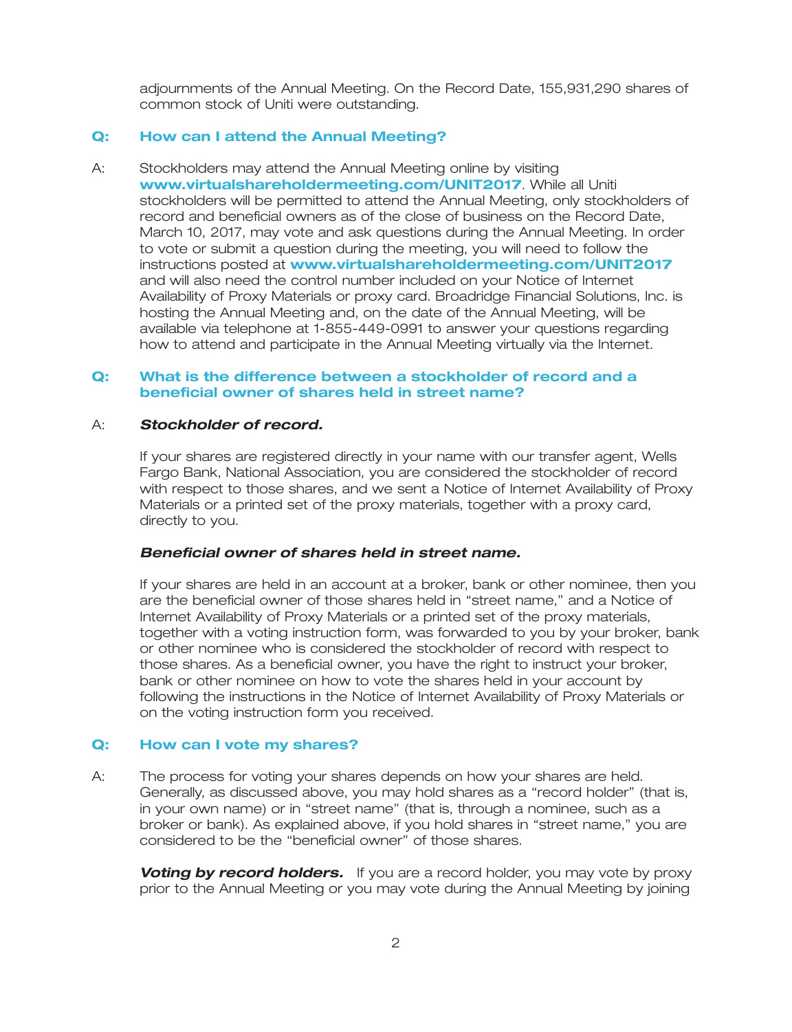adjournments of the Annual Meeting. On the Record Date, 155,931,290 shares of common stock of Uniti were outstanding.

### Q: How can I attend the Annual Meeting?

A: Stockholders may attend the Annual Meeting online by visiting **www.virtualshareholdermeeting.com/UNIT2017**. While all Uniti stockholders will be permitted to attend the Annual Meeting, only stockholders of record and beneficial owners as of the close of business on the Record Date, March 10, 2017, may vote and ask questions during the Annual Meeting. In order to vote or submit a question during the meeting, you will need to follow the instructions posted at **www.virtualshareholdermeeting.com/UNIT2017** and will also need the control number included on your Notice of Internet Availability of Proxy Materials or proxy card. Broadridge Financial Solutions, Inc. is hosting the Annual Meeting and, on the date of the Annual Meeting, will be available via telephone at 1-855-449-0991 to answer your questions regarding how to attend and participate in the Annual Meeting virtually via the Internet.

### Q: What is the difference between a stockholder of record and a beneficial owner of shares held in street name?

A: ***Stockholder of record.***

If your shares are registered directly in your name with our transfer agent, Wells Fargo Bank, National Association, you are considered the stockholder of record with respect to those shares, and we sent a Notice of Internet Availability of Proxy Materials or a printed set of the proxy materials, together with a proxy card, directly to you.

***Beneficial owner of shares held in street name.***

If your shares are held in an account at a broker, bank or other nominee, then you are the beneficial owner of those shares held in "street name," and a Notice of Internet Availability of Proxy Materials or a printed set of the proxy materials, together with a voting instruction form, was forwarded to you by your broker, bank or other nominee who is considered the stockholder of record with respect to those shares. As a beneficial owner, you have the right to instruct your broker, bank or other nominee on how to vote the shares held in your account by following the instructions in the Notice of Internet Availability of Proxy Materials or on the voting instruction form you received.

### Q: How can I vote my shares?

A: The process for voting your shares depends on how your shares are held. Generally, as discussed above, you may hold shares as a "record holder" (that is, in your own name) or in "street name" (that is, through a nominee, such as a broker or bank). As explained above, if you hold shares in "street name," you are considered to be the "beneficial owner" of those shares.

***Voting by record holders.*** If you are a record holder, you may vote by proxy prior to the Annual Meeting or you may vote during the Annual Meeting by joining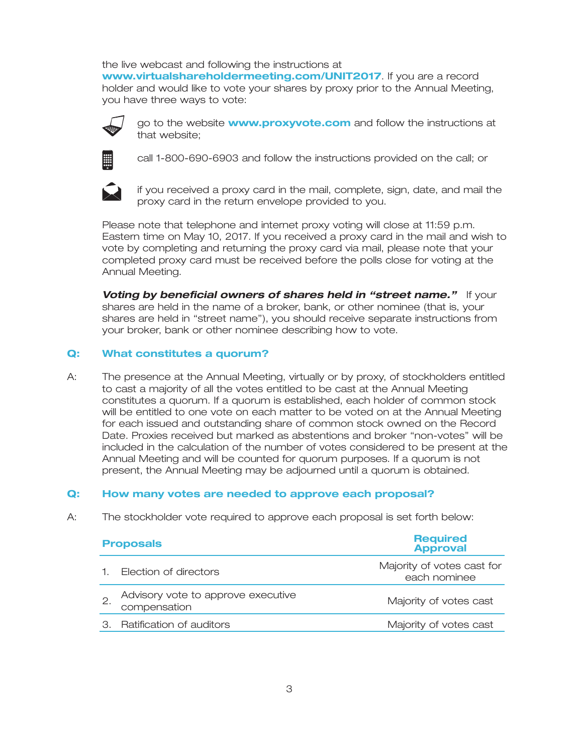the live webcast and following the instructions at **www.virtualshareholdermeeting.com/UNIT2017**. If you are a record holder and would like to vote your shares by proxy prior to the Annual Meeting, you have three ways to vote:

- go to the website **www.proxyvote.com** and follow the instructions at that website;
- call 1-800-690-6903 and follow the instructions provided on the call; or
- if you received a proxy card in the mail, complete, sign, date, and mail the proxy card in the return envelope provided to you.

Please note that telephone and internet proxy voting will close at 11:59 p.m. Eastern time on May 10, 2017. If you received a proxy card in the mail and wish to vote by completing and returning the proxy card via mail, please note that your completed proxy card must be received before the polls close for voting at the Annual Meeting.

***Voting by beneficial owners of shares held in "street name."*** If your shares are held in the name of a broker, bank, or other nominee (that is, your shares are held in "street name"), you should receive separate instructions from your broker, bank or other nominee describing how to vote.

## Q: What constitutes a quorum?

A: The presence at the Annual Meeting, virtually or by proxy, of stockholders entitled to cast a majority of all the votes entitled to be cast at the Annual Meeting constitutes a quorum. If a quorum is established, each holder of common stock will be entitled to one vote on each matter to be voted on at the Annual Meeting for each issued and outstanding share of common stock owned on the Record Date. Proxies received but marked as abstentions and broker "non-votes" will be included in the calculation of the number of votes considered to be present at the Annual Meeting and will be counted for quorum purposes. If a quorum is not present, the Annual Meeting may be adjourned until a quorum is obtained.

## Q: How many votes are needed to approve each proposal?

A: The stockholder vote required to approve each proposal is set forth below:

| Proposals | Required Approval |
|---|---|
| 1. Election of directors | Majority of votes cast for each nominee |
| 2. Advisory vote to approve executive compensation | Majority of votes cast |
| 3. Ratification of auditors | Majority of votes cast |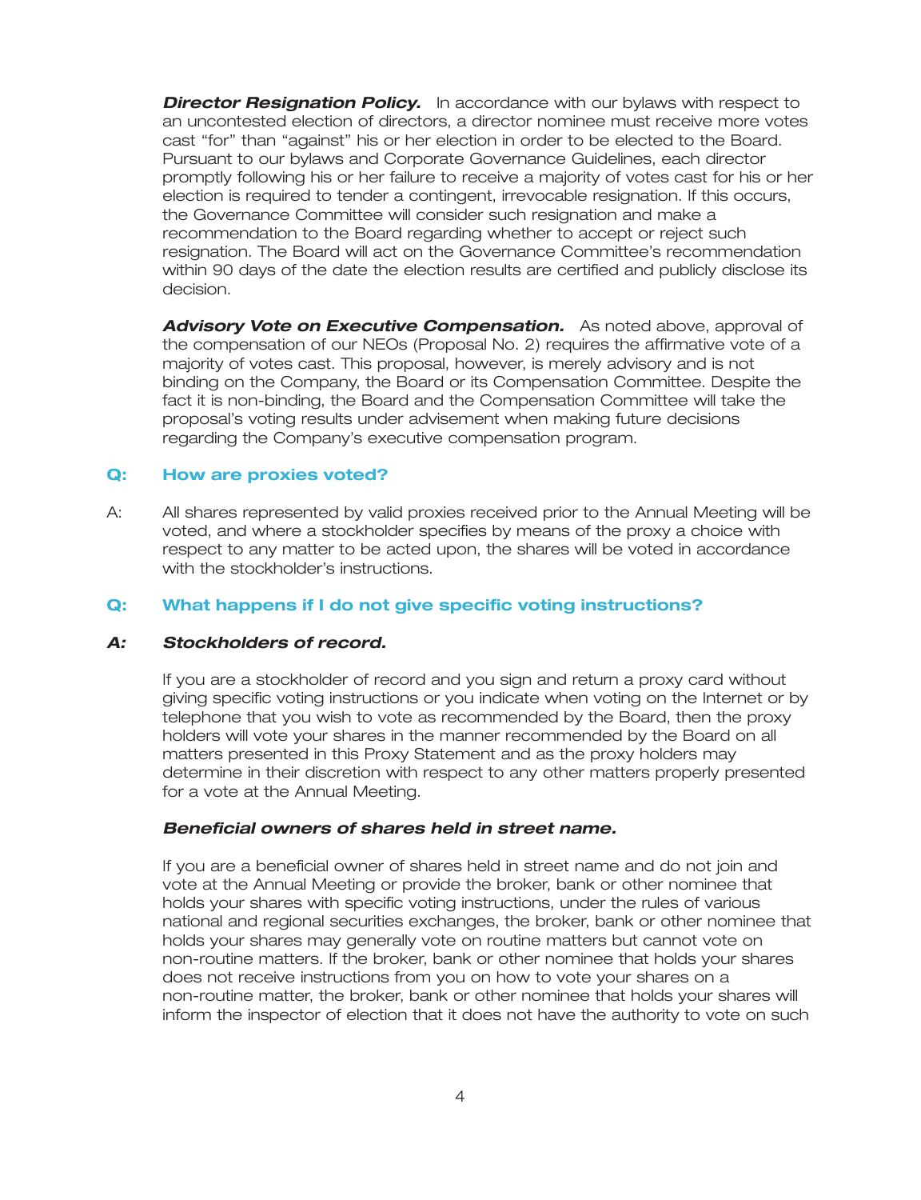***Director Resignation Policy.*** In accordance with our bylaws with respect to an uncontested election of directors, a director nominee must receive more votes cast "for" than "against" his or her election in order to be elected to the Board. Pursuant to our bylaws and Corporate Governance Guidelines, each director promptly following his or her failure to receive a majority of votes cast for his or her election is required to tender a contingent, irrevocable resignation. If this occurs, the Governance Committee will consider such resignation and make a recommendation to the Board regarding whether to accept or reject such resignation. The Board will act on the Governance Committee's recommendation within 90 days of the date the election results are certified and publicly disclose its decision.

***Advisory Vote on Executive Compensation.*** As noted above, approval of the compensation of our NEOs (Proposal No. 2) requires the affirmative vote of a majority of votes cast. This proposal, however, is merely advisory and is not binding on the Company, the Board or its Compensation Committee. Despite the fact it is non-binding, the Board and the Compensation Committee will take the proposal's voting results under advisement when making future decisions regarding the Company's executive compensation program.

**Q: How are proxies voted?**

A: All shares represented by valid proxies received prior to the Annual Meeting will be voted, and where a stockholder specifies by means of the proxy a choice with respect to any matter to be acted upon, the shares will be voted in accordance with the stockholder's instructions.

**Q: What happens if I do not give specific voting instructions?**

***A: Stockholders of record.***

If you are a stockholder of record and you sign and return a proxy card without giving specific voting instructions or you indicate when voting on the Internet or by telephone that you wish to vote as recommended by the Board, then the proxy holders will vote your shares in the manner recommended by the Board on all matters presented in this Proxy Statement and as the proxy holders may determine in their discretion with respect to any other matters properly presented for a vote at the Annual Meeting.

***Beneficial owners of shares held in street name.***

If you are a beneficial owner of shares held in street name and do not join and vote at the Annual Meeting or provide the broker, bank or other nominee that holds your shares with specific voting instructions, under the rules of various national and regional securities exchanges, the broker, bank or other nominee that holds your shares may generally vote on routine matters but cannot vote on non-routine matters. If the broker, bank or other nominee that holds your shares does not receive instructions from you on how to vote your shares on a non-routine matter, the broker, bank or other nominee that holds your shares will inform the inspector of election that it does not have the authority to vote on such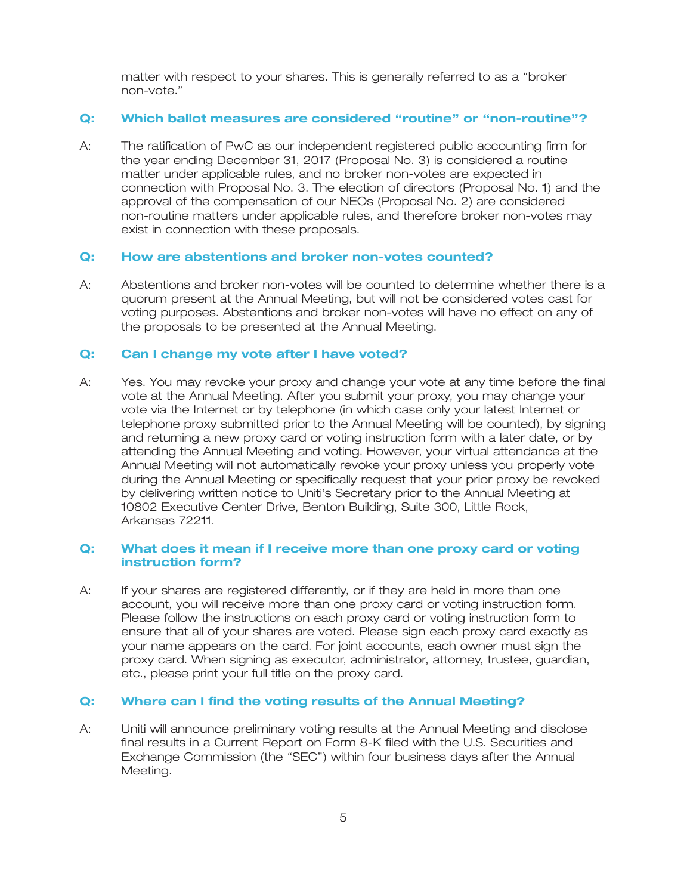matter with respect to your shares. This is generally referred to as a "broker non-vote."

### Q: Which ballot measures are considered "routine" or "non-routine"?

A: The ratification of PwC as our independent registered public accounting firm for the year ending December 31, 2017 (Proposal No. 3) is considered a routine matter under applicable rules, and no broker non-votes are expected in connection with Proposal No. 3. The election of directors (Proposal No. 1) and the approval of the compensation of our NEOs (Proposal No. 2) are considered non-routine matters under applicable rules, and therefore broker non-votes may exist in connection with these proposals.

### Q: How are abstentions and broker non-votes counted?

A: Abstentions and broker non-votes will be counted to determine whether there is a quorum present at the Annual Meeting, but will not be considered votes cast for voting purposes. Abstentions and broker non-votes will have no effect on any of the proposals to be presented at the Annual Meeting.

### Q: Can I change my vote after I have voted?

A: Yes. You may revoke your proxy and change your vote at any time before the final vote at the Annual Meeting. After you submit your proxy, you may change your vote via the Internet or by telephone (in which case only your latest Internet or telephone proxy submitted prior to the Annual Meeting will be counted), by signing and returning a new proxy card or voting instruction form with a later date, or by attending the Annual Meeting and voting. However, your virtual attendance at the Annual Meeting will not automatically revoke your proxy unless you properly vote during the Annual Meeting or specifically request that your prior proxy be revoked by delivering written notice to Uniti's Secretary prior to the Annual Meeting at 10802 Executive Center Drive, Benton Building, Suite 300, Little Rock, Arkansas 72211.

### Q: What does it mean if I receive more than one proxy card or voting instruction form?

A: If your shares are registered differently, or if they are held in more than one account, you will receive more than one proxy card or voting instruction form. Please follow the instructions on each proxy card or voting instruction form to ensure that all of your shares are voted. Please sign each proxy card exactly as your name appears on the card. For joint accounts, each owner must sign the proxy card. When signing as executor, administrator, attorney, trustee, guardian, etc., please print your full title on the proxy card.

### Q: Where can I find the voting results of the Annual Meeting?

A: Uniti will announce preliminary voting results at the Annual Meeting and disclose final results in a Current Report on Form 8-K filed with the U.S. Securities and Exchange Commission (the "SEC") within four business days after the Annual Meeting.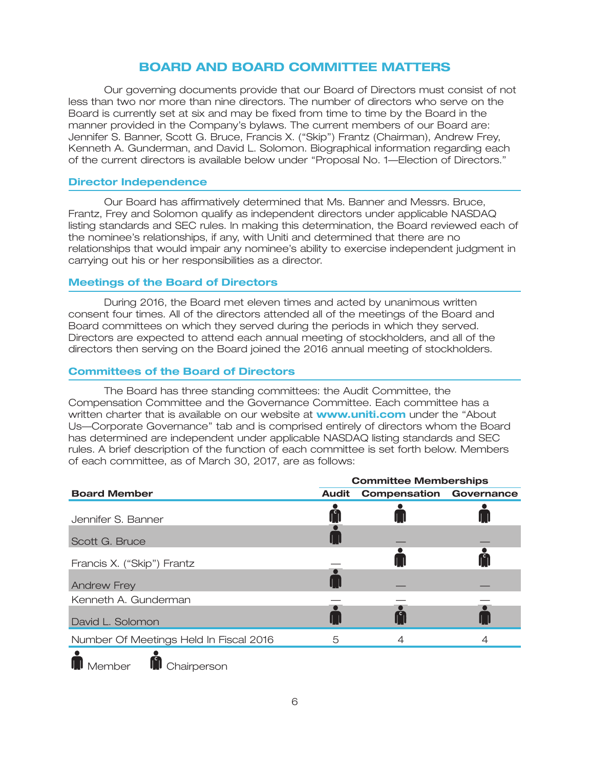## BOARD AND BOARD COMMITTEE MATTERS

Our governing documents provide that our Board of Directors must consist of not less than two nor more than nine directors. The number of directors who serve on the Board is currently set at six and may be fixed from time to time by the Board in the manner provided in the Company's bylaws. The current members of our Board are: Jennifer S. Banner, Scott G. Bruce, Francis X. ("Skip") Frantz (Chairman), Andrew Frey, Kenneth A. Gunderman, and David L. Solomon. Biographical information regarding each of the current directors is available below under "Proposal No. 1—Election of Directors."

### Director Independence

Our Board has affirmatively determined that Ms. Banner and Messrs. Bruce, Frantz, Frey and Solomon qualify as independent directors under applicable NASDAQ listing standards and SEC rules. In making this determination, the Board reviewed each of the nominee's relationships, if any, with Uniti and determined that there are no relationships that would impair any nominee's ability to exercise independent judgment in carrying out his or her responsibilities as a director.

### Meetings of the Board of Directors

During 2016, the Board met eleven times and acted by unanimous written consent four times. All of the directors attended all of the meetings of the Board and Board committees on which they served during the periods in which they served. Directors are expected to attend each annual meeting of stockholders, and all of the directors then serving on the Board joined the 2016 annual meeting of stockholders.

### Committees of the Board of Directors

The Board has three standing committees: the Audit Committee, the Compensation Committee and the Governance Committee. Each committee has a written charter that is available on our website at **www.uniti.com** under the "About Us—Corporate Governance" tab and is comprised entirely of directors whom the Board has determined are independent under applicable NASDAQ listing standards and SEC rules. A brief description of the function of each committee is set forth below. Members of each committee, as of March 30, 2017, are as follows:

| | Committee Memberships | | |
|---|---|---|---|
| **Board Member** | **Audit** | **Compensation** | **Governance** |
| Jennifer S. Banner | Chairperson | Member | Member |
| Scott G. Bruce | Member | — | — |
| Francis X. ("Skip") Frantz | — | Member | Chairperson |
| Andrew Frey | Member | — | — |
| Kenneth A. Gunderman | — | — | — |
| David L. Solomon | Member | Chairperson | Member |
| Number Of Meetings Held In Fiscal 2016 | 5 | 4 | 4 |

Member &nbsp;&nbsp; Chairperson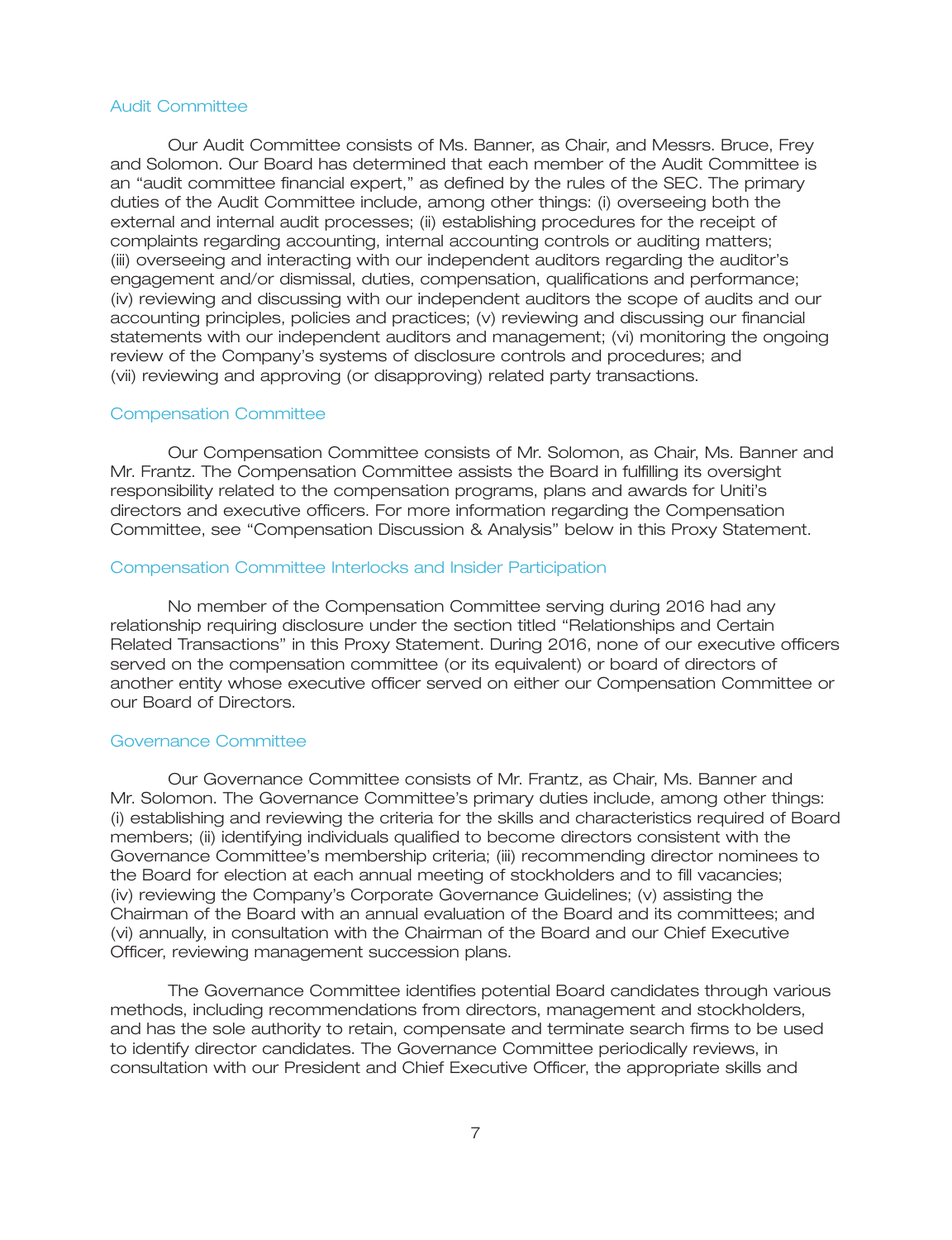### Audit Committee

Our Audit Committee consists of Ms. Banner, as Chair, and Messrs. Bruce, Frey and Solomon. Our Board has determined that each member of the Audit Committee is an "audit committee financial expert," as defined by the rules of the SEC. The primary duties of the Audit Committee include, among other things: (i) overseeing both the external and internal audit processes; (ii) establishing procedures for the receipt of complaints regarding accounting, internal accounting controls or auditing matters; (iii) overseeing and interacting with our independent auditors regarding the auditor's engagement and/or dismissal, duties, compensation, qualifications and performance; (iv) reviewing and discussing with our independent auditors the scope of audits and our accounting principles, policies and practices; (v) reviewing and discussing our financial statements with our independent auditors and management; (vi) monitoring the ongoing review of the Company's systems of disclosure controls and procedures; and (vii) reviewing and approving (or disapproving) related party transactions.

### Compensation Committee

Our Compensation Committee consists of Mr. Solomon, as Chair, Ms. Banner and Mr. Frantz. The Compensation Committee assists the Board in fulfilling its oversight responsibility related to the compensation programs, plans and awards for Uniti's directors and executive officers. For more information regarding the Compensation Committee, see "Compensation Discussion & Analysis" below in this Proxy Statement.

### Compensation Committee Interlocks and Insider Participation

No member of the Compensation Committee serving during 2016 had any relationship requiring disclosure under the section titled "Relationships and Certain Related Transactions" in this Proxy Statement. During 2016, none of our executive officers served on the compensation committee (or its equivalent) or board of directors of another entity whose executive officer served on either our Compensation Committee or our Board of Directors.

### Governance Committee

Our Governance Committee consists of Mr. Frantz, as Chair, Ms. Banner and Mr. Solomon. The Governance Committee's primary duties include, among other things: (i) establishing and reviewing the criteria for the skills and characteristics required of Board members; (ii) identifying individuals qualified to become directors consistent with the Governance Committee's membership criteria; (iii) recommending director nominees to the Board for election at each annual meeting of stockholders and to fill vacancies; (iv) reviewing the Company's Corporate Governance Guidelines; (v) assisting the Chairman of the Board with an annual evaluation of the Board and its committees; and (vi) annually, in consultation with the Chairman of the Board and our Chief Executive Officer, reviewing management succession plans.

The Governance Committee identifies potential Board candidates through various methods, including recommendations from directors, management and stockholders, and has the sole authority to retain, compensate and terminate search firms to be used to identify director candidates. The Governance Committee periodically reviews, in consultation with our President and Chief Executive Officer, the appropriate skills and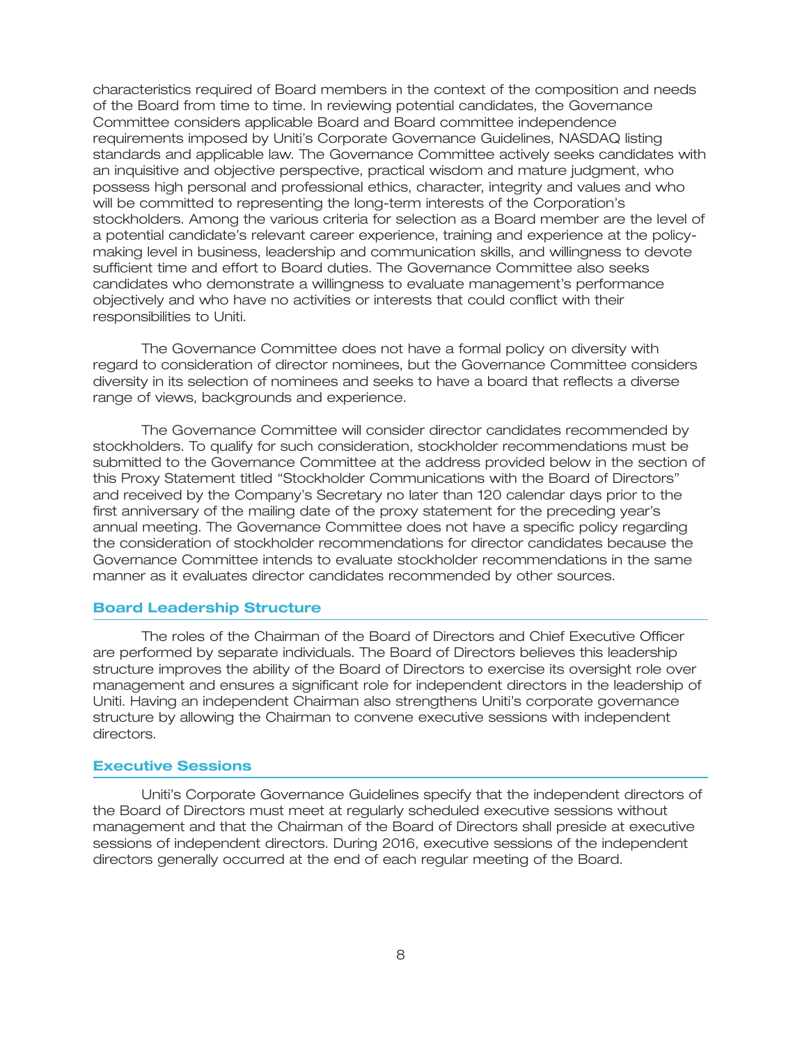characteristics required of Board members in the context of the composition and needs of the Board from time to time. In reviewing potential candidates, the Governance Committee considers applicable Board and Board committee independence requirements imposed by Uniti's Corporate Governance Guidelines, NASDAQ listing standards and applicable law. The Governance Committee actively seeks candidates with an inquisitive and objective perspective, practical wisdom and mature judgment, who possess high personal and professional ethics, character, integrity and values and who will be committed to representing the long-term interests of the Corporation's stockholders. Among the various criteria for selection as a Board member are the level of a potential candidate's relevant career experience, training and experience at the policy-making level in business, leadership and communication skills, and willingness to devote sufficient time and effort to Board duties. The Governance Committee also seeks candidates who demonstrate a willingness to evaluate management's performance objectively and who have no activities or interests that could conflict with their responsibilities to Uniti.

The Governance Committee does not have a formal policy on diversity with regard to consideration of director nominees, but the Governance Committee considers diversity in its selection of nominees and seeks to have a board that reflects a diverse range of views, backgrounds and experience.

The Governance Committee will consider director candidates recommended by stockholders. To qualify for such consideration, stockholder recommendations must be submitted to the Governance Committee at the address provided below in the section of this Proxy Statement titled "Stockholder Communications with the Board of Directors" and received by the Company's Secretary no later than 120 calendar days prior to the first anniversary of the mailing date of the proxy statement for the preceding year's annual meeting. The Governance Committee does not have a specific policy regarding the consideration of stockholder recommendations for director candidates because the Governance Committee intends to evaluate stockholder recommendations in the same manner as it evaluates director candidates recommended by other sources.

## Board Leadership Structure

The roles of the Chairman of the Board of Directors and Chief Executive Officer are performed by separate individuals. The Board of Directors believes this leadership structure improves the ability of the Board of Directors to exercise its oversight role over management and ensures a significant role for independent directors in the leadership of Uniti. Having an independent Chairman also strengthens Uniti's corporate governance structure by allowing the Chairman to convene executive sessions with independent directors.

## Executive Sessions

Uniti's Corporate Governance Guidelines specify that the independent directors of the Board of Directors must meet at regularly scheduled executive sessions without management and that the Chairman of the Board of Directors shall preside at executive sessions of independent directors. During 2016, executive sessions of the independent directors generally occurred at the end of each regular meeting of the Board.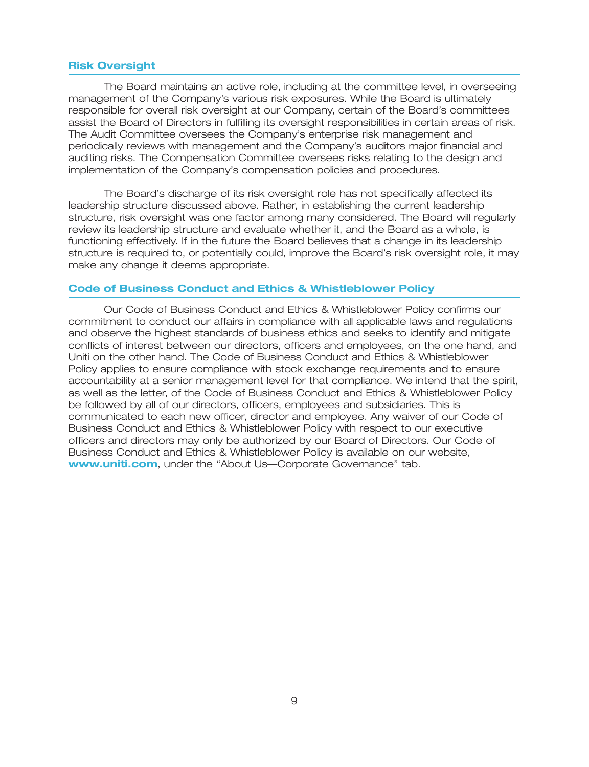### Risk Oversight

The Board maintains an active role, including at the committee level, in overseeing management of the Company's various risk exposures. While the Board is ultimately responsible for overall risk oversight at our Company, certain of the Board's committees assist the Board of Directors in fulfilling its oversight responsibilities in certain areas of risk. The Audit Committee oversees the Company's enterprise risk management and periodically reviews with management and the Company's auditors major financial and auditing risks. The Compensation Committee oversees risks relating to the design and implementation of the Company's compensation policies and procedures.

The Board's discharge of its risk oversight role has not specifically affected its leadership structure discussed above. Rather, in establishing the current leadership structure, risk oversight was one factor among many considered. The Board will regularly review its leadership structure and evaluate whether it, and the Board as a whole, is functioning effectively. If in the future the Board believes that a change in its leadership structure is required to, or potentially could, improve the Board's risk oversight role, it may make any change it deems appropriate.

### Code of Business Conduct and Ethics & Whistleblower Policy

Our Code of Business Conduct and Ethics & Whistleblower Policy confirms our commitment to conduct our affairs in compliance with all applicable laws and regulations and observe the highest standards of business ethics and seeks to identify and mitigate conflicts of interest between our directors, officers and employees, on the one hand, and Uniti on the other hand. The Code of Business Conduct and Ethics & Whistleblower Policy applies to ensure compliance with stock exchange requirements and to ensure accountability at a senior management level for that compliance. We intend that the spirit, as well as the letter, of the Code of Business Conduct and Ethics & Whistleblower Policy be followed by all of our directors, officers, employees and subsidiaries. This is communicated to each new officer, director and employee. Any waiver of our Code of Business Conduct and Ethics & Whistleblower Policy with respect to our executive officers and directors may only be authorized by our Board of Directors. Our Code of Business Conduct and Ethics & Whistleblower Policy is available on our website, **www.uniti.com**, under the "About Us—Corporate Governance" tab.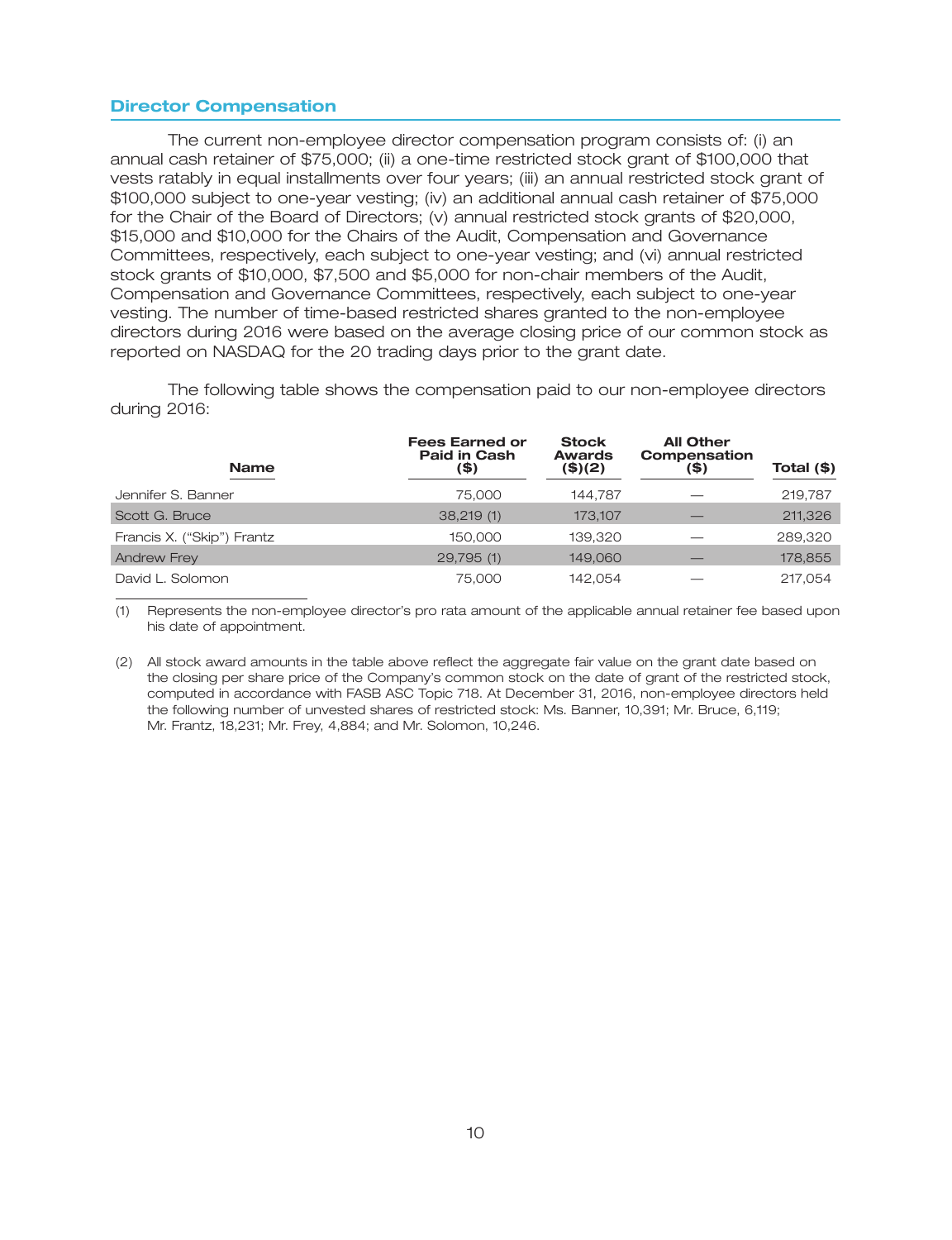## Director Compensation

The current non-employee director compensation program consists of: (i) an annual cash retainer of $75,000; (ii) a one-time restricted stock grant of $100,000 that vests ratably in equal installments over four years; (iii) an annual restricted stock grant of $100,000 subject to one-year vesting; (iv) an additional annual cash retainer of $75,000 for the Chair of the Board of Directors; (v) annual restricted stock grants of $20,000, $15,000 and $10,000 for the Chairs of the Audit, Compensation and Governance Committees, respectively, each subject to one-year vesting; and (vi) annual restricted stock grants of $10,000, $7,500 and $5,000 for non-chair members of the Audit, Compensation and Governance Committees, respectively, each subject to one-year vesting. The number of time-based restricted shares granted to the non-employee directors during 2016 were based on the average closing price of our common stock as reported on NASDAQ for the 20 trading days prior to the grant date.

The following table shows the compensation paid to our non-employee directors during 2016:

| Name | Fees Earned or Paid in Cash ($) | Stock Awards ($)(2) | All Other Compensation ($) | Total ($) |
|---|---|---|---|---|
| Jennifer S. Banner | 75,000 | 144,787 | — | 219,787 |
| Scott G. Bruce | 38,219 (1) | 173,107 | — | 211,326 |
| Francis X. ("Skip") Frantz | 150,000 | 139,320 | — | 289,320 |
| Andrew Frey | 29,795 (1) | 149,060 | — | 178,855 |
| David L. Solomon | 75,000 | 142,054 | — | 217,054 |

(1) Represents the non-employee director's pro rata amount of the applicable annual retainer fee based upon his date of appointment.

(2) All stock award amounts in the table above reflect the aggregate fair value on the grant date based on the closing per share price of the Company's common stock on the date of grant of the restricted stock, computed in accordance with FASB ASC Topic 718. At December 31, 2016, non-employee directors held the following number of unvested shares of restricted stock: Ms. Banner, 10,391; Mr. Bruce, 6,119; Mr. Frantz, 18,231; Mr. Frey, 4,884; and Mr. Solomon, 10,246.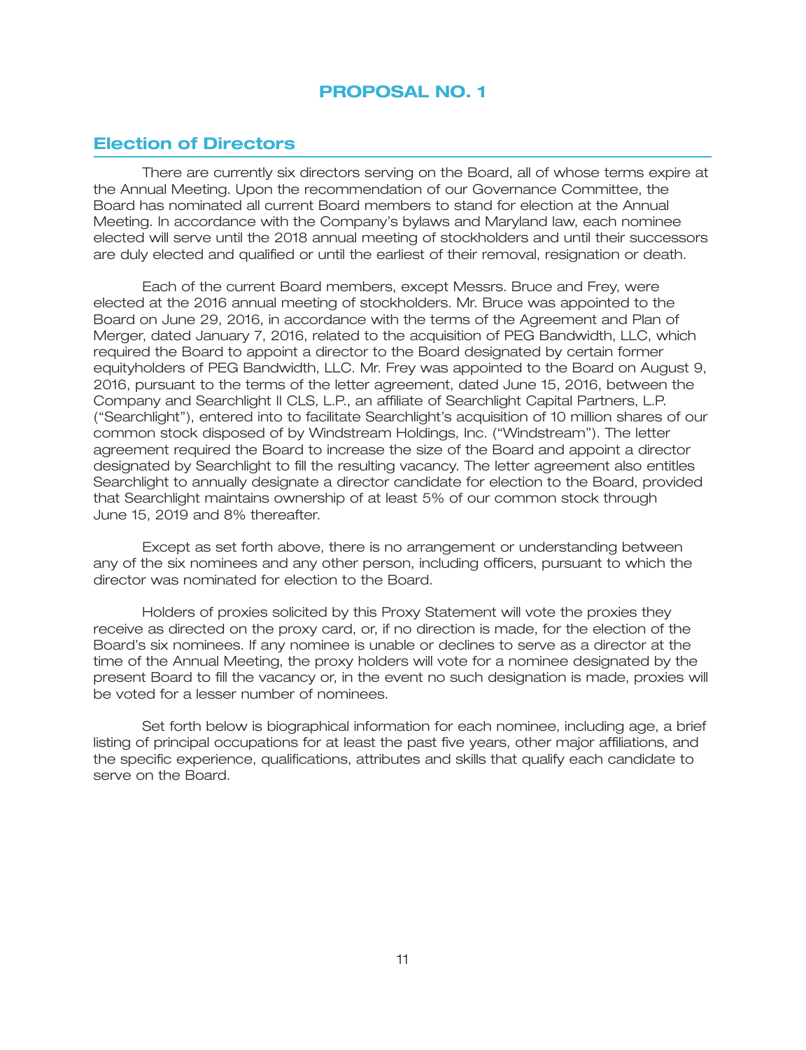# PROPOSAL NO. 1

## Election of Directors

There are currently six directors serving on the Board, all of whose terms expire at the Annual Meeting. Upon the recommendation of our Governance Committee, the Board has nominated all current Board members to stand for election at the Annual Meeting. In accordance with the Company's bylaws and Maryland law, each nominee elected will serve until the 2018 annual meeting of stockholders and until their successors are duly elected and qualified or until the earliest of their removal, resignation or death.

Each of the current Board members, except Messrs. Bruce and Frey, were elected at the 2016 annual meeting of stockholders. Mr. Bruce was appointed to the Board on June 29, 2016, in accordance with the terms of the Agreement and Plan of Merger, dated January 7, 2016, related to the acquisition of PEG Bandwidth, LLC, which required the Board to appoint a director to the Board designated by certain former equityholders of PEG Bandwidth, LLC. Mr. Frey was appointed to the Board on August 9, 2016, pursuant to the terms of the letter agreement, dated June 15, 2016, between the Company and Searchlight II CLS, L.P., an affiliate of Searchlight Capital Partners, L.P. ("Searchlight"), entered into to facilitate Searchlight's acquisition of 10 million shares of our common stock disposed of by Windstream Holdings, Inc. ("Windstream"). The letter agreement required the Board to increase the size of the Board and appoint a director designated by Searchlight to fill the resulting vacancy. The letter agreement also entitles Searchlight to annually designate a director candidate for election to the Board, provided that Searchlight maintains ownership of at least 5% of our common stock through June 15, 2019 and 8% thereafter.

Except as set forth above, there is no arrangement or understanding between any of the six nominees and any other person, including officers, pursuant to which the director was nominated for election to the Board.

Holders of proxies solicited by this Proxy Statement will vote the proxies they receive as directed on the proxy card, or, if no direction is made, for the election of the Board's six nominees. If any nominee is unable or declines to serve as a director at the time of the Annual Meeting, the proxy holders will vote for a nominee designated by the present Board to fill the vacancy or, in the event no such designation is made, proxies will be voted for a lesser number of nominees.

Set forth below is biographical information for each nominee, including age, a brief listing of principal occupations for at least the past five years, other major affiliations, and the specific experience, qualifications, attributes and skills that qualify each candidate to serve on the Board.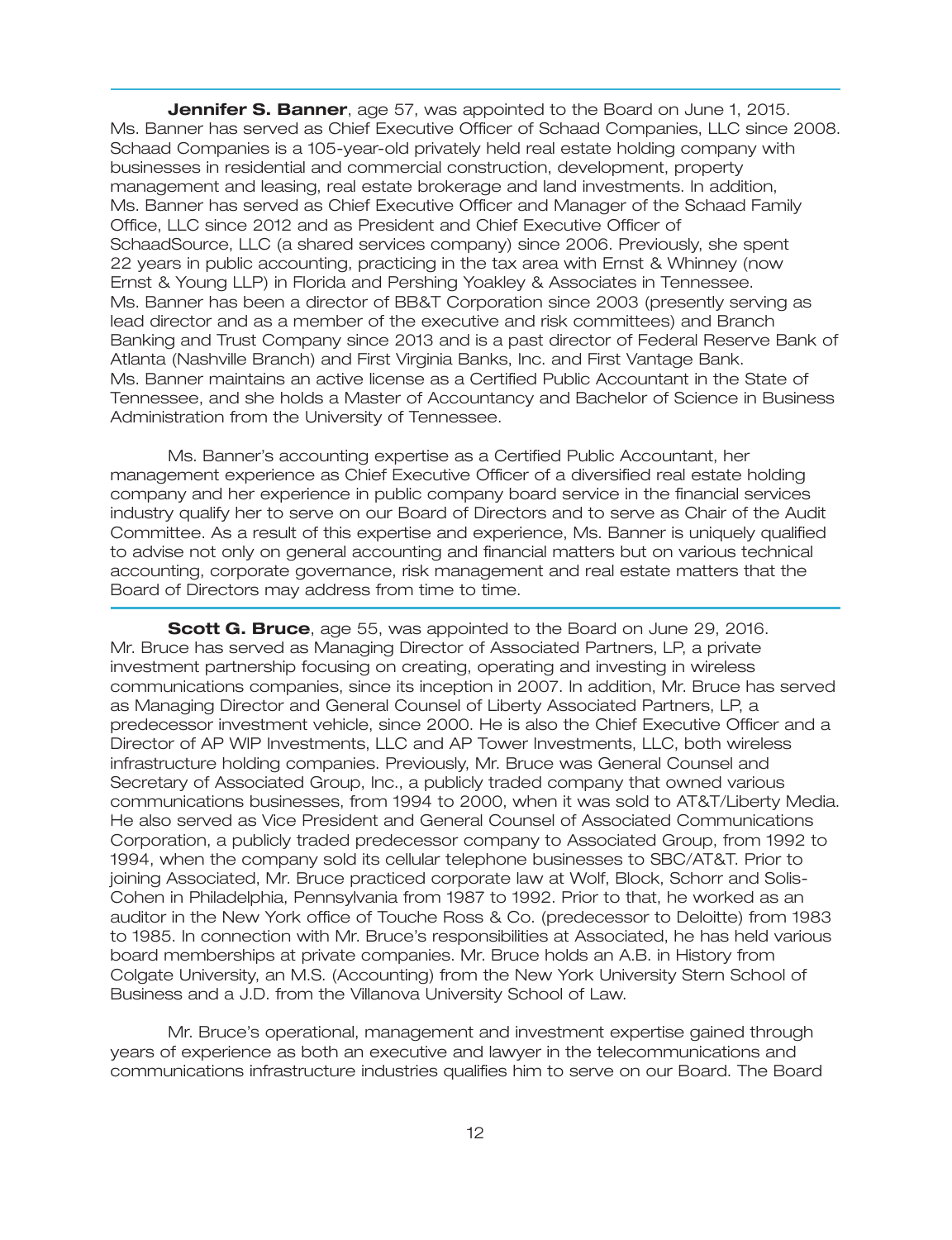**Jennifer S. Banner**, age 57, was appointed to the Board on June 1, 2015. Ms. Banner has served as Chief Executive Officer of Schaad Companies, LLC since 2008. Schaad Companies is a 105-year-old privately held real estate holding company with businesses in residential and commercial construction, development, property management and leasing, real estate brokerage and land investments. In addition, Ms. Banner has served as Chief Executive Officer and Manager of the Schaad Family Office, LLC since 2012 and as President and Chief Executive Officer of SchaadSource, LLC (a shared services company) since 2006. Previously, she spent 22 years in public accounting, practicing in the tax area with Ernst & Whinney (now Ernst & Young LLP) in Florida and Pershing Yoakley & Associates in Tennessee. Ms. Banner has been a director of BB&T Corporation since 2003 (presently serving as lead director and as a member of the executive and risk committees) and Branch Banking and Trust Company since 2013 and is a past director of Federal Reserve Bank of Atlanta (Nashville Branch) and First Virginia Banks, Inc. and First Vantage Bank. Ms. Banner maintains an active license as a Certified Public Accountant in the State of Tennessee, and she holds a Master of Accountancy and Bachelor of Science in Business Administration from the University of Tennessee.

Ms. Banner's accounting expertise as a Certified Public Accountant, her management experience as Chief Executive Officer of a diversified real estate holding company and her experience in public company board service in the financial services industry qualify her to serve on our Board of Directors and to serve as Chair of the Audit Committee. As a result of this expertise and experience, Ms. Banner is uniquely qualified to advise not only on general accounting and financial matters but on various technical accounting, corporate governance, risk management and real estate matters that the Board of Directors may address from time to time.

**Scott G. Bruce**, age 55, was appointed to the Board on June 29, 2016. Mr. Bruce has served as Managing Director of Associated Partners, LP, a private investment partnership focusing on creating, operating and investing in wireless communications companies, since its inception in 2007. In addition, Mr. Bruce has served as Managing Director and General Counsel of Liberty Associated Partners, LP, a predecessor investment vehicle, since 2000. He is also the Chief Executive Officer and a Director of AP WIP Investments, LLC and AP Tower Investments, LLC, both wireless infrastructure holding companies. Previously, Mr. Bruce was General Counsel and Secretary of Associated Group, Inc., a publicly traded company that owned various communications businesses, from 1994 to 2000, when it was sold to AT&T/Liberty Media. He also served as Vice President and General Counsel of Associated Communications Corporation, a publicly traded predecessor company to Associated Group, from 1992 to 1994, when the company sold its cellular telephone businesses to SBC/AT&T. Prior to joining Associated, Mr. Bruce practiced corporate law at Wolf, Block, Schorr and Solis-Cohen in Philadelphia, Pennsylvania from 1987 to 1992. Prior to that, he worked as an auditor in the New York office of Touche Ross & Co. (predecessor to Deloitte) from 1983 to 1985. In connection with Mr. Bruce's responsibilities at Associated, he has held various board memberships at private companies. Mr. Bruce holds an A.B. in History from Colgate University, an M.S. (Accounting) from the New York University Stern School of Business and a J.D. from the Villanova University School of Law.

Mr. Bruce's operational, management and investment expertise gained through years of experience as both an executive and lawyer in the telecommunications and communications infrastructure industries qualifies him to serve on our Board. The Board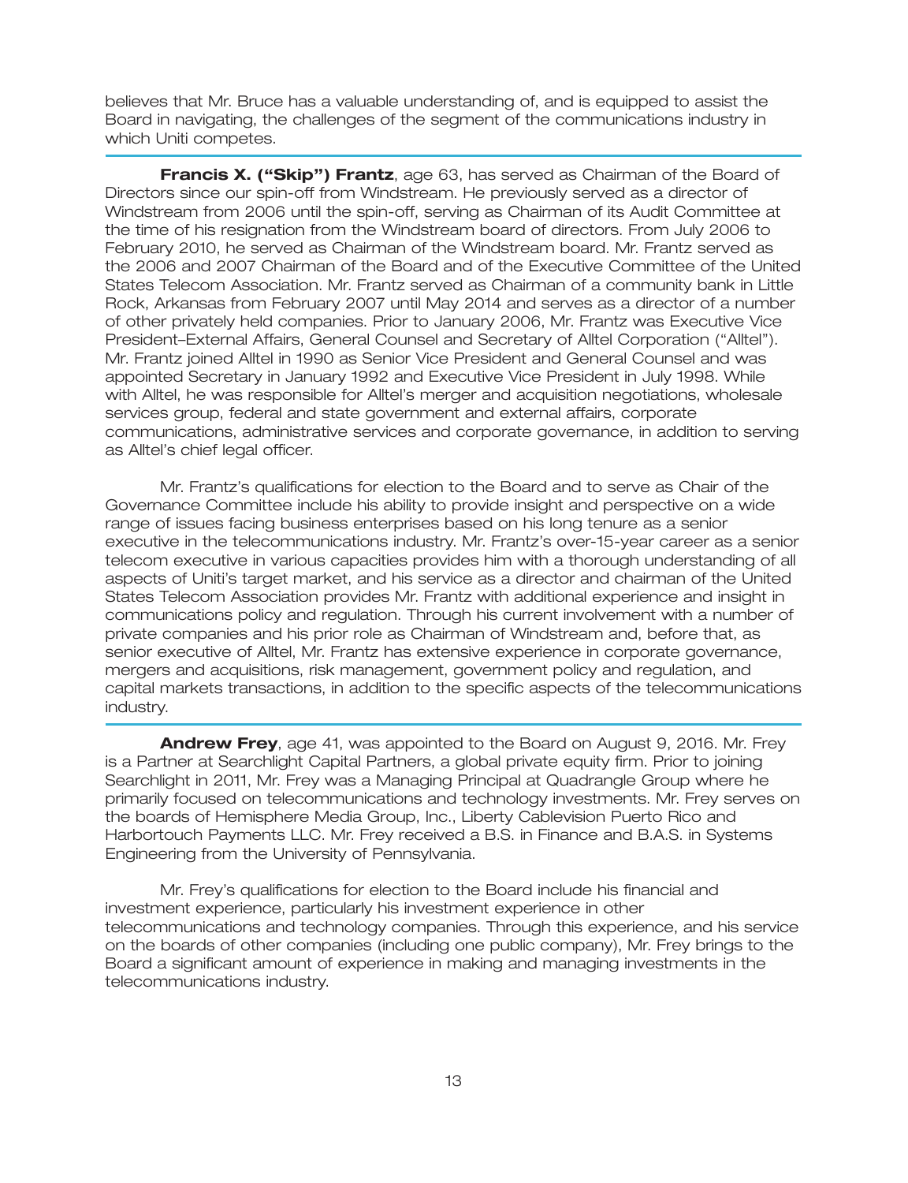believes that Mr. Bruce has a valuable understanding of, and is equipped to assist the Board in navigating, the challenges of the segment of the communications industry in which Uniti competes.

---

**Francis X. ("Skip") Frantz**, age 63, has served as Chairman of the Board of Directors since our spin-off from Windstream. He previously served as a director of Windstream from 2006 until the spin-off, serving as Chairman of its Audit Committee at the time of his resignation from the Windstream board of directors. From July 2006 to February 2010, he served as Chairman of the Windstream board. Mr. Frantz served as the 2006 and 2007 Chairman of the Board and of the Executive Committee of the United States Telecom Association. Mr. Frantz served as Chairman of a community bank in Little Rock, Arkansas from February 2007 until May 2014 and serves as a director of a number of other privately held companies. Prior to January 2006, Mr. Frantz was Executive Vice President–External Affairs, General Counsel and Secretary of Alltel Corporation ("Alltel"). Mr. Frantz joined Alltel in 1990 as Senior Vice President and General Counsel and was appointed Secretary in January 1992 and Executive Vice President in July 1998. While with Alltel, he was responsible for Alltel's merger and acquisition negotiations, wholesale services group, federal and state government and external affairs, corporate communications, administrative services and corporate governance, in addition to serving as Alltel's chief legal officer.

Mr. Frantz's qualifications for election to the Board and to serve as Chair of the Governance Committee include his ability to provide insight and perspective on a wide range of issues facing business enterprises based on his long tenure as a senior executive in the telecommunications industry. Mr. Frantz's over-15-year career as a senior telecom executive in various capacities provides him with a thorough understanding of all aspects of Uniti's target market, and his service as a director and chairman of the United States Telecom Association provides Mr. Frantz with additional experience and insight in communications policy and regulation. Through his current involvement with a number of private companies and his prior role as Chairman of Windstream and, before that, as senior executive of Alltel, Mr. Frantz has extensive experience in corporate governance, mergers and acquisitions, risk management, government policy and regulation, and capital markets transactions, in addition to the specific aspects of the telecommunications industry.

---

**Andrew Frey**, age 41, was appointed to the Board on August 9, 2016. Mr. Frey is a Partner at Searchlight Capital Partners, a global private equity firm. Prior to joining Searchlight in 2011, Mr. Frey was a Managing Principal at Quadrangle Group where he primarily focused on telecommunications and technology investments. Mr. Frey serves on the boards of Hemisphere Media Group, Inc., Liberty Cablevision Puerto Rico and Harbortouch Payments LLC. Mr. Frey received a B.S. in Finance and B.A.S. in Systems Engineering from the University of Pennsylvania.

Mr. Frey's qualifications for election to the Board include his financial and investment experience, particularly his investment experience in other telecommunications and technology companies. Through this experience, and his service on the boards of other companies (including one public company), Mr. Frey brings to the Board a significant amount of experience in making and managing investments in the telecommunications industry.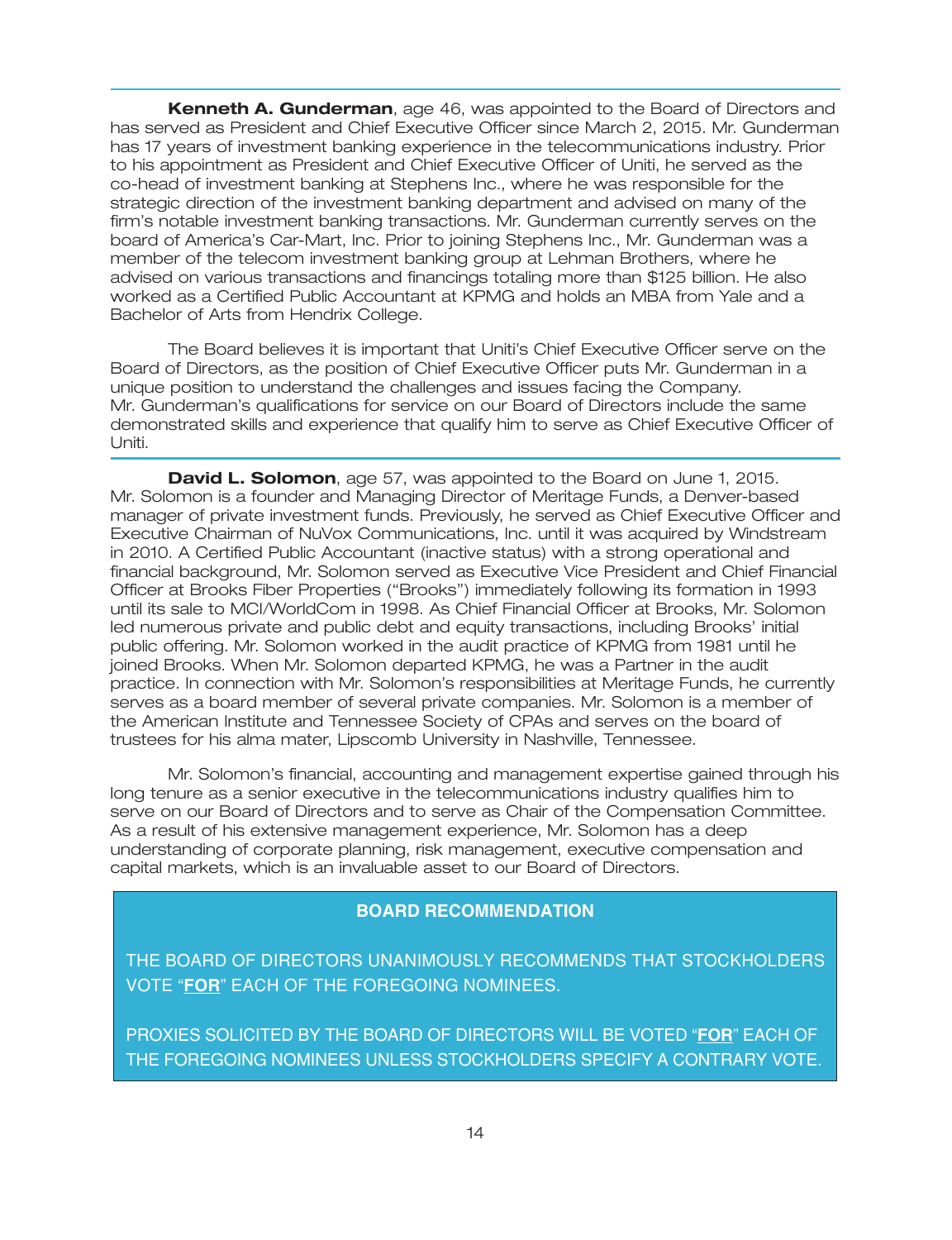**Kenneth A. Gunderman**, age 46, was appointed to the Board of Directors and has served as President and Chief Executive Officer since March 2, 2015. Mr. Gunderman has 17 years of investment banking experience in the telecommunications industry. Prior to his appointment as President and Chief Executive Officer of Uniti, he served as the co-head of investment banking at Stephens Inc., where he was responsible for the strategic direction of the investment banking department and advised on many of the firm's notable investment banking transactions. Mr. Gunderman currently serves on the board of America's Car-Mart, Inc. Prior to joining Stephens Inc., Mr. Gunderman was a member of the telecom investment banking group at Lehman Brothers, where he advised on various transactions and financings totaling more than $125 billion. He also worked as a Certified Public Accountant at KPMG and holds an MBA from Yale and a Bachelor of Arts from Hendrix College.

The Board believes it is important that Uniti's Chief Executive Officer serve on the Board of Directors, as the position of Chief Executive Officer puts Mr. Gunderman in a unique position to understand the challenges and issues facing the Company. Mr. Gunderman's qualifications for service on our Board of Directors include the same demonstrated skills and experience that qualify him to serve as Chief Executive Officer of Uniti.

**David L. Solomon**, age 57, was appointed to the Board on June 1, 2015. Mr. Solomon is a founder and Managing Director of Meritage Funds, a Denver-based manager of private investment funds. Previously, he served as Chief Executive Officer and Executive Chairman of NuVox Communications, Inc. until it was acquired by Windstream in 2010. A Certified Public Accountant (inactive status) with a strong operational and financial background, Mr. Solomon served as Executive Vice President and Chief Financial Officer at Brooks Fiber Properties ("Brooks") immediately following its formation in 1993 until its sale to MCI/WorldCom in 1998. As Chief Financial Officer at Brooks, Mr. Solomon led numerous private and public debt and equity transactions, including Brooks' initial public offering. Mr. Solomon worked in the audit practice of KPMG from 1981 until he joined Brooks. When Mr. Solomon departed KPMG, he was a Partner in the audit practice. In connection with Mr. Solomon's responsibilities at Meritage Funds, he currently serves as a board member of several private companies. Mr. Solomon is a member of the American Institute and Tennessee Society of CPAs and serves on the board of trustees for his alma mater, Lipscomb University in Nashville, Tennessee.

Mr. Solomon's financial, accounting and management expertise gained through his long tenure as a senior executive in the telecommunications industry qualifies him to serve on our Board of Directors and to serve as Chair of the Compensation Committee. As a result of his extensive management experience, Mr. Solomon has a deep understanding of corporate planning, risk management, executive compensation and capital markets, which is an invaluable asset to our Board of Directors.

**BOARD RECOMMENDATION**

THE BOARD OF DIRECTORS UNANIMOUSLY RECOMMENDS THAT STOCKHOLDERS VOTE "**FOR**" EACH OF THE FOREGOING NOMINEES.

PROXIES SOLICITED BY THE BOARD OF DIRECTORS WILL BE VOTED "**FOR**" EACH OF THE FOREGOING NOMINEES UNLESS STOCKHOLDERS SPECIFY A CONTRARY VOTE.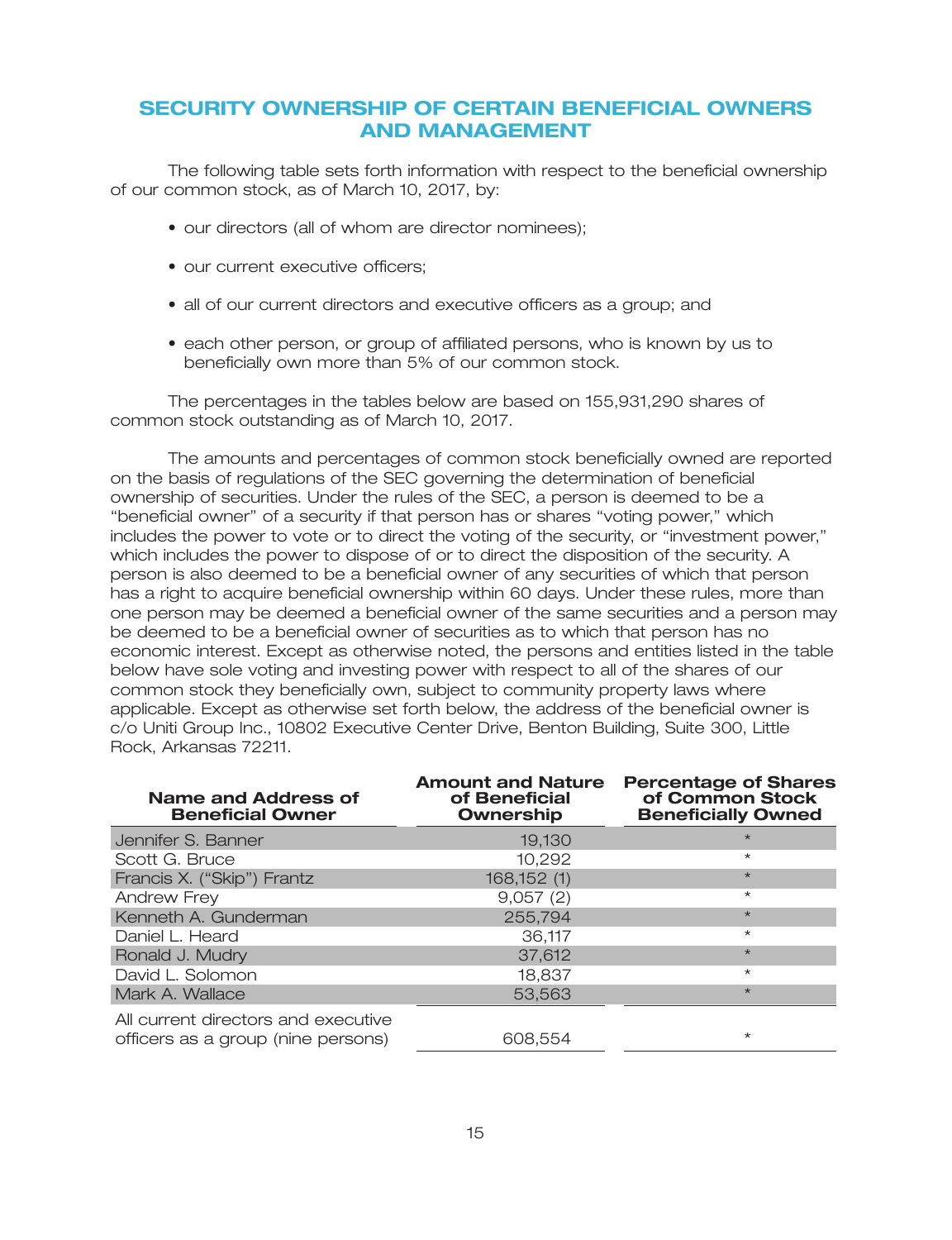## SECURITY OWNERSHIP OF CERTAIN BENEFICIAL OWNERS AND MANAGEMENT

The following table sets forth information with respect to the beneficial ownership of our common stock, as of March 10, 2017, by:

- our directors (all of whom are director nominees);
- our current executive officers;
- all of our current directors and executive officers as a group; and
- each other person, or group of affiliated persons, who is known by us to beneficially own more than 5% of our common stock.

The percentages in the tables below are based on 155,931,290 shares of common stock outstanding as of March 10, 2017.

The amounts and percentages of common stock beneficially owned are reported on the basis of regulations of the SEC governing the determination of beneficial ownership of securities. Under the rules of the SEC, a person is deemed to be a "beneficial owner" of a security if that person has or shares "voting power," which includes the power to vote or to direct the voting of the security, or "investment power," which includes the power to dispose of or to direct the disposition of the security. A person is also deemed to be a beneficial owner of any securities of which that person has a right to acquire beneficial ownership within 60 days. Under these rules, more than one person may be deemed a beneficial owner of the same securities and a person may be deemed to be a beneficial owner of securities as to which that person has no economic interest. Except as otherwise noted, the persons and entities listed in the table below have sole voting and investing power with respect to all of the shares of our common stock they beneficially own, subject to community property laws where applicable. Except as otherwise set forth below, the address of the beneficial owner is c/o Uniti Group Inc., 10802 Executive Center Drive, Benton Building, Suite 300, Little Rock, Arkansas 72211.

| Name and Address of Beneficial Owner | Amount and Nature of Beneficial Ownership | Percentage of Shares of Common Stock Beneficially Owned |
|---|---|---|
| Jennifer S. Banner | 19,130 | * |
| Scott G. Bruce | 10,292 | * |
| Francis X. ("Skip") Frantz | 168,152 (1) | * |
| Andrew Frey | 9,057 (2) | * |
| Kenneth A. Gunderman | 255,794 | * |
| Daniel L. Heard | 36,117 | * |
| Ronald J. Mudry | 37,612 | * |
| David L. Solomon | 18,837 | * |
| Mark A. Wallace | 53,563 | * |
| All current directors and executive officers as a group (nine persons) | 608,554 | * |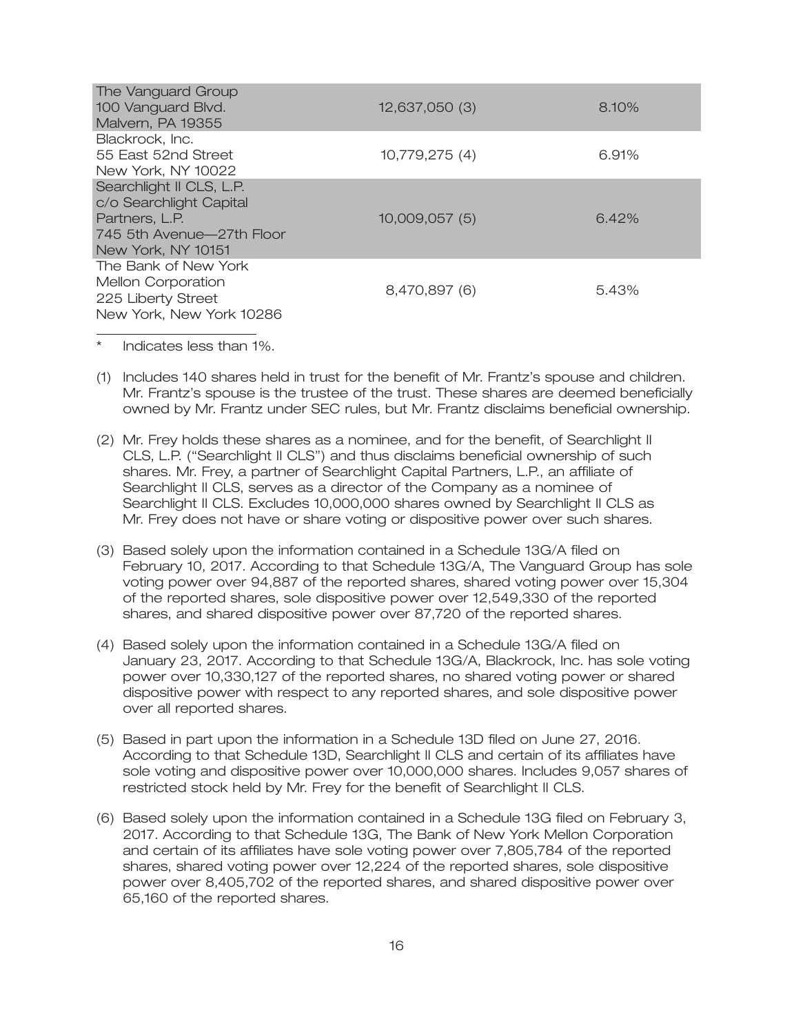| | | |
|---|---|---|
| The Vanguard Group<br>100 Vanguard Blvd.<br>Malvern, PA 19355 | 12,637,050 (3) | 8.10% |
| Blackrock, Inc.<br>55 East 52nd Street<br>New York, NY 10022 | 10,779,275 (4) | 6.91% |
| Searchlight II CLS, L.P.<br>c/o Searchlight Capital Partners, L.P.<br>745 5th Avenue—27th Floor<br>New York, NY 10151 | 10,009,057 (5) | 6.42% |
| The Bank of New York Mellon Corporation<br>225 Liberty Street<br>New York, New York 10286 | 8,470,897 (6) | 5.43% |

\* Indicates less than 1%.

(1) Includes 140 shares held in trust for the benefit of Mr. Frantz's spouse and children. Mr. Frantz's spouse is the trustee of the trust. These shares are deemed beneficially owned by Mr. Frantz under SEC rules, but Mr. Frantz disclaims beneficial ownership.

(2) Mr. Frey holds these shares as a nominee, and for the benefit, of Searchlight II CLS, L.P. ("Searchlight II CLS") and thus disclaims beneficial ownership of such shares. Mr. Frey, a partner of Searchlight Capital Partners, L.P., an affiliate of Searchlight II CLS, serves as a director of the Company as a nominee of Searchlight II CLS. Excludes 10,000,000 shares owned by Searchlight II CLS as Mr. Frey does not have or share voting or dispositive power over such shares.

(3) Based solely upon the information contained in a Schedule 13G/A filed on February 10, 2017. According to that Schedule 13G/A, The Vanguard Group has sole voting power over 94,887 of the reported shares, shared voting power over 15,304 of the reported shares, sole dispositive power over 12,549,330 of the reported shares, and shared dispositive power over 87,720 of the reported shares.

(4) Based solely upon the information contained in a Schedule 13G/A filed on January 23, 2017. According to that Schedule 13G/A, Blackrock, Inc. has sole voting power over 10,330,127 of the reported shares, no shared voting power or shared dispositive power with respect to any reported shares, and sole dispositive power over all reported shares.

(5) Based in part upon the information in a Schedule 13D filed on June 27, 2016. According to that Schedule 13D, Searchlight II CLS and certain of its affiliates have sole voting and dispositive power over 10,000,000 shares. Includes 9,057 shares of restricted stock held by Mr. Frey for the benefit of Searchlight II CLS.

(6) Based solely upon the information contained in a Schedule 13G filed on February 3, 2017. According to that Schedule 13G, The Bank of New York Mellon Corporation and certain of its affiliates have sole voting power over 7,805,784 of the reported shares, shared voting power over 12,224 of the reported shares, sole dispositive power over 8,405,702 of the reported shares, and shared dispositive power over 65,160 of the reported shares.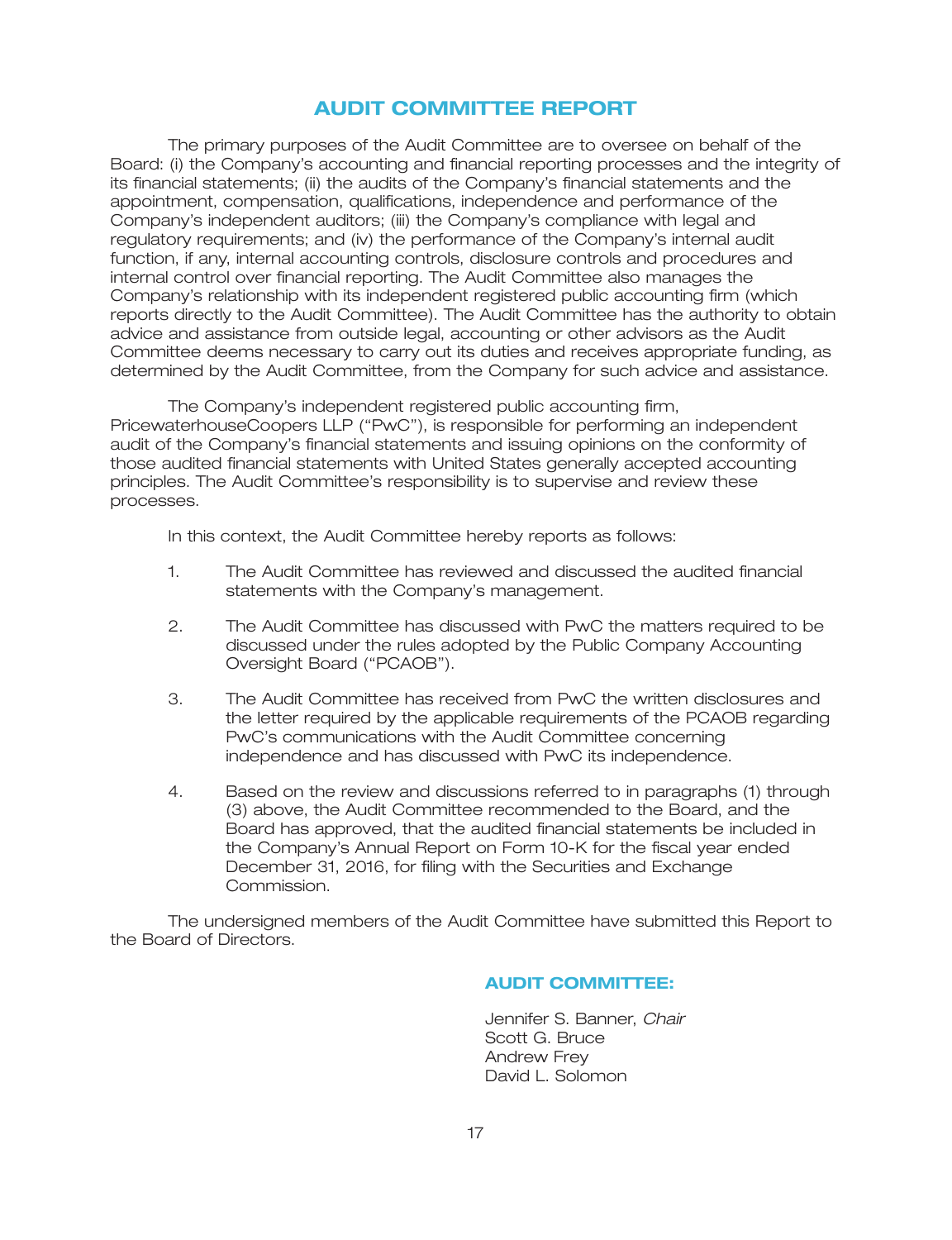# AUDIT COMMITTEE REPORT

The primary purposes of the Audit Committee are to oversee on behalf of the Board: (i) the Company's accounting and financial reporting processes and the integrity of its financial statements; (ii) the audits of the Company's financial statements and the appointment, compensation, qualifications, independence and performance of the Company's independent auditors; (iii) the Company's compliance with legal and regulatory requirements; and (iv) the performance of the Company's internal audit function, if any, internal accounting controls, disclosure controls and procedures and internal control over financial reporting. The Audit Committee also manages the Company's relationship with its independent registered public accounting firm (which reports directly to the Audit Committee). The Audit Committee has the authority to obtain advice and assistance from outside legal, accounting or other advisors as the Audit Committee deems necessary to carry out its duties and receives appropriate funding, as determined by the Audit Committee, from the Company for such advice and assistance.

The Company's independent registered public accounting firm, PricewaterhouseCoopers LLP ("PwC"), is responsible for performing an independent audit of the Company's financial statements and issuing opinions on the conformity of those audited financial statements with United States generally accepted accounting principles. The Audit Committee's responsibility is to supervise and review these processes.

In this context, the Audit Committee hereby reports as follows:

1. The Audit Committee has reviewed and discussed the audited financial statements with the Company's management.

2. The Audit Committee has discussed with PwC the matters required to be discussed under the rules adopted by the Public Company Accounting Oversight Board ("PCAOB").

3. The Audit Committee has received from PwC the written disclosures and the letter required by the applicable requirements of the PCAOB regarding PwC's communications with the Audit Committee concerning independence and has discussed with PwC its independence.

4. Based on the review and discussions referred to in paragraphs (1) through (3) above, the Audit Committee recommended to the Board, and the Board has approved, that the audited financial statements be included in the Company's Annual Report on Form 10-K for the fiscal year ended December 31, 2016, for filing with the Securities and Exchange Commission.

The undersigned members of the Audit Committee have submitted this Report to the Board of Directors.

**AUDIT COMMITTEE:**

Jennifer S. Banner, *Chair*
Scott G. Bruce
Andrew Frey
David L. Solomon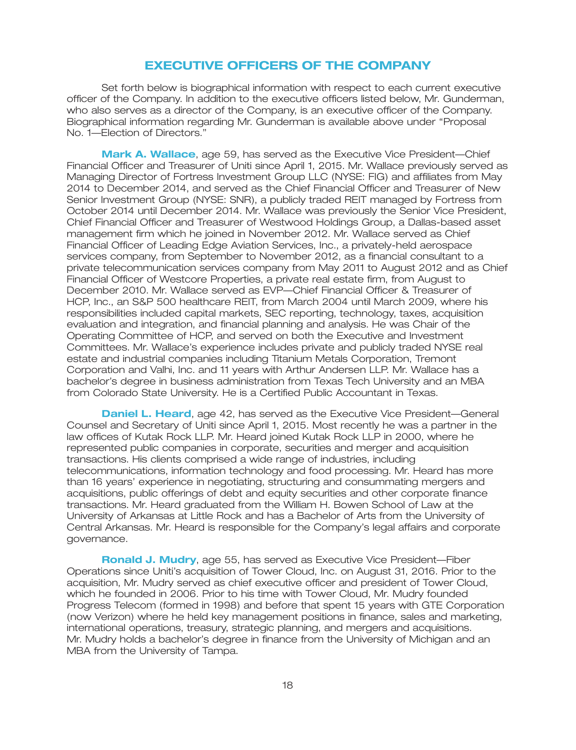## EXECUTIVE OFFICERS OF THE COMPANY

Set forth below is biographical information with respect to each current executive officer of the Company. In addition to the executive officers listed below, Mr. Gunderman, who also serves as a director of the Company, is an executive officer of the Company. Biographical information regarding Mr. Gunderman is available above under "Proposal No. 1—Election of Directors."

**Mark A. Wallace**, age 59, has served as the Executive Vice President—Chief Financial Officer and Treasurer of Uniti since April 1, 2015. Mr. Wallace previously served as Managing Director of Fortress Investment Group LLC (NYSE: FIG) and affiliates from May 2014 to December 2014, and served as the Chief Financial Officer and Treasurer of New Senior Investment Group (NYSE: SNR), a publicly traded REIT managed by Fortress from October 2014 until December 2014. Mr. Wallace was previously the Senior Vice President, Chief Financial Officer and Treasurer of Westwood Holdings Group, a Dallas-based asset management firm which he joined in November 2012. Mr. Wallace served as Chief Financial Officer of Leading Edge Aviation Services, Inc., a privately-held aerospace services company, from September to November 2012, as a financial consultant to a private telecommunication services company from May 2011 to August 2012 and as Chief Financial Officer of Westcore Properties, a private real estate firm, from August to December 2010. Mr. Wallace served as EVP—Chief Financial Officer & Treasurer of HCP, Inc., an S&P 500 healthcare REIT, from March 2004 until March 2009, where his responsibilities included capital markets, SEC reporting, technology, taxes, acquisition evaluation and integration, and financial planning and analysis. He was Chair of the Operating Committee of HCP, and served on both the Executive and Investment Committees. Mr. Wallace's experience includes private and publicly traded NYSE real estate and industrial companies including Titanium Metals Corporation, Tremont Corporation and Valhi, Inc. and 11 years with Arthur Andersen LLP. Mr. Wallace has a bachelor's degree in business administration from Texas Tech University and an MBA from Colorado State University. He is a Certified Public Accountant in Texas.

**Daniel L. Heard**, age 42, has served as the Executive Vice President—General Counsel and Secretary of Uniti since April 1, 2015. Most recently he was a partner in the law offices of Kutak Rock LLP. Mr. Heard joined Kutak Rock LLP in 2000, where he represented public companies in corporate, securities and merger and acquisition transactions. His clients comprised a wide range of industries, including telecommunications, information technology and food processing. Mr. Heard has more than 16 years' experience in negotiating, structuring and consummating mergers and acquisitions, public offerings of debt and equity securities and other corporate finance transactions. Mr. Heard graduated from the William H. Bowen School of Law at the University of Arkansas at Little Rock and has a Bachelor of Arts from the University of Central Arkansas. Mr. Heard is responsible for the Company's legal affairs and corporate governance.

**Ronald J. Mudry**, age 55, has served as Executive Vice President—Fiber Operations since Uniti's acquisition of Tower Cloud, Inc. on August 31, 2016. Prior to the acquisition, Mr. Mudry served as chief executive officer and president of Tower Cloud, which he founded in 2006. Prior to his time with Tower Cloud, Mr. Mudry founded Progress Telecom (formed in 1998) and before that spent 15 years with GTE Corporation (now Verizon) where he held key management positions in finance, sales and marketing, international operations, treasury, strategic planning, and mergers and acquisitions. Mr. Mudry holds a bachelor's degree in finance from the University of Michigan and an MBA from the University of Tampa.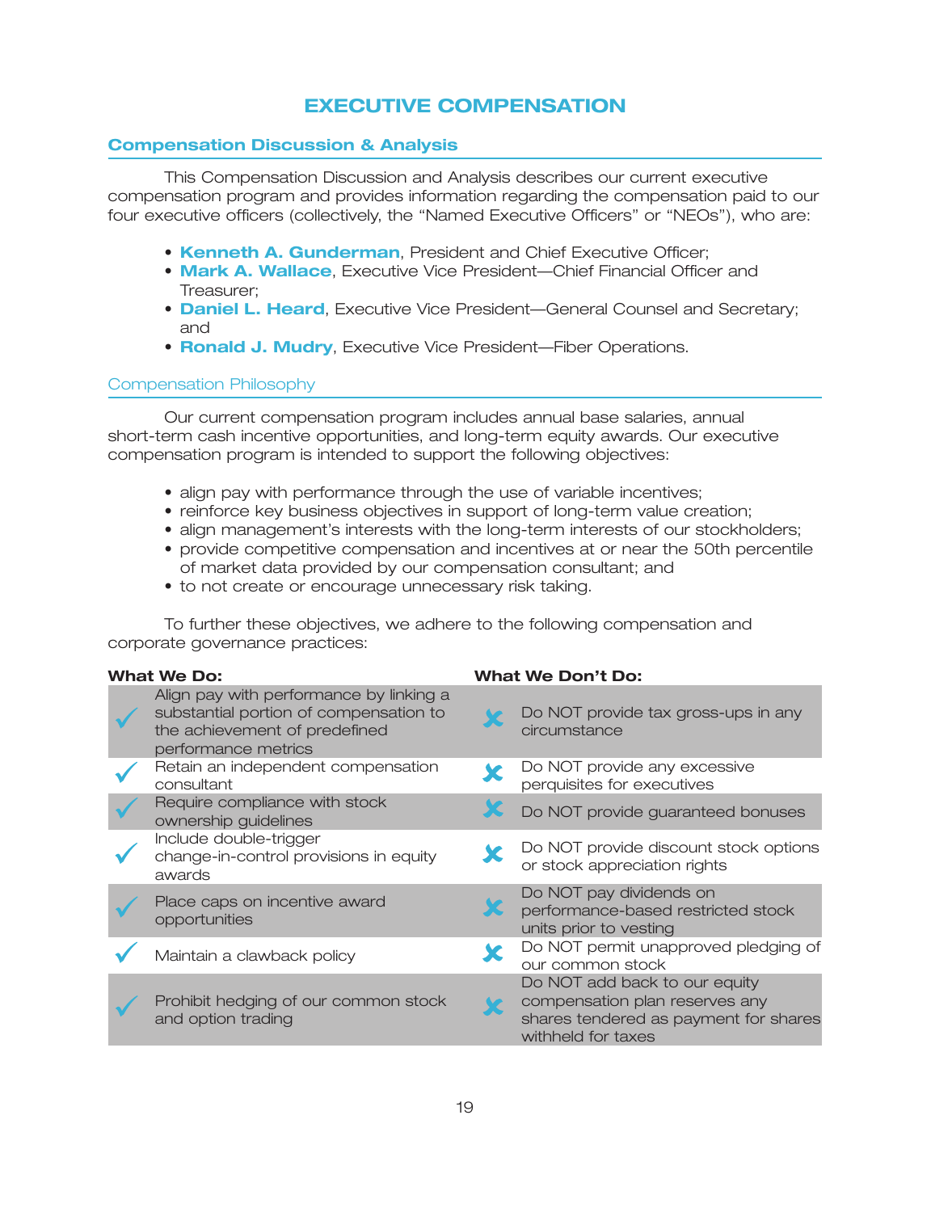# EXECUTIVE COMPENSATION

## Compensation Discussion & Analysis

This Compensation Discussion and Analysis describes our current executive compensation program and provides information regarding the compensation paid to our four executive officers (collectively, the "Named Executive Officers" or "NEOs"), who are:

- **Kenneth A. Gunderman**, President and Chief Executive Officer;
- **Mark A. Wallace**, Executive Vice President—Chief Financial Officer and Treasurer;
- **Daniel L. Heard**, Executive Vice President—General Counsel and Secretary; and
- **Ronald J. Mudry**, Executive Vice President—Fiber Operations.

### Compensation Philosophy

Our current compensation program includes annual base salaries, annual short-term cash incentive opportunities, and long-term equity awards. Our executive compensation program is intended to support the following objectives:

- align pay with performance through the use of variable incentives;
- reinforce key business objectives in support of long-term value creation;
- align management's interests with the long-term interests of our stockholders;
- provide competitive compensation and incentives at or near the 50th percentile of market data provided by our compensation consultant; and
- to not create or encourage unnecessary risk taking.

To further these objectives, we adhere to the following compensation and corporate governance practices:

| What We Do: | What We Don't Do: |
| --- | --- |
| ✓ Align pay with performance by linking a substantial portion of compensation to the achievement of predefined performance metrics | ✗ Do NOT provide tax gross-ups in any circumstance |
| ✓ Retain an independent compensation consultant | ✗ Do NOT provide any excessive perquisites for executives |
| ✓ Require compliance with stock ownership guidelines | ✗ Do NOT provide guaranteed bonuses |
| ✓ Include double-trigger change-in-control provisions in equity awards | ✗ Do NOT provide discount stock options or stock appreciation rights |
| ✓ Place caps on incentive award opportunities | ✗ Do NOT pay dividends on performance-based restricted stock units prior to vesting |
| ✓ Maintain a clawback policy | ✗ Do NOT permit unapproved pledging of our common stock |
| ✓ Prohibit hedging of our common stock and option trading | ✗ Do NOT add back to our equity compensation plan reserves any shares tendered as payment for shares withheld for taxes |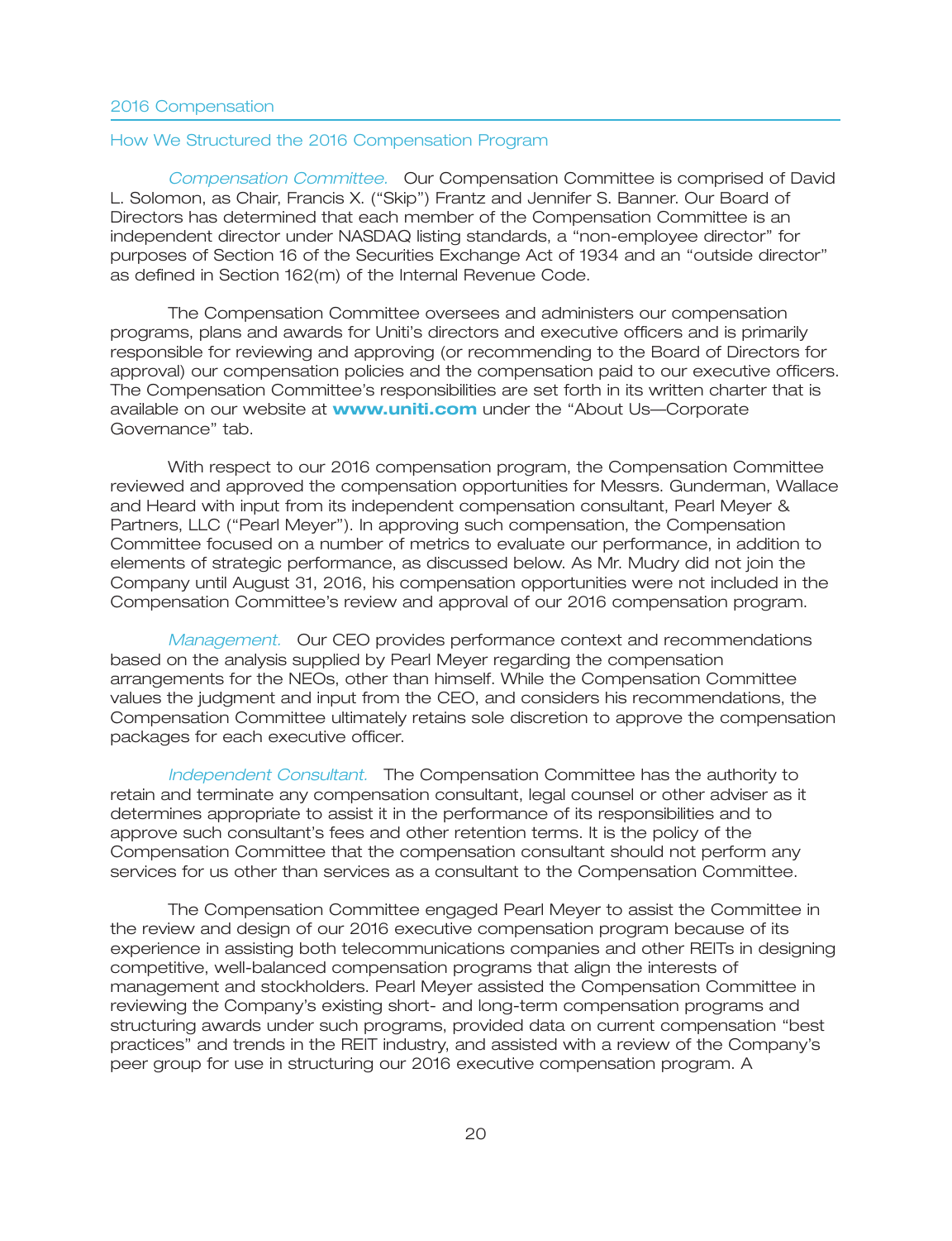## 2016 Compensation

### How We Structured the 2016 Compensation Program

*Compensation Committee.* Our Compensation Committee is comprised of David L. Solomon, as Chair, Francis X. ("Skip") Frantz and Jennifer S. Banner. Our Board of Directors has determined that each member of the Compensation Committee is an independent director under NASDAQ listing standards, a "non-employee director" for purposes of Section 16 of the Securities Exchange Act of 1934 and an "outside director" as defined in Section 162(m) of the Internal Revenue Code.

The Compensation Committee oversees and administers our compensation programs, plans and awards for Uniti's directors and executive officers and is primarily responsible for reviewing and approving (or recommending to the Board of Directors for approval) our compensation policies and the compensation paid to our executive officers. The Compensation Committee's responsibilities are set forth in its written charter that is available on our website at **www.uniti.com** under the "About Us—Corporate Governance" tab.

With respect to our 2016 compensation program, the Compensation Committee reviewed and approved the compensation opportunities for Messrs. Gunderman, Wallace and Heard with input from its independent compensation consultant, Pearl Meyer & Partners, LLC ("Pearl Meyer"). In approving such compensation, the Compensation Committee focused on a number of metrics to evaluate our performance, in addition to elements of strategic performance, as discussed below. As Mr. Mudry did not join the Company until August 31, 2016, his compensation opportunities were not included in the Compensation Committee's review and approval of our 2016 compensation program.

*Management.* Our CEO provides performance context and recommendations based on the analysis supplied by Pearl Meyer regarding the compensation arrangements for the NEOs, other than himself. While the Compensation Committee values the judgment and input from the CEO, and considers his recommendations, the Compensation Committee ultimately retains sole discretion to approve the compensation packages for each executive officer.

*Independent Consultant.* The Compensation Committee has the authority to retain and terminate any compensation consultant, legal counsel or other adviser as it determines appropriate to assist it in the performance of its responsibilities and to approve such consultant's fees and other retention terms. It is the policy of the Compensation Committee that the compensation consultant should not perform any services for us other than services as a consultant to the Compensation Committee.

The Compensation Committee engaged Pearl Meyer to assist the Committee in the review and design of our 2016 executive compensation program because of its experience in assisting both telecommunications companies and other REITs in designing competitive, well-balanced compensation programs that align the interests of management and stockholders. Pearl Meyer assisted the Compensation Committee in reviewing the Company's existing short- and long-term compensation programs and structuring awards under such programs, provided data on current compensation "best practices" and trends in the REIT industry, and assisted with a review of the Company's peer group for use in structuring our 2016 executive compensation program. A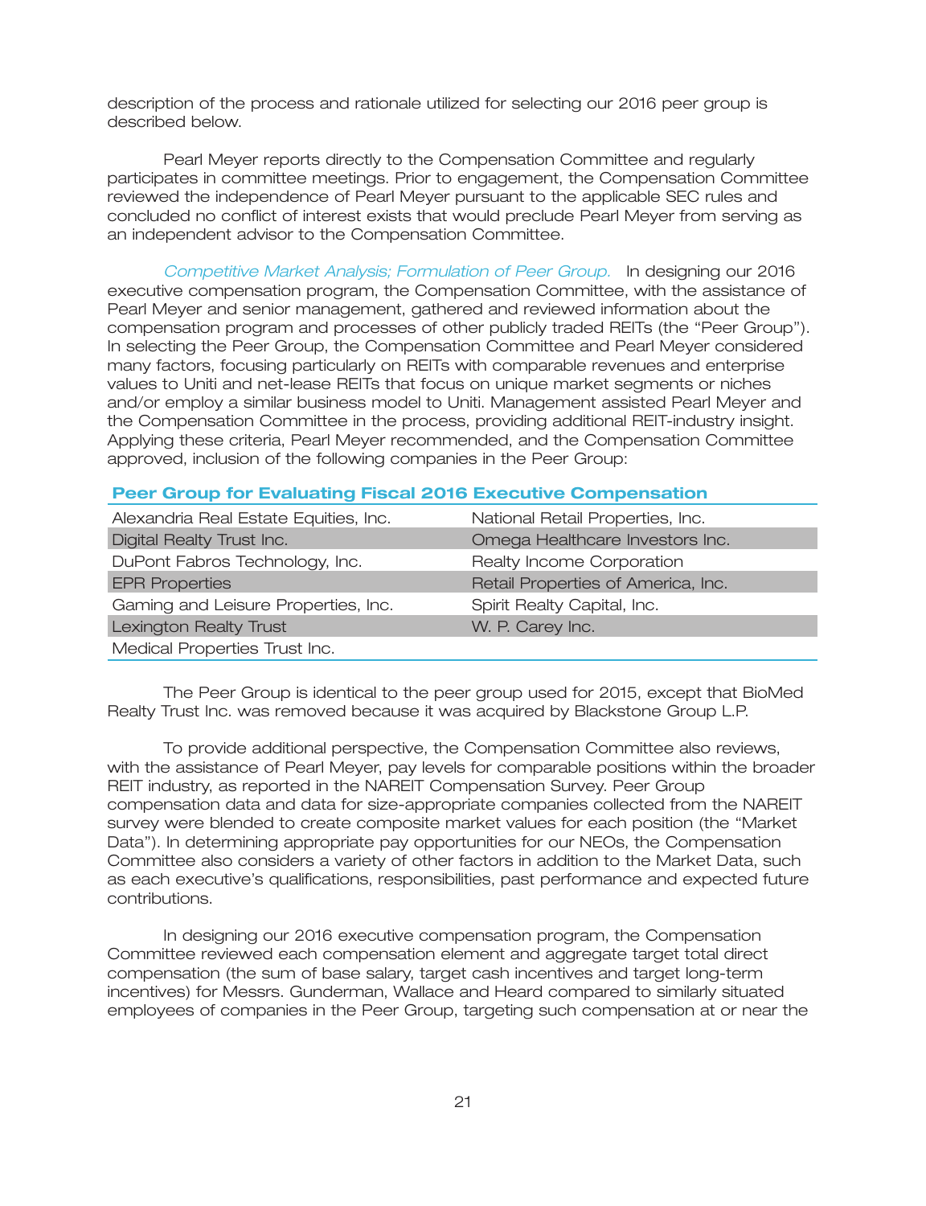description of the process and rationale utilized for selecting our 2016 peer group is described below.

Pearl Meyer reports directly to the Compensation Committee and regularly participates in committee meetings. Prior to engagement, the Compensation Committee reviewed the independence of Pearl Meyer pursuant to the applicable SEC rules and concluded no conflict of interest exists that would preclude Pearl Meyer from serving as an independent advisor to the Compensation Committee.

*Competitive Market Analysis; Formulation of Peer Group.* In designing our 2016 executive compensation program, the Compensation Committee, with the assistance of Pearl Meyer and senior management, gathered and reviewed information about the compensation program and processes of other publicly traded REITs (the "Peer Group"). In selecting the Peer Group, the Compensation Committee and Pearl Meyer considered many factors, focusing particularly on REITs with comparable revenues and enterprise values to Uniti and net-lease REITs that focus on unique market segments or niches and/or employ a similar business model to Uniti. Management assisted Pearl Meyer and the Compensation Committee in the process, providing additional REIT-industry insight. Applying these criteria, Pearl Meyer recommended, and the Compensation Committee approved, inclusion of the following companies in the Peer Group:

**Peer Group for Evaluating Fiscal 2016 Executive Compensation**

| | |
|---|---|
| Alexandria Real Estate Equities, Inc. | National Retail Properties, Inc. |
| Digital Realty Trust Inc. | Omega Healthcare Investors Inc. |
| DuPont Fabros Technology, Inc. | Realty Income Corporation |
| EPR Properties | Retail Properties of America, Inc. |
| Gaming and Leisure Properties, Inc. | Spirit Realty Capital, Inc. |
| Lexington Realty Trust | W. P. Carey Inc. |
| Medical Properties Trust Inc. | |

The Peer Group is identical to the peer group used for 2015, except that BioMed Realty Trust Inc. was removed because it was acquired by Blackstone Group L.P.

To provide additional perspective, the Compensation Committee also reviews, with the assistance of Pearl Meyer, pay levels for comparable positions within the broader REIT industry, as reported in the NAREIT Compensation Survey. Peer Group compensation data and data for size-appropriate companies collected from the NAREIT survey were blended to create composite market values for each position (the "Market Data"). In determining appropriate pay opportunities for our NEOs, the Compensation Committee also considers a variety of other factors in addition to the Market Data, such as each executive's qualifications, responsibilities, past performance and expected future contributions.

In designing our 2016 executive compensation program, the Compensation Committee reviewed each compensation element and aggregate target total direct compensation (the sum of base salary, target cash incentives and target long-term incentives) for Messrs. Gunderman, Wallace and Heard compared to similarly situated employees of companies in the Peer Group, targeting such compensation at or near the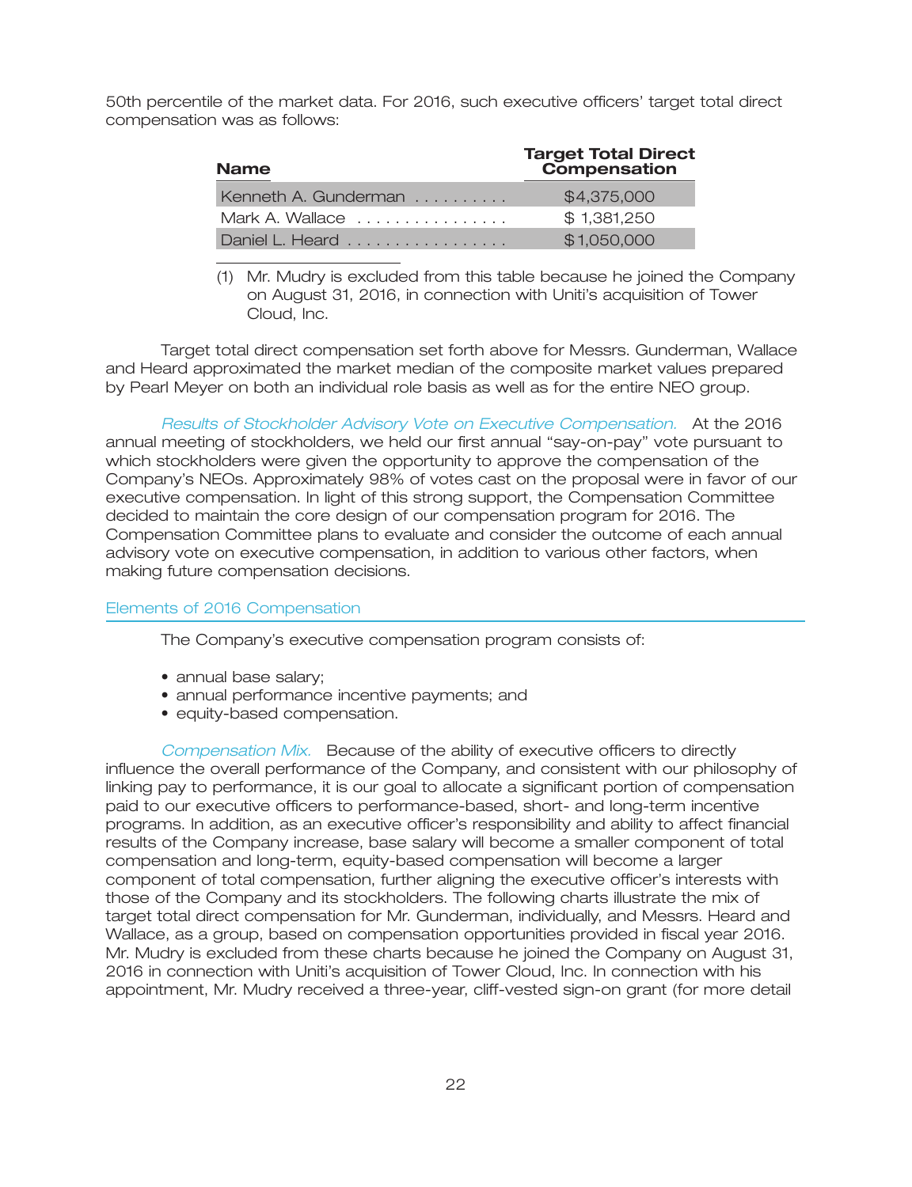50th percentile of the market data. For 2016, such executive officers' target total direct compensation was as follows:

| Name | Target Total Direct Compensation |
|---|---|
| Kenneth A. Gunderman | $4,375,000 |
| Mark A. Wallace | $ 1,381,250 |
| Daniel L. Heard | $1,050,000 |

(1) Mr. Mudry is excluded from this table because he joined the Company on August 31, 2016, in connection with Uniti's acquisition of Tower Cloud, Inc.

Target total direct compensation set forth above for Messrs. Gunderman, Wallace and Heard approximated the market median of the composite market values prepared by Pearl Meyer on both an individual role basis as well as for the entire NEO group.

*Results of Stockholder Advisory Vote on Executive Compensation.* At the 2016 annual meeting of stockholders, we held our first annual "say-on-pay" vote pursuant to which stockholders were given the opportunity to approve the compensation of the Company's NEOs. Approximately 98% of votes cast on the proposal were in favor of our executive compensation. In light of this strong support, the Compensation Committee decided to maintain the core design of our compensation program for 2016. The Compensation Committee plans to evaluate and consider the outcome of each annual advisory vote on executive compensation, in addition to various other factors, when making future compensation decisions.

## Elements of 2016 Compensation

The Company's executive compensation program consists of:

- annual base salary;
- annual performance incentive payments; and
- equity-based compensation.

*Compensation Mix.* Because of the ability of executive officers to directly influence the overall performance of the Company, and consistent with our philosophy of linking pay to performance, it is our goal to allocate a significant portion of compensation paid to our executive officers to performance-based, short- and long-term incentive programs. In addition, as an executive officer's responsibility and ability to affect financial results of the Company increase, base salary will become a smaller component of total compensation and long-term, equity-based compensation will become a larger component of total compensation, further aligning the executive officer's interests with those of the Company and its stockholders. The following charts illustrate the mix of target total direct compensation for Mr. Gunderman, individually, and Messrs. Heard and Wallace, as a group, based on compensation opportunities provided in fiscal year 2016. Mr. Mudry is excluded from these charts because he joined the Company on August 31, 2016 in connection with Uniti's acquisition of Tower Cloud, Inc. In connection with his appointment, Mr. Mudry received a three-year, cliff-vested sign-on grant (for more detail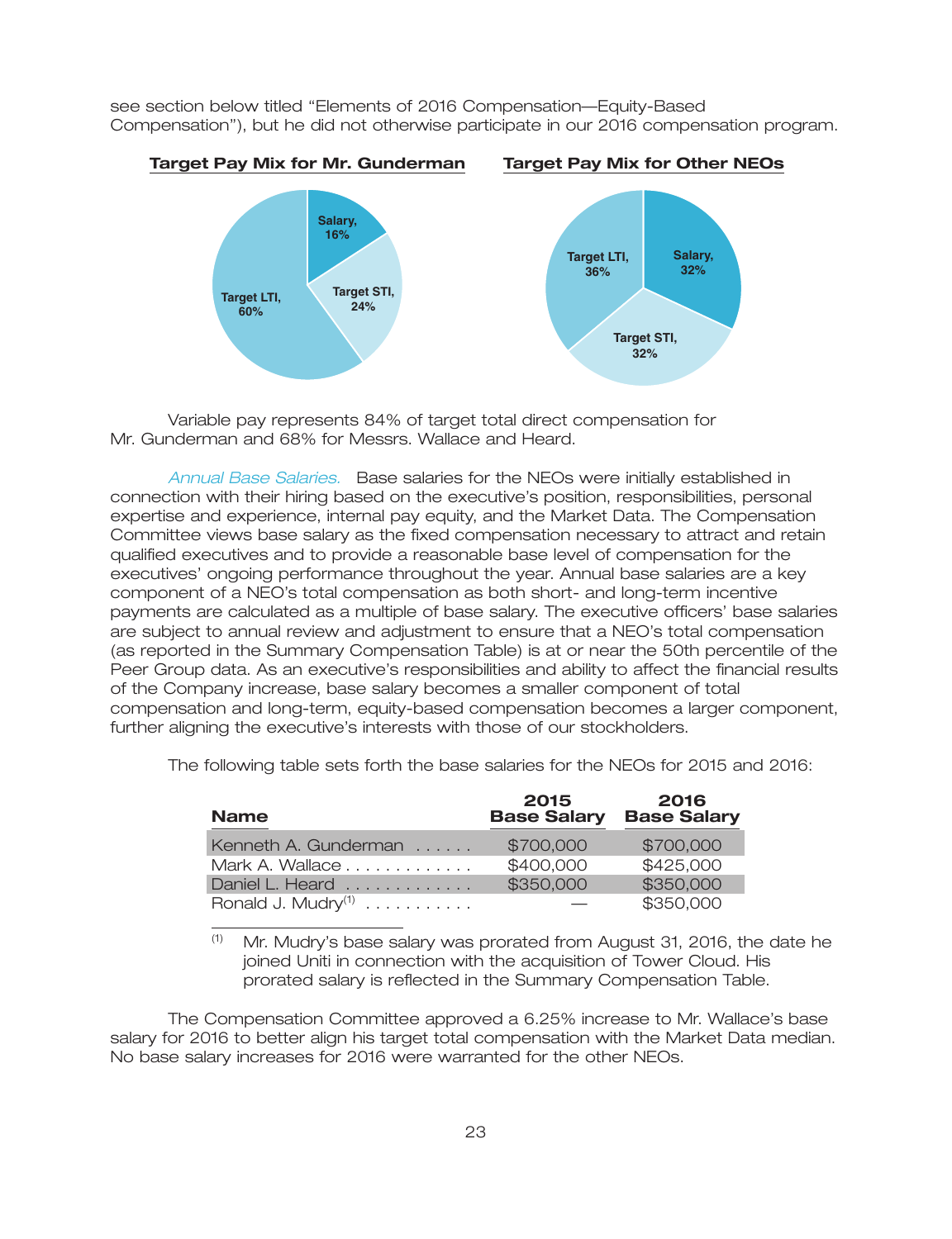see section below titled "Elements of 2016 Compensation—Equity-Based Compensation"), but he did not otherwise participate in our 2016 compensation program.

**Target Pay Mix for Mr. Gunderman**

| Component | Percentage |
|---|---|
| Salary | 16% |
| Target STI | 24% |
| Target LTI | 60% |

**Target Pay Mix for Other NEOs**

| Component | Percentage |
|---|---|
| Salary | 32% |
| Target STI | 32% |
| Target LTI | 36% |

Variable pay represents 84% of target total direct compensation for Mr. Gunderman and 68% for Messrs. Wallace and Heard.

*Annual Base Salaries.* Base salaries for the NEOs were initially established in connection with their hiring based on the executive's position, responsibilities, personal expertise and experience, internal pay equity, and the Market Data. The Compensation Committee views base salary as the fixed compensation necessary to attract and retain qualified executives and to provide a reasonable base level of compensation for the executives' ongoing performance throughout the year. Annual base salaries are a key component of a NEO's total compensation as both short- and long-term incentive payments are calculated as a multiple of base salary. The executive officers' base salaries are subject to annual review and adjustment to ensure that a NEO's total compensation (as reported in the Summary Compensation Table) is at or near the 50th percentile of the Peer Group data. As an executive's responsibilities and ability to affect the financial results of the Company increase, base salary becomes a smaller component of total compensation and long-term, equity-based compensation becomes a larger component, further aligning the executive's interests with those of our stockholders.

The following table sets forth the base salaries for the NEOs for 2015 and 2016:

| Name | 2015 Base Salary | 2016 Base Salary |
|---|---|---|
| Kenneth A. Gunderman | $700,000 | $700,000 |
| Mark A. Wallace | $400,000 | $425,000 |
| Daniel L. Heard | $350,000 | $350,000 |
| Ronald J. Mudry[(1)] | — | $350,000 |

(1) Mr. Mudry's base salary was prorated from August 31, 2016, the date he joined Uniti in connection with the acquisition of Tower Cloud. His prorated salary is reflected in the Summary Compensation Table.

The Compensation Committee approved a 6.25% increase to Mr. Wallace's base salary for 2016 to better align his target total compensation with the Market Data median. No base salary increases for 2016 were warranted for the other NEOs.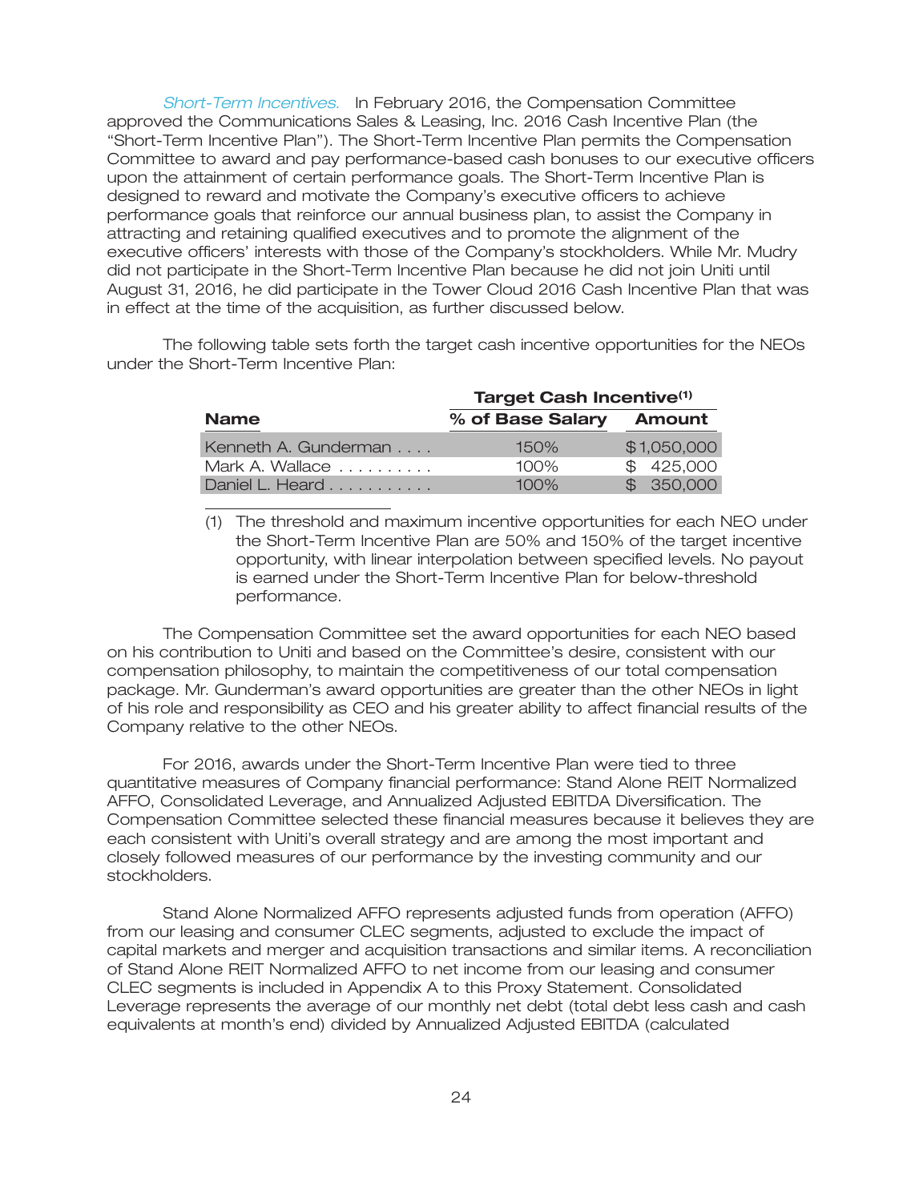*Short-Term Incentives.* In February 2016, the Compensation Committee approved the Communications Sales & Leasing, Inc. 2016 Cash Incentive Plan (the "Short-Term Incentive Plan"). The Short-Term Incentive Plan permits the Compensation Committee to award and pay performance-based cash bonuses to our executive officers upon the attainment of certain performance goals. The Short-Term Incentive Plan is designed to reward and motivate the Company's executive officers to achieve performance goals that reinforce our annual business plan, to assist the Company in attracting and retaining qualified executives and to promote the alignment of the executive officers' interests with those of the Company's stockholders. While Mr. Mudry did not participate in the Short-Term Incentive Plan because he did not join Uniti until August 31, 2016, he did participate in the Tower Cloud 2016 Cash Incentive Plan that was in effect at the time of the acquisition, as further discussed below.

The following table sets forth the target cash incentive opportunities for the NEOs under the Short-Term Incentive Plan:

| | Target Cash Incentive[(1)] | |
|---|---|---|
| **Name** | **% of Base Salary** | **Amount** |
| Kenneth A. Gunderman | 150% | $1,050,000 |
| Mark A. Wallace | 100% | $ 425,000 |
| Daniel L. Heard | 100% | $ 350,000 |

(1) The threshold and maximum incentive opportunities for each NEO under the Short-Term Incentive Plan are 50% and 150% of the target incentive opportunity, with linear interpolation between specified levels. No payout is earned under the Short-Term Incentive Plan for below-threshold performance.

The Compensation Committee set the award opportunities for each NEO based on his contribution to Uniti and based on the Committee's desire, consistent with our compensation philosophy, to maintain the competitiveness of our total compensation package. Mr. Gunderman's award opportunities are greater than the other NEOs in light of his role and responsibility as CEO and his greater ability to affect financial results of the Company relative to the other NEOs.

For 2016, awards under the Short-Term Incentive Plan were tied to three quantitative measures of Company financial performance: Stand Alone REIT Normalized AFFO, Consolidated Leverage, and Annualized Adjusted EBITDA Diversification. The Compensation Committee selected these financial measures because it believes they are each consistent with Uniti's overall strategy and are among the most important and closely followed measures of our performance by the investing community and our stockholders.

Stand Alone Normalized AFFO represents adjusted funds from operation (AFFO) from our leasing and consumer CLEC segments, adjusted to exclude the impact of capital markets and merger and acquisition transactions and similar items. A reconciliation of Stand Alone REIT Normalized AFFO to net income from our leasing and consumer CLEC segments is included in Appendix A to this Proxy Statement. Consolidated Leverage represents the average of our monthly net debt (total debt less cash and cash equivalents at month's end) divided by Annualized Adjusted EBITDA (calculated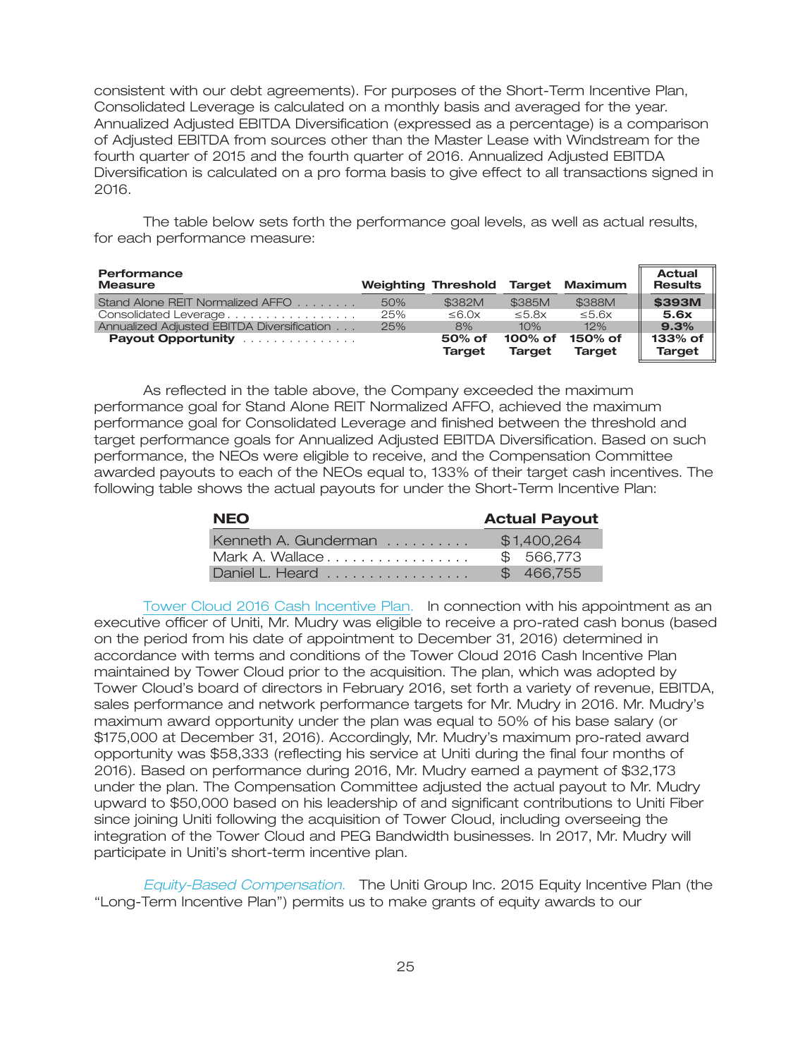consistent with our debt agreements). For purposes of the Short-Term Incentive Plan, Consolidated Leverage is calculated on a monthly basis and averaged for the year. Annualized Adjusted EBITDA Diversification (expressed as a percentage) is a comparison of Adjusted EBITDA from sources other than the Master Lease with Windstream for the fourth quarter of 2015 and the fourth quarter of 2016. Annualized Adjusted EBITDA Diversification is calculated on a pro forma basis to give effect to all transactions signed in 2016.

The table below sets forth the performance goal levels, as well as actual results, for each performance measure:

| Performance Measure | Weighting | Threshold | Target | Maximum | Actual Results |
|---|---|---|---|---|---|
| Stand Alone REIT Normalized AFFO | 50% | $382M | $385M | $388M | **$393M** |
| Consolidated Leverage | 25% | ≤6.0x | ≤5.8x | ≤5.6x | **5.6x** |
| Annualized Adjusted EBITDA Diversification | 25% | 8% | 10% | 12% | **9.3%** |
| **Payout Opportunity** | | **50% of Target** | **100% of Target** | **150% of Target** | **133% of Target** |

As reflected in the table above, the Company exceeded the maximum performance goal for Stand Alone REIT Normalized AFFO, achieved the maximum performance goal for Consolidated Leverage and finished between the threshold and target performance goals for Annualized Adjusted EBITDA Diversification. Based on such performance, the NEOs were eligible to receive, and the Compensation Committee awarded payouts to each of the NEOs equal to, 133% of their target cash incentives. The following table shows the actual payouts for under the Short-Term Incentive Plan:

| NEO | Actual Payout |
|---|---|
| Kenneth A. Gunderman | $1,400,264 |
| Mark A. Wallace | $ 566,773 |
| Daniel L. Heard | $ 466,755 |

*Tower Cloud 2016 Cash Incentive Plan.* In connection with his appointment as an executive officer of Uniti, Mr. Mudry was eligible to receive a pro-rated cash bonus (based on the period from his date of appointment to December 31, 2016) determined in accordance with terms and conditions of the Tower Cloud 2016 Cash Incentive Plan maintained by Tower Cloud prior to the acquisition. The plan, which was adopted by Tower Cloud's board of directors in February 2016, set forth a variety of revenue, EBITDA, sales performance and network performance targets for Mr. Mudry in 2016. Mr. Mudry's maximum award opportunity under the plan was equal to 50% of his base salary (or $175,000 at December 31, 2016). Accordingly, Mr. Mudry's maximum pro-rated award opportunity was $58,333 (reflecting his service at Uniti during the final four months of 2016). Based on performance during 2016, Mr. Mudry earned a payment of $32,173 under the plan. The Compensation Committee adjusted the actual payout to Mr. Mudry upward to $50,000 based on his leadership of and significant contributions to Uniti Fiber since joining Uniti following the acquisition of Tower Cloud, including overseeing the integration of the Tower Cloud and PEG Bandwidth businesses. In 2017, Mr. Mudry will participate in Uniti's short-term incentive plan.

*Equity-Based Compensation.* The Uniti Group Inc. 2015 Equity Incentive Plan (the "Long-Term Incentive Plan") permits us to make grants of equity awards to our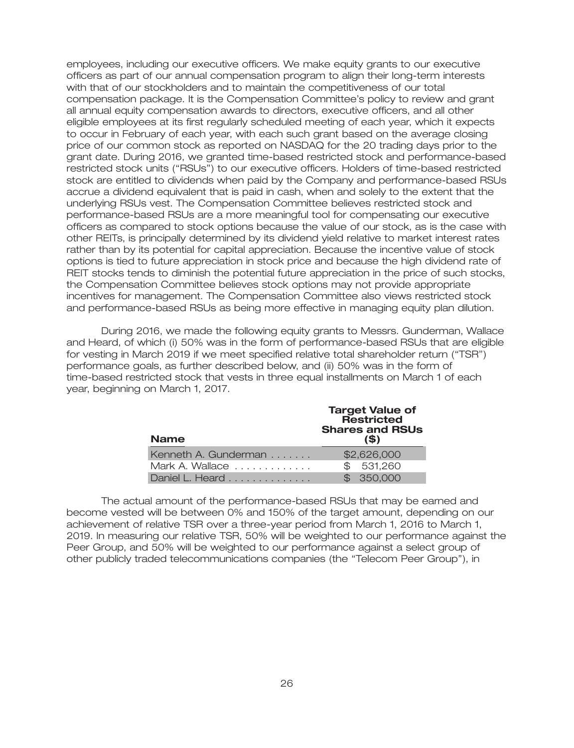employees, including our executive officers. We make equity grants to our executive officers as part of our annual compensation program to align their long-term interests with that of our stockholders and to maintain the competitiveness of our total compensation package. It is the Compensation Committee's policy to review and grant all annual equity compensation awards to directors, executive officers, and all other eligible employees at its first regularly scheduled meeting of each year, which it expects to occur in February of each year, with each such grant based on the average closing price of our common stock as reported on NASDAQ for the 20 trading days prior to the grant date. During 2016, we granted time-based restricted stock and performance-based restricted stock units ("RSUs") to our executive officers. Holders of time-based restricted stock are entitled to dividends when paid by the Company and performance-based RSUs accrue a dividend equivalent that is paid in cash, when and solely to the extent that the underlying RSUs vest. The Compensation Committee believes restricted stock and performance-based RSUs are a more meaningful tool for compensating our executive officers as compared to stock options because the value of our stock, as is the case with other REITs, is principally determined by its dividend yield relative to market interest rates rather than by its potential for capital appreciation. Because the incentive value of stock options is tied to future appreciation in stock price and because the high dividend rate of REIT stocks tends to diminish the potential future appreciation in the price of such stocks, the Compensation Committee believes stock options may not provide appropriate incentives for management. The Compensation Committee also views restricted stock and performance-based RSUs as being more effective in managing equity plan dilution.

During 2016, we made the following equity grants to Messrs. Gunderman, Wallace and Heard, of which (i) 50% was in the form of performance-based RSUs that are eligible for vesting in March 2019 if we meet specified relative total shareholder return ("TSR") performance goals, as further described below, and (ii) 50% was in the form of time-based restricted stock that vests in three equal installments on March 1 of each year, beginning on March 1, 2017.

| Name | Target Value of Restricted Shares and RSUs ($) |
|---|---|
| Kenneth A. Gunderman | $2,626,000 |
| Mark A. Wallace | $ 531,260 |
| Daniel L. Heard | $ 350,000 |

The actual amount of the performance-based RSUs that may be earned and become vested will be between 0% and 150% of the target amount, depending on our achievement of relative TSR over a three-year period from March 1, 2016 to March 1, 2019. In measuring our relative TSR, 50% will be weighted to our performance against the Peer Group, and 50% will be weighted to our performance against a select group of other publicly traded telecommunications companies (the "Telecom Peer Group"), in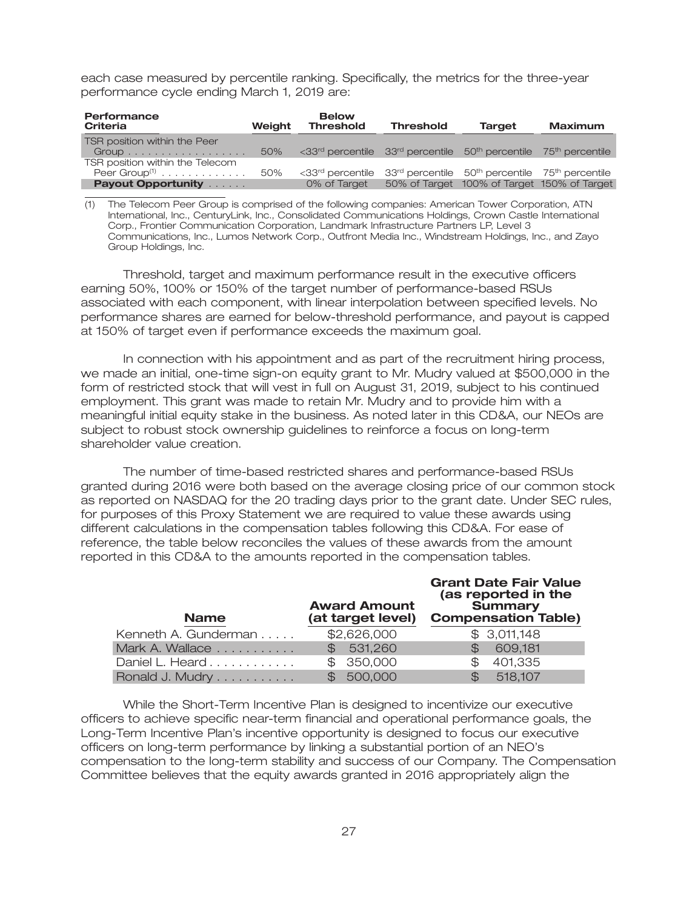each case measured by percentile ranking. Specifically, the metrics for the three-year performance cycle ending March 1, 2019 are:

| Performance Criteria | Weight | Below Threshold | Threshold | Target | Maximum |
|---|---|---|---|---|---|
| TSR position within the Peer Group | 50% | <33rd percentile | 33rd percentile | 50th percentile | 75th percentile |
| TSR position within the Telecom Peer Group[(1)] | 50% | <33rd percentile | 33rd percentile | 50th percentile | 75th percentile |
| **Payout Opportunity** | | 0% of Target | 50% of Target | 100% of Target | 150% of Target |

(1) The Telecom Peer Group is comprised of the following companies: American Tower Corporation, ATN International, Inc., CenturyLink, Inc., Consolidated Communications Holdings, Crown Castle International Corp., Frontier Communication Corporation, Landmark Infrastructure Partners LP, Level 3 Communications, Inc., Lumos Network Corp., Outfront Media Inc., Windstream Holdings, Inc., and Zayo Group Holdings, Inc.

Threshold, target and maximum performance result in the executive officers earning 50%, 100% or 150% of the target number of performance-based RSUs associated with each component, with linear interpolation between specified levels. No performance shares are earned for below-threshold performance, and payout is capped at 150% of target even if performance exceeds the maximum goal.

In connection with his appointment and as part of the recruitment hiring process, we made an initial, one-time sign-on equity grant to Mr. Mudry valued at $500,000 in the form of restricted stock that will vest in full on August 31, 2019, subject to his continued employment. This grant was made to retain Mr. Mudry and to provide him with a meaningful initial equity stake in the business. As noted later in this CD&A, our NEOs are subject to robust stock ownership guidelines to reinforce a focus on long-term shareholder value creation.

The number of time-based restricted shares and performance-based RSUs granted during 2016 were both based on the average closing price of our common stock as reported on NASDAQ for the 20 trading days prior to the grant date. Under SEC rules, for purposes of this Proxy Statement we are required to value these awards using different calculations in the compensation tables following this CD&A. For ease of reference, the table below reconciles the values of these awards from the amount reported in this CD&A to the amounts reported in the compensation tables.

| Name | Award Amount (at target level) | Grant Date Fair Value (as reported in the Summary Compensation Table) |
|---|---|---|
| Kenneth A. Gunderman | $2,626,000 | $ 3,011,148 |
| Mark A. Wallace | $ 531,260 | $ 609,181 |
| Daniel L. Heard | $ 350,000 | $ 401,335 |
| Ronald J. Mudry | $ 500,000 | $ 518,107 |

While the Short-Term Incentive Plan is designed to incentivize our executive officers to achieve specific near-term financial and operational performance goals, the Long-Term Incentive Plan's incentive opportunity is designed to focus our executive officers on long-term performance by linking a substantial portion of an NEO's compensation to the long-term stability and success of our Company. The Compensation Committee believes that the equity awards granted in 2016 appropriately align the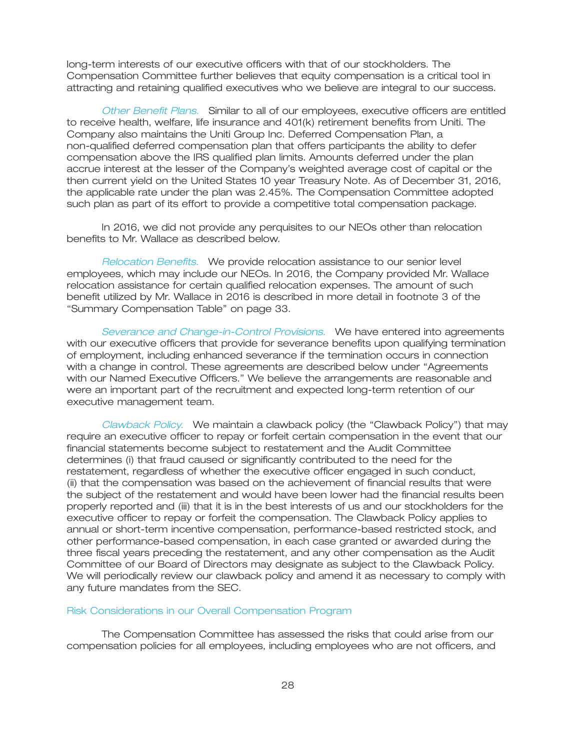long-term interests of our executive officers with that of our stockholders. The Compensation Committee further believes that equity compensation is a critical tool in attracting and retaining qualified executives who we believe are integral to our success.

*Other Benefit Plans.* Similar to all of our employees, executive officers are entitled to receive health, welfare, life insurance and 401(k) retirement benefits from Uniti. The Company also maintains the Uniti Group Inc. Deferred Compensation Plan, a non-qualified deferred compensation plan that offers participants the ability to defer compensation above the IRS qualified plan limits. Amounts deferred under the plan accrue interest at the lesser of the Company's weighted average cost of capital or the then current yield on the United States 10 year Treasury Note. As of December 31, 2016, the applicable rate under the plan was 2.45%. The Compensation Committee adopted such plan as part of its effort to provide a competitive total compensation package.

In 2016, we did not provide any perquisites to our NEOs other than relocation benefits to Mr. Wallace as described below.

*Relocation Benefits.* We provide relocation assistance to our senior level employees, which may include our NEOs. In 2016, the Company provided Mr. Wallace relocation assistance for certain qualified relocation expenses. The amount of such benefit utilized by Mr. Wallace in 2016 is described in more detail in footnote 3 of the "Summary Compensation Table" on page 33.

*Severance and Change-in-Control Provisions.* We have entered into agreements with our executive officers that provide for severance benefits upon qualifying termination of employment, including enhanced severance if the termination occurs in connection with a change in control. These agreements are described below under "Agreements with our Named Executive Officers." We believe the arrangements are reasonable and were an important part of the recruitment and expected long-term retention of our executive management team.

*Clawback Policy.* We maintain a clawback policy (the "Clawback Policy") that may require an executive officer to repay or forfeit certain compensation in the event that our financial statements become subject to restatement and the Audit Committee determines (i) that fraud caused or significantly contributed to the need for the restatement, regardless of whether the executive officer engaged in such conduct, (ii) that the compensation was based on the achievement of financial results that were the subject of the restatement and would have been lower had the financial results been properly reported and (iii) that it is in the best interests of us and our stockholders for the executive officer to repay or forfeit the compensation. The Clawback Policy applies to annual or short-term incentive compensation, performance-based restricted stock, and other performance-based compensation, in each case granted or awarded during the three fiscal years preceding the restatement, and any other compensation as the Audit Committee of our Board of Directors may designate as subject to the Clawback Policy. We will periodically review our clawback policy and amend it as necessary to comply with any future mandates from the SEC.

### Risk Considerations in our Overall Compensation Program

The Compensation Committee has assessed the risks that could arise from our compensation policies for all employees, including employees who are not officers, and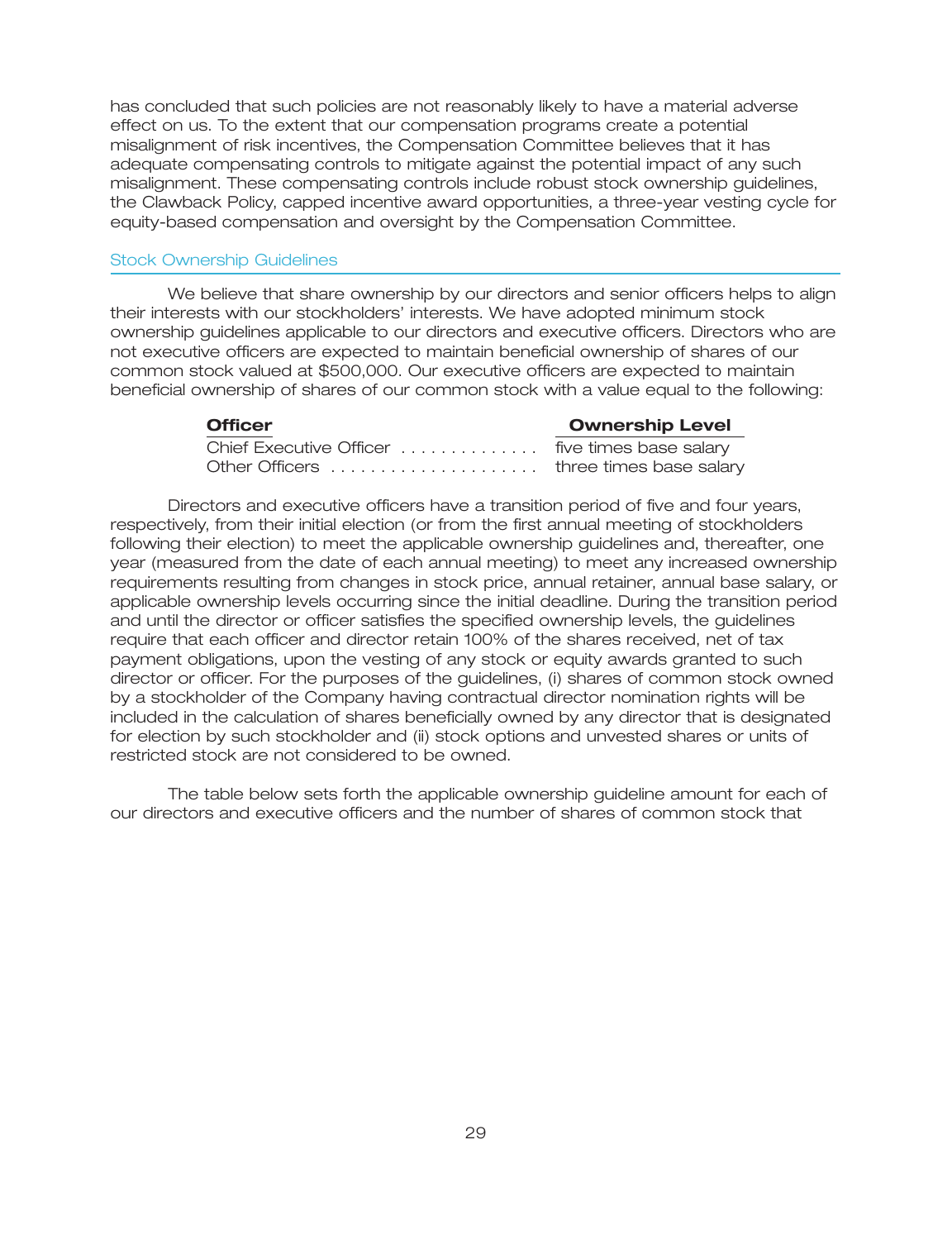has concluded that such policies are not reasonably likely to have a material adverse effect on us. To the extent that our compensation programs create a potential misalignment of risk incentives, the Compensation Committee believes that it has adequate compensating controls to mitigate against the potential impact of any such misalignment. These compensating controls include robust stock ownership guidelines, the Clawback Policy, capped incentive award opportunities, a three-year vesting cycle for equity-based compensation and oversight by the Compensation Committee.

## Stock Ownership Guidelines

We believe that share ownership by our directors and senior officers helps to align their interests with our stockholders' interests. We have adopted minimum stock ownership guidelines applicable to our directors and executive officers. Directors who are not executive officers are expected to maintain beneficial ownership of shares of our common stock valued at $500,000. Our executive officers are expected to maintain beneficial ownership of shares of our common stock with a value equal to the following:

| **Officer** | **Ownership Level** |
| --- | --- |
| Chief Executive Officer | five times base salary |
| Other Officers | three times base salary |

Directors and executive officers have a transition period of five and four years, respectively, from their initial election (or from the first annual meeting of stockholders following their election) to meet the applicable ownership guidelines and, thereafter, one year (measured from the date of each annual meeting) to meet any increased ownership requirements resulting from changes in stock price, annual retainer, annual base salary, or applicable ownership levels occurring since the initial deadline. During the transition period and until the director or officer satisfies the specified ownership levels, the guidelines require that each officer and director retain 100% of the shares received, net of tax payment obligations, upon the vesting of any stock or equity awards granted to such director or officer. For the purposes of the guidelines, (i) shares of common stock owned by a stockholder of the Company having contractual director nomination rights will be included in the calculation of shares beneficially owned by any director that is designated for election by such stockholder and (ii) stock options and unvested shares or units of restricted stock are not considered to be owned.

The table below sets forth the applicable ownership guideline amount for each of our directors and executive officers and the number of shares of common stock that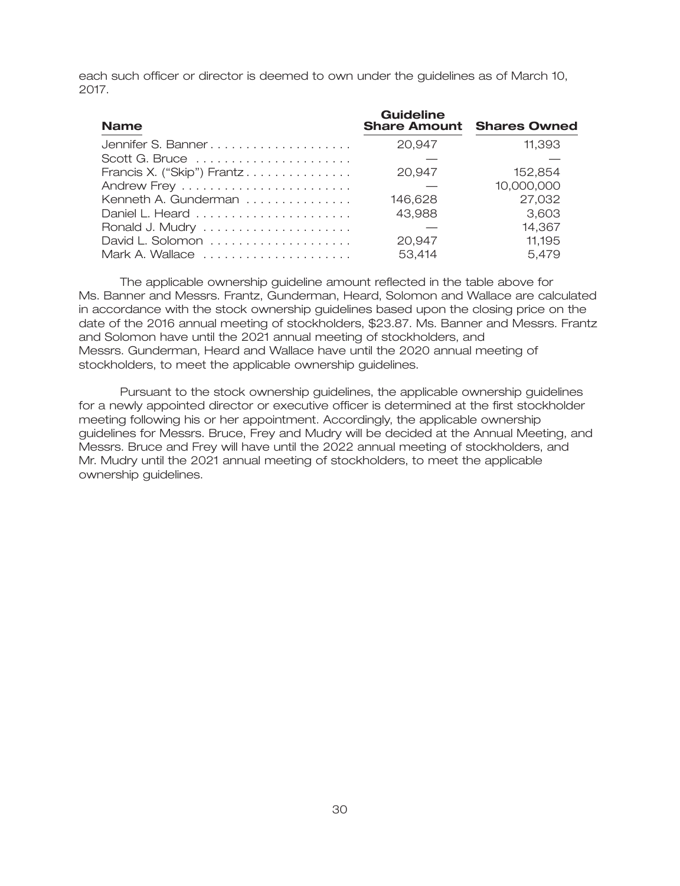each such officer or director is deemed to own under the guidelines as of March 10, 2017.

| Name | Guideline Share Amount | Shares Owned |
| --- | --- | --- |
| Jennifer S. Banner | 20,947 | 11,393 |
| Scott G. Bruce | — | — |
| Francis X. ("Skip") Frantz | 20,947 | 152,854 |
| Andrew Frey | — | 10,000,000 |
| Kenneth A. Gunderman | 146,628 | 27,032 |
| Daniel L. Heard | 43,988 | 3,603 |
| Ronald J. Mudry | — | 14,367 |
| David L. Solomon | 20,947 | 11,195 |
| Mark A. Wallace | 53,414 | 5,479 |

The applicable ownership guideline amount reflected in the table above for Ms. Banner and Messrs. Frantz, Gunderman, Heard, Solomon and Wallace are calculated in accordance with the stock ownership guidelines based upon the closing price on the date of the 2016 annual meeting of stockholders, $23.87. Ms. Banner and Messrs. Frantz and Solomon have until the 2021 annual meeting of stockholders, and Messrs. Gunderman, Heard and Wallace have until the 2020 annual meeting of stockholders, to meet the applicable ownership guidelines.

Pursuant to the stock ownership guidelines, the applicable ownership guidelines for a newly appointed director or executive officer is determined at the first stockholder meeting following his or her appointment. Accordingly, the applicable ownership guidelines for Messrs. Bruce, Frey and Mudry will be decided at the Annual Meeting, and Messrs. Bruce and Frey will have until the 2022 annual meeting of stockholders, and Mr. Mudry until the 2021 annual meeting of stockholders, to meet the applicable ownership guidelines.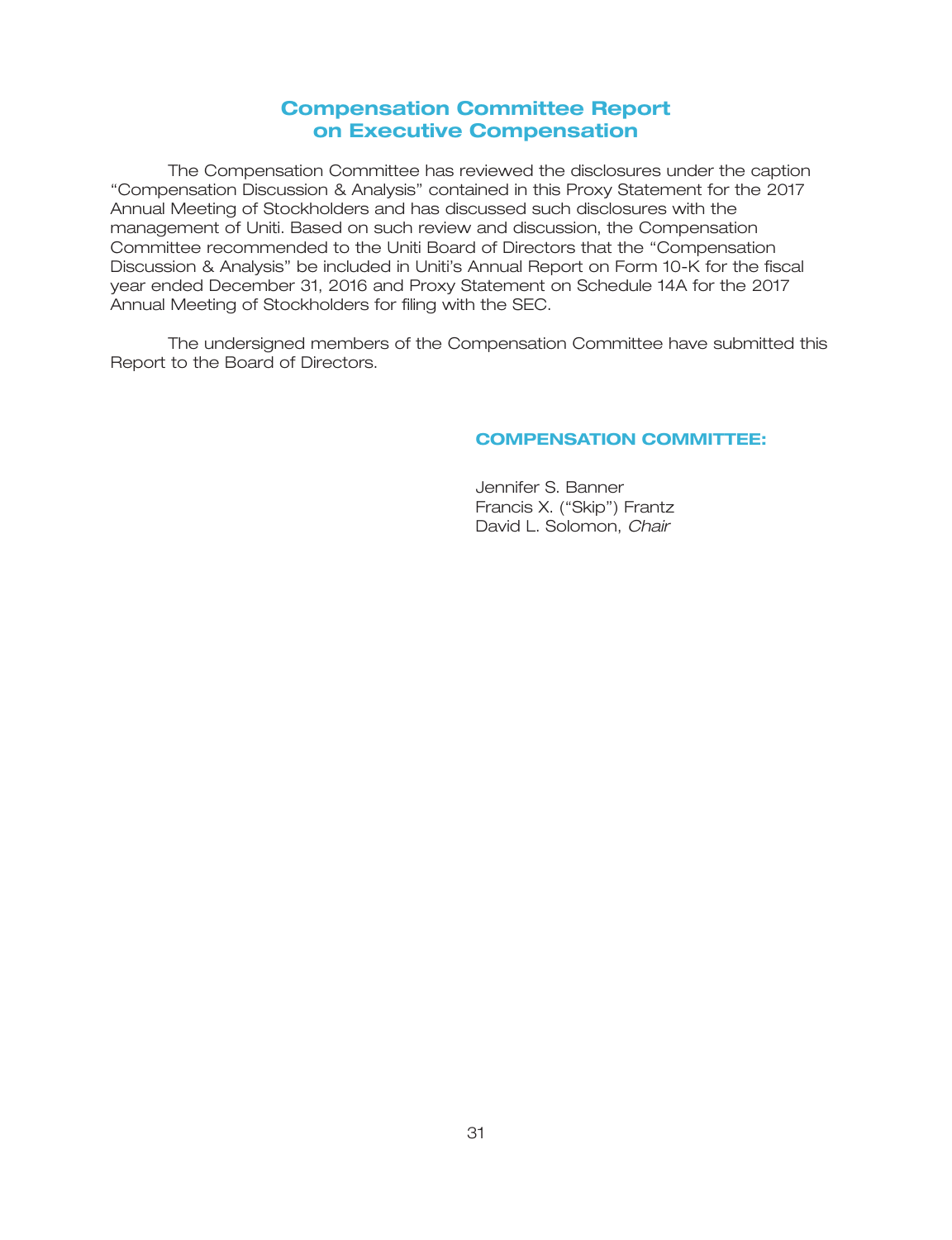# Compensation Committee Report on Executive Compensation

The Compensation Committee has reviewed the disclosures under the caption "Compensation Discussion & Analysis" contained in this Proxy Statement for the 2017 Annual Meeting of Stockholders and has discussed such disclosures with the management of Uniti. Based on such review and discussion, the Compensation Committee recommended to the Uniti Board of Directors that the "Compensation Discussion & Analysis" be included in Uniti's Annual Report on Form 10-K for the fiscal year ended December 31, 2016 and Proxy Statement on Schedule 14A for the 2017 Annual Meeting of Stockholders for filing with the SEC.

The undersigned members of the Compensation Committee have submitted this Report to the Board of Directors.

**COMPENSATION COMMITTEE:**

Jennifer S. Banner
Francis X. ("Skip") Frantz
David L. Solomon, *Chair*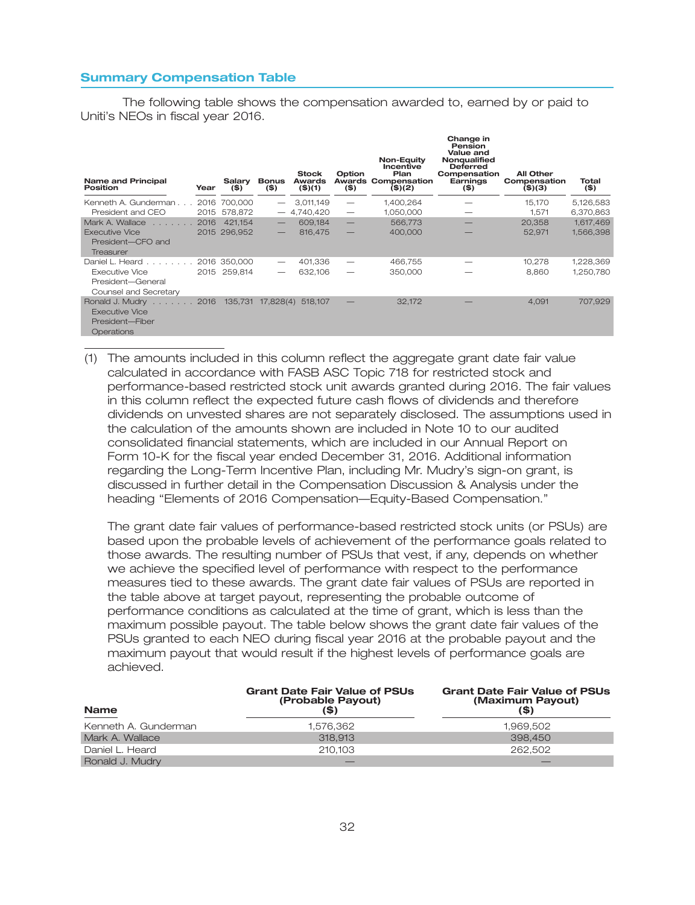## Summary Compensation Table

The following table shows the compensation awarded to, earned by or paid to Uniti's NEOs in fiscal year 2016.

| Name and Principal Position | Year | Salary ($) | Bonus ($) | Stock Awards ($)(1) | Option Awards ($) | Non-Equity Incentive Plan Compensation ($)(2) | Change in Pension Value and Nonqualified Deferred Compensation Earnings ($) | All Other Compensation ($)(3) | Total ($) |
|---|---|---|---|---|---|---|---|---|---|
| Kenneth A. Gunderman | 2016 | 700,000 | — | 3,011,149 | — | 1,400,264 | — | 15,170 | 5,126,583 |
| President and CEO | 2015 | 578,872 | — | 4,740,420 | — | 1,050,000 | — | 1,571 | 6,370,863 |
| Mark A. Wallace | 2016 | 421,154 | — | 609,184 | — | 566,773 | — | 20,358 | 1,617,469 |
| Executive Vice President—CFO and Treasurer | 2015 | 296,952 | — | 816,475 | — | 400,000 | — | 52,971 | 1,566,398 |
| Daniel L. Heard | 2016 | 350,000 | — | 401,336 | — | 466,755 | — | 10,278 | 1,228,369 |
| Executive Vice President—General Counsel and Secretary | 2015 | 259,814 | — | 632,106 | — | 350,000 | — | 8,860 | 1,250,780 |
| Ronald J. Mudry<br>Executive Vice President—Fiber Operations | 2016 | 135,731 | 17,828(4) | 518,107 | — | 32,172 | — | 4,091 | 707,929 |

(1) The amounts included in this column reflect the aggregate grant date fair value calculated in accordance with FASB ASC Topic 718 for restricted stock and performance-based restricted stock unit awards granted during 2016. The fair values in this column reflect the expected future cash flows of dividends and therefore dividends on unvested shares are not separately disclosed. The assumptions used in the calculation of the amounts shown are included in Note 10 to our audited consolidated financial statements, which are included in our Annual Report on Form 10-K for the fiscal year ended December 31, 2016. Additional information regarding the Long-Term Incentive Plan, including Mr. Mudry's sign-on grant, is discussed in further detail in the Compensation Discussion & Analysis under the heading "Elements of 2016 Compensation—Equity-Based Compensation."

The grant date fair values of performance-based restricted stock units (or PSUs) are based upon the probable levels of achievement of the performance goals related to those awards. The resulting number of PSUs that vest, if any, depends on whether we achieve the specified level of performance with respect to the performance measures tied to these awards. The grant date fair values of PSUs are reported in the table above at target payout, representing the probable outcome of performance conditions as calculated at the time of grant, which is less than the maximum possible payout. The table below shows the grant date fair values of the PSUs granted to each NEO during fiscal year 2016 at the probable payout and the maximum payout that would result if the highest levels of performance goals are achieved.

| Name | Grant Date Fair Value of PSUs (Probable Payout) ($) | Grant Date Fair Value of PSUs (Maximum Payout) ($) |
|---|---|---|
| Kenneth A. Gunderman | 1,576,362 | 1,969,502 |
| Mark A. Wallace | 318,913 | 398,450 |
| Daniel L. Heard | 210,103 | 262,502 |
| Ronald J. Mudry | — | — |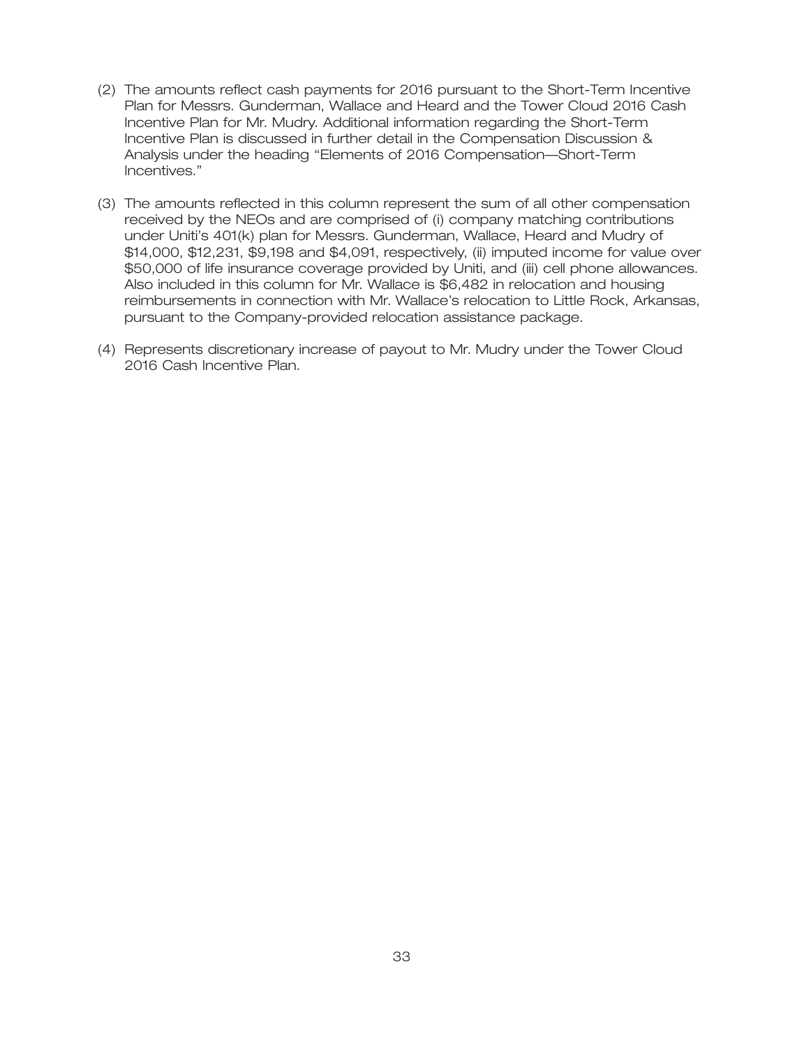(2) The amounts reflect cash payments for 2016 pursuant to the Short-Term Incentive Plan for Messrs. Gunderman, Wallace and Heard and the Tower Cloud 2016 Cash Incentive Plan for Mr. Mudry. Additional information regarding the Short-Term Incentive Plan is discussed in further detail in the Compensation Discussion & Analysis under the heading "Elements of 2016 Compensation—Short-Term Incentives."

(3) The amounts reflected in this column represent the sum of all other compensation received by the NEOs and are comprised of (i) company matching contributions under Uniti's 401(k) plan for Messrs. Gunderman, Wallace, Heard and Mudry of $14,000, $12,231, $9,198 and $4,091, respectively, (ii) imputed income for value over $50,000 of life insurance coverage provided by Uniti, and (iii) cell phone allowances. Also included in this column for Mr. Wallace is $6,482 in relocation and housing reimbursements in connection with Mr. Wallace's relocation to Little Rock, Arkansas, pursuant to the Company-provided relocation assistance package.

(4) Represents discretionary increase of payout to Mr. Mudry under the Tower Cloud 2016 Cash Incentive Plan.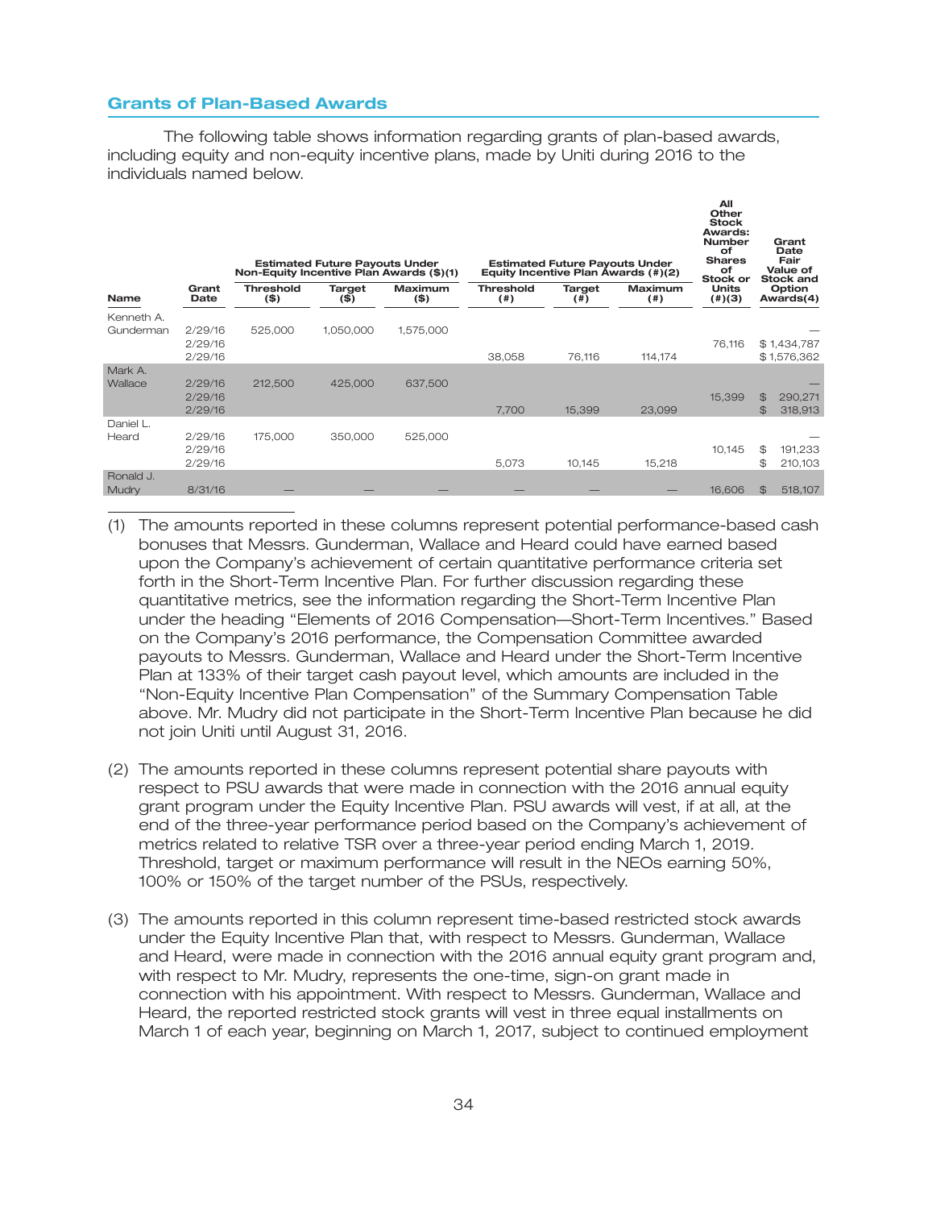## Grants of Plan-Based Awards

The following table shows information regarding grants of plan-based awards, including equity and non-equity incentive plans, made by Uniti during 2016 to the individuals named below.

| Name | Grant Date | Estimated Future Payouts Under Non-Equity Incentive Plan Awards ($)(1) | | | Estimated Future Payouts Under Equity Incentive Plan Awards (#)(2) | | | All Other Stock Awards: Number of Shares of Stock or Units (#)(3) | Grant Date Fair Value of Stock and Option Awards(4) |
|---|---|---|---|---|---|---|---|---|---|
| | | Threshold ($) | Target ($) | Maximum ($) | Threshold (#) | Target (#) | Maximum (#) | | |
| Kenneth A. Gunderman | 2/29/16 | 525,000 | 1,050,000 | 1,575,000 | | | | | — |
| | 2/29/16 | | | | | | | 76,116 | $ 1,434,787 |
| | 2/29/16 | | | | 38,058 | 76,116 | 114,174 | | $ 1,576,362 |
| Mark A. Wallace | 2/29/16 | 212,500 | 425,000 | 637,500 | | | | | — |
| | 2/29/16 | | | | | | | 15,399 | $ 290,271 |
| | 2/29/16 | | | | 7,700 | 15,399 | 23,099 | | $ 318,913 |
| Daniel L. Heard | 2/29/16 | 175,000 | 350,000 | 525,000 | | | | | — |
| | 2/29/16 | | | | | | | 10,145 | $ 191,233 |
| | 2/29/16 | | | | 5,073 | 10,145 | 15,218 | | $ 210,103 |
| Ronald J. Mudry | 8/31/16 | — | — | — | — | — | — | 16,606 | $ 518,107 |

(1) The amounts reported in these columns represent potential performance-based cash bonuses that Messrs. Gunderman, Wallace and Heard could have earned based upon the Company's achievement of certain quantitative performance criteria set forth in the Short-Term Incentive Plan. For further discussion regarding these quantitative metrics, see the information regarding the Short-Term Incentive Plan under the heading "Elements of 2016 Compensation—Short-Term Incentives." Based on the Company's 2016 performance, the Compensation Committee awarded payouts to Messrs. Gunderman, Wallace and Heard under the Short-Term Incentive Plan at 133% of their target cash payout level, which amounts are included in the "Non-Equity Incentive Plan Compensation" of the Summary Compensation Table above. Mr. Mudry did not participate in the Short-Term Incentive Plan because he did not join Uniti until August 31, 2016.

(2) The amounts reported in these columns represent potential share payouts with respect to PSU awards that were made in connection with the 2016 annual equity grant program under the Equity Incentive Plan. PSU awards will vest, if at all, at the end of the three-year performance period based on the Company's achievement of metrics related to relative TSR over a three-year period ending March 1, 2019. Threshold, target or maximum performance will result in the NEOs earning 50%, 100% or 150% of the target number of the PSUs, respectively.

(3) The amounts reported in this column represent time-based restricted stock awards under the Equity Incentive Plan that, with respect to Messrs. Gunderman, Wallace and Heard, were made in connection with the 2016 annual equity grant program and, with respect to Mr. Mudry, represents the one-time, sign-on grant made in connection with his appointment. With respect to Messrs. Gunderman, Wallace and Heard, the reported restricted stock grants will vest in three equal installments on March 1 of each year, beginning on March 1, 2017, subject to continued employment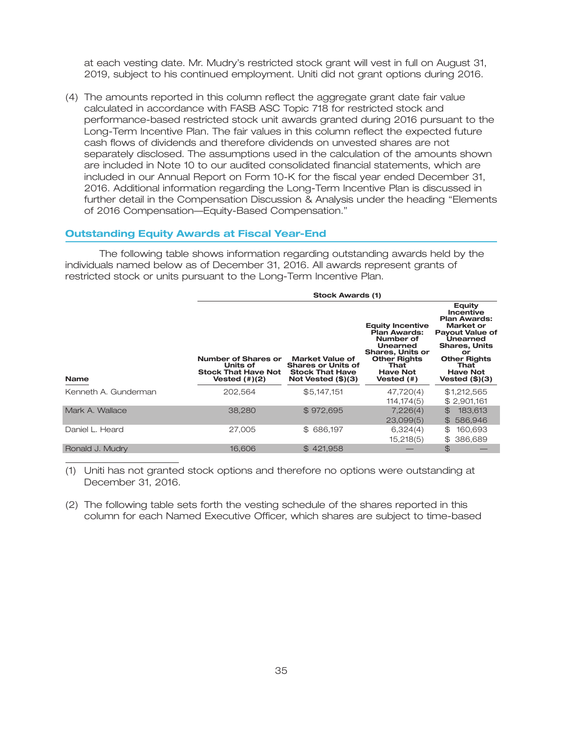at each vesting date. Mr. Mudry's restricted stock grant will vest in full on August 31, 2019, subject to his continued employment. Uniti did not grant options during 2016.

(4) The amounts reported in this column reflect the aggregate grant date fair value calculated in accordance with FASB ASC Topic 718 for restricted stock and performance-based restricted stock unit awards granted during 2016 pursuant to the Long-Term Incentive Plan. The fair values in this column reflect the expected future cash flows of dividends and therefore dividends on unvested shares are not separately disclosed. The assumptions used in the calculation of the amounts shown are included in Note 10 to our audited consolidated financial statements, which are included in our Annual Report on Form 10-K for the fiscal year ended December 31, 2016. Additional information regarding the Long-Term Incentive Plan is discussed in further detail in the Compensation Discussion & Analysis under the heading "Elements of 2016 Compensation—Equity-Based Compensation."

## Outstanding Equity Awards at Fiscal Year-End

The following table shows information regarding outstanding awards held by the individuals named below as of December 31, 2016. All awards represent grants of restricted stock or units pursuant to the Long-Term Incentive Plan.

| | Stock Awards (1) | | | |
|---|---|---|---|---|
| Name | Number of Shares or Units of Stock That Have Not Vested (#)(2) | Market Value of Shares or Units of Stock That Have Not Vested ($)(3) | Equity Incentive Plan Awards: Number of Unearned Shares, Units or Other Rights That Have Not Vested (#) | Equity Incentive Plan Awards: Market or Payout Value of Unearned Shares, Units or Other Rights That Have Not Vested ($)(3) |
| Kenneth A. Gunderman | 202,564 | $5,147,151 | 47,720(4)<br>114,174(5) | $1,212,565<br>$ 2,901,161 |
| Mark A. Wallace | 38,280 | $ 972,695 | 7,226(4)<br>23,099(5) | $ 183,613<br>$ 586,946 |
| Daniel L. Heard | 27,005 | $ 686,197 | 6,324(4)<br>15,218(5) | $ 160,693<br>$ 386,689 |
| Ronald J. Mudry | 16,606 | $ 421,958 | — | $ — |

(1) Uniti has not granted stock options and therefore no options were outstanding at December 31, 2016.

(2) The following table sets forth the vesting schedule of the shares reported in this column for each Named Executive Officer, which shares are subject to time-based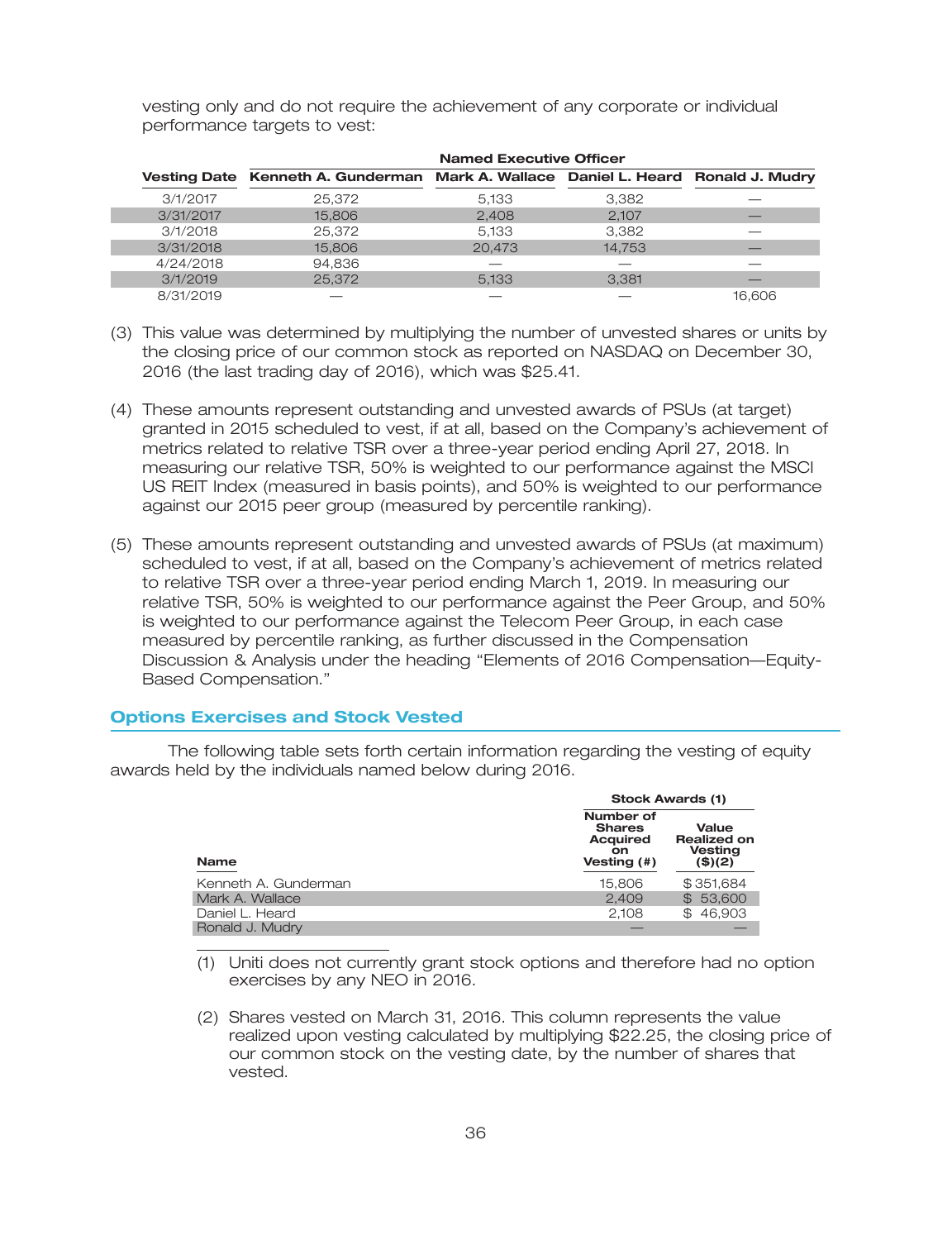vesting only and do not require the achievement of any corporate or individual performance targets to vest:

| | Named Executive Officer | | | |
|---|---|---|---|---|
| Vesting Date | Kenneth A. Gunderman | Mark A. Wallace | Daniel L. Heard | Ronald J. Mudry |
| 3/1/2017 | 25,372 | 5,133 | 3,382 | — |
| 3/31/2017 | 15,806 | 2,408 | 2,107 | — |
| 3/1/2018 | 25,372 | 5,133 | 3,382 | — |
| 3/31/2018 | 15,806 | 20,473 | 14,753 | — |
| 4/24/2018 | 94,836 | — | — | — |
| 3/1/2019 | 25,372 | 5,133 | 3,381 | — |
| 8/31/2019 | — | — | — | 16,606 |

(3) This value was determined by multiplying the number of unvested shares or units by the closing price of our common stock as reported on NASDAQ on December 30, 2016 (the last trading day of 2016), which was $25.41.

(4) These amounts represent outstanding and unvested awards of PSUs (at target) granted in 2015 scheduled to vest, if at all, based on the Company's achievement of metrics related to relative TSR over a three-year period ending April 27, 2018. In measuring our relative TSR, 50% is weighted to our performance against the MSCI US REIT Index (measured in basis points), and 50% is weighted to our performance against our 2015 peer group (measured by percentile ranking).

(5) These amounts represent outstanding and unvested awards of PSUs (at maximum) scheduled to vest, if at all, based on the Company's achievement of metrics related to relative TSR over a three-year period ending March 1, 2019. In measuring our relative TSR, 50% is weighted to our performance against the Peer Group, and 50% is weighted to our performance against the Telecom Peer Group, in each case measured by percentile ranking, as further discussed in the Compensation Discussion & Analysis under the heading "Elements of 2016 Compensation—Equity-Based Compensation."

## Options Exercises and Stock Vested

The following table sets forth certain information regarding the vesting of equity awards held by the individuals named below during 2016.

| | Stock Awards (1) | |
|---|---|---|
| Name | Number of Shares Acquired on Vesting (#) | Value Realized on Vesting ($)(2) |
| Kenneth A. Gunderman | 15,806 | $351,684 |
| Mark A. Wallace | 2,409 | $ 53,600 |
| Daniel L. Heard | 2,108 | $ 46,903 |
| Ronald J. Mudry | — | — |

(1) Uniti does not currently grant stock options and therefore had no option exercises by any NEO in 2016.

(2) Shares vested on March 31, 2016. This column represents the value realized upon vesting calculated by multiplying $22.25, the closing price of our common stock on the vesting date, by the number of shares that vested.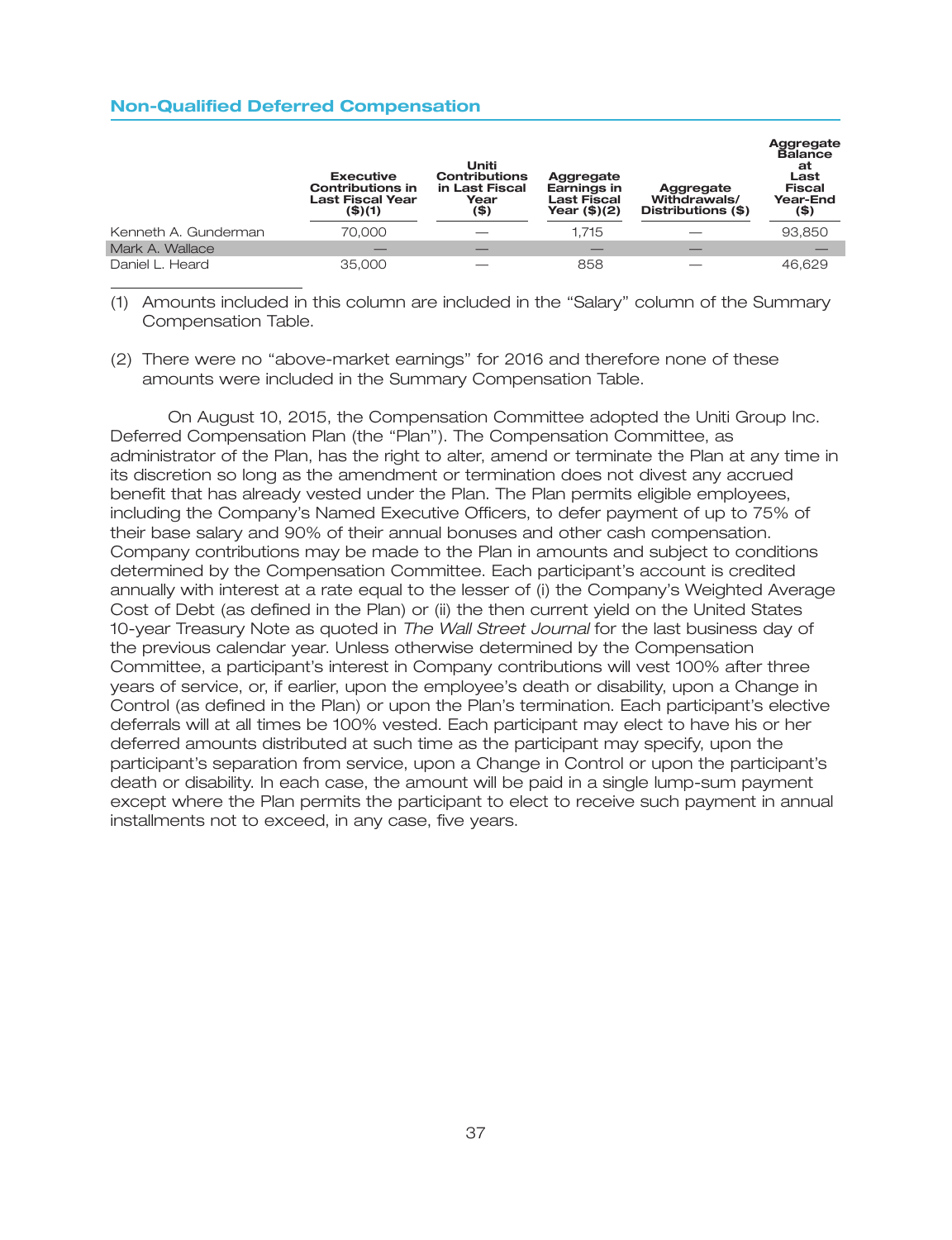## Non-Qualified Deferred Compensation

| | Executive Contributions in Last Fiscal Year ($)(1) | Uniti Contributions in Last Fiscal Year ($) | Aggregate Earnings in Last Fiscal Year ($)(2) | Aggregate Withdrawals/ Distributions ($) | Aggregate Balance at Last Fiscal Year-End ($) |
|---|---|---|---|---|---|
| Kenneth A. Gunderman | 70,000 | — | 1,715 | — | 93,850 |
| Mark A. Wallace | — | — | — | — | — |
| Daniel L. Heard | 35,000 | — | 858 | — | 46,629 |

(1) Amounts included in this column are included in the "Salary" column of the Summary Compensation Table.

(2) There were no "above-market earnings" for 2016 and therefore none of these amounts were included in the Summary Compensation Table.

On August 10, 2015, the Compensation Committee adopted the Uniti Group Inc. Deferred Compensation Plan (the "Plan"). The Compensation Committee, as administrator of the Plan, has the right to alter, amend or terminate the Plan at any time in its discretion so long as the amendment or termination does not divest any accrued benefit that has already vested under the Plan. The Plan permits eligible employees, including the Company's Named Executive Officers, to defer payment of up to 75% of their base salary and 90% of their annual bonuses and other cash compensation. Company contributions may be made to the Plan in amounts and subject to conditions determined by the Compensation Committee. Each participant's account is credited annually with interest at a rate equal to the lesser of (i) the Company's Weighted Average Cost of Debt (as defined in the Plan) or (ii) the then current yield on the United States 10-year Treasury Note as quoted in *The Wall Street Journal* for the last business day of the previous calendar year. Unless otherwise determined by the Compensation Committee, a participant's interest in Company contributions will vest 100% after three years of service, or, if earlier, upon the employee's death or disability, upon a Change in Control (as defined in the Plan) or upon the Plan's termination. Each participant's elective deferrals will at all times be 100% vested. Each participant may elect to have his or her deferred amounts distributed at such time as the participant may specify, upon the participant's separation from service, upon a Change in Control or upon the participant's death or disability. In each case, the amount will be paid in a single lump-sum payment except where the Plan permits the participant to elect to receive such payment in annual installments not to exceed, in any case, five years.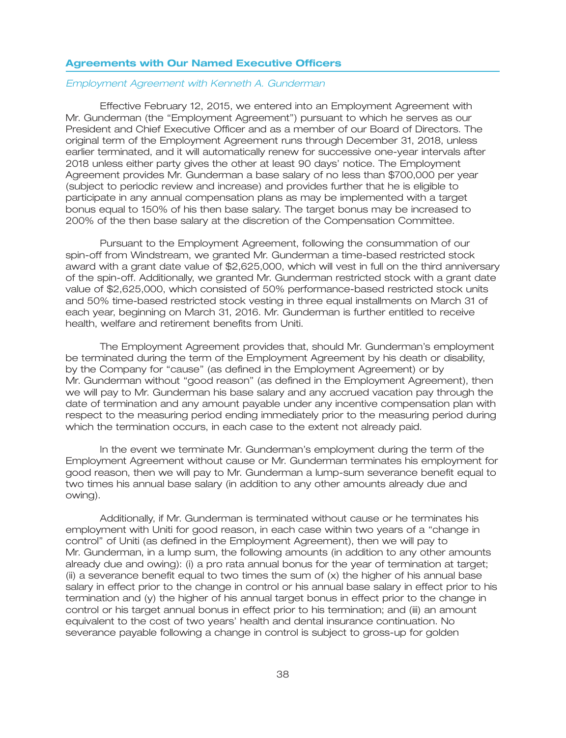## Agreements with Our Named Executive Officers

*Employment Agreement with Kenneth A. Gunderman*

Effective February 12, 2015, we entered into an Employment Agreement with Mr. Gunderman (the “Employment Agreement”) pursuant to which he serves as our President and Chief Executive Officer and as a member of our Board of Directors. The original term of the Employment Agreement runs through December 31, 2018, unless earlier terminated, and it will automatically renew for successive one-year intervals after 2018 unless either party gives the other at least 90 days’ notice. The Employment Agreement provides Mr. Gunderman a base salary of no less than $700,000 per year (subject to periodic review and increase) and provides further that he is eligible to participate in any annual compensation plans as may be implemented with a target bonus equal to 150% of his then base salary. The target bonus may be increased to 200% of the then base salary at the discretion of the Compensation Committee.

Pursuant to the Employment Agreement, following the consummation of our spin-off from Windstream, we granted Mr. Gunderman a time-based restricted stock award with a grant date value of $2,625,000, which will vest in full on the third anniversary of the spin-off. Additionally, we granted Mr. Gunderman restricted stock with a grant date value of $2,625,000, which consisted of 50% performance-based restricted stock units and 50% time-based restricted stock vesting in three equal installments on March 31 of each year, beginning on March 31, 2016. Mr. Gunderman is further entitled to receive health, welfare and retirement benefits from Uniti.

The Employment Agreement provides that, should Mr. Gunderman’s employment be terminated during the term of the Employment Agreement by his death or disability, by the Company for “cause” (as defined in the Employment Agreement) or by Mr. Gunderman without “good reason” (as defined in the Employment Agreement), then we will pay to Mr. Gunderman his base salary and any accrued vacation pay through the date of termination and any amount payable under any incentive compensation plan with respect to the measuring period ending immediately prior to the measuring period during which the termination occurs, in each case to the extent not already paid.

In the event we terminate Mr. Gunderman’s employment during the term of the Employment Agreement without cause or Mr. Gunderman terminates his employment for good reason, then we will pay to Mr. Gunderman a lump-sum severance benefit equal to two times his annual base salary (in addition to any other amounts already due and owing).

Additionally, if Mr. Gunderman is terminated without cause or he terminates his employment with Uniti for good reason, in each case within two years of a “change in control” of Uniti (as defined in the Employment Agreement), then we will pay to Mr. Gunderman, in a lump sum, the following amounts (in addition to any other amounts already due and owing): (i) a pro rata annual bonus for the year of termination at target; (ii) a severance benefit equal to two times the sum of (x) the higher of his annual base salary in effect prior to the change in control or his annual base salary in effect prior to his termination and (y) the higher of his annual target bonus in effect prior to the change in control or his target annual bonus in effect prior to his termination; and (iii) an amount equivalent to the cost of two years’ health and dental insurance continuation. No severance payable following a change in control is subject to gross-up for golden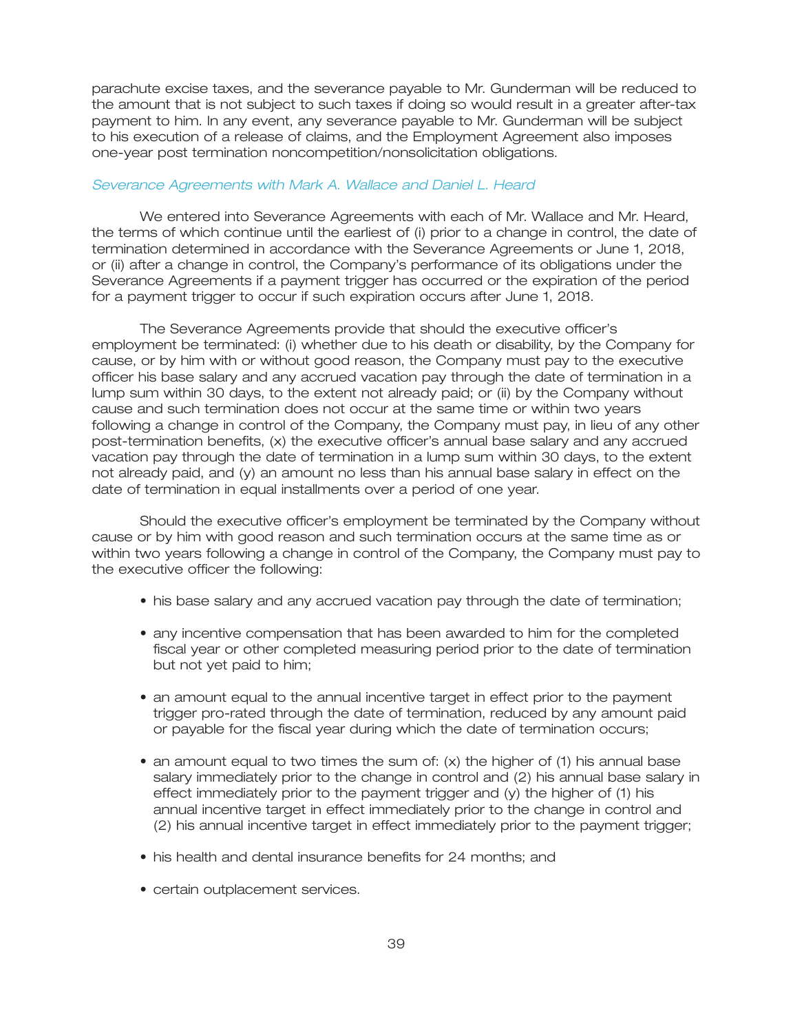parachute excise taxes, and the severance payable to Mr. Gunderman will be reduced to the amount that is not subject to such taxes if doing so would result in a greater after-tax payment to him. In any event, any severance payable to Mr. Gunderman will be subject to his execution of a release of claims, and the Employment Agreement also imposes one-year post termination noncompetition/nonsolicitation obligations.

*Severance Agreements with Mark A. Wallace and Daniel L. Heard*

We entered into Severance Agreements with each of Mr. Wallace and Mr. Heard, the terms of which continue until the earliest of (i) prior to a change in control, the date of termination determined in accordance with the Severance Agreements or June 1, 2018, or (ii) after a change in control, the Company's performance of its obligations under the Severance Agreements if a payment trigger has occurred or the expiration of the period for a payment trigger to occur if such expiration occurs after June 1, 2018.

The Severance Agreements provide that should the executive officer's employment be terminated: (i) whether due to his death or disability, by the Company for cause, or by him with or without good reason, the Company must pay to the executive officer his base salary and any accrued vacation pay through the date of termination in a lump sum within 30 days, to the extent not already paid; or (ii) by the Company without cause and such termination does not occur at the same time or within two years following a change in control of the Company, the Company must pay, in lieu of any other post-termination benefits, (x) the executive officer's annual base salary and any accrued vacation pay through the date of termination in a lump sum within 30 days, to the extent not already paid, and (y) an amount no less than his annual base salary in effect on the date of termination in equal installments over a period of one year.

Should the executive officer's employment be terminated by the Company without cause or by him with good reason and such termination occurs at the same time as or within two years following a change in control of the Company, the Company must pay to the executive officer the following:

- his base salary and any accrued vacation pay through the date of termination;
- any incentive compensation that has been awarded to him for the completed fiscal year or other completed measuring period prior to the date of termination but not yet paid to him;
- an amount equal to the annual incentive target in effect prior to the payment trigger pro-rated through the date of termination, reduced by any amount paid or payable for the fiscal year during which the date of termination occurs;
- an amount equal to two times the sum of: (x) the higher of (1) his annual base salary immediately prior to the change in control and (2) his annual base salary in effect immediately prior to the payment trigger and (y) the higher of (1) his annual incentive target in effect immediately prior to the change in control and (2) his annual incentive target in effect immediately prior to the payment trigger;
- his health and dental insurance benefits for 24 months; and
- certain outplacement services.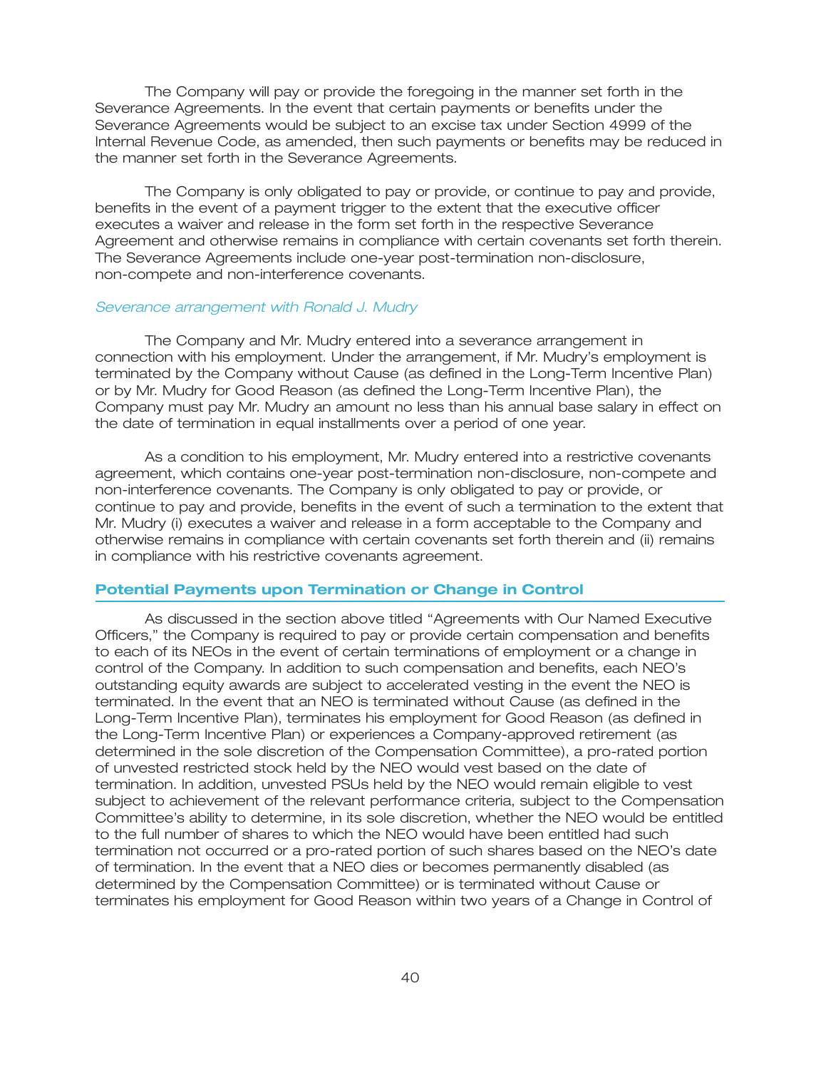The Company will pay or provide the foregoing in the manner set forth in the Severance Agreements. In the event that certain payments or benefits under the Severance Agreements would be subject to an excise tax under Section 4999 of the Internal Revenue Code, as amended, then such payments or benefits may be reduced in the manner set forth in the Severance Agreements.

The Company is only obligated to pay or provide, or continue to pay and provide, benefits in the event of a payment trigger to the extent that the executive officer executes a waiver and release in the form set forth in the respective Severance Agreement and otherwise remains in compliance with certain covenants set forth therein. The Severance Agreements include one-year post-termination non-disclosure, non-compete and non-interference covenants.

*Severance arrangement with Ronald J. Mudry*

The Company and Mr. Mudry entered into a severance arrangement in connection with his employment. Under the arrangement, if Mr. Mudry's employment is terminated by the Company without Cause (as defined in the Long-Term Incentive Plan) or by Mr. Mudry for Good Reason (as defined the Long-Term Incentive Plan), the Company must pay Mr. Mudry an amount no less than his annual base salary in effect on the date of termination in equal installments over a period of one year.

As a condition to his employment, Mr. Mudry entered into a restrictive covenants agreement, which contains one-year post-termination non-disclosure, non-compete and non-interference covenants. The Company is only obligated to pay or provide, or continue to pay and provide, benefits in the event of such a termination to the extent that Mr. Mudry (i) executes a waiver and release in a form acceptable to the Company and otherwise remains in compliance with certain covenants set forth therein and (ii) remains in compliance with his restrictive covenants agreement.

## Potential Payments upon Termination or Change in Control

As discussed in the section above titled "Agreements with Our Named Executive Officers," the Company is required to pay or provide certain compensation and benefits to each of its NEOs in the event of certain terminations of employment or a change in control of the Company. In addition to such compensation and benefits, each NEO's outstanding equity awards are subject to accelerated vesting in the event the NEO is terminated. In the event that an NEO is terminated without Cause (as defined in the Long-Term Incentive Plan), terminates his employment for Good Reason (as defined in the Long-Term Incentive Plan) or experiences a Company-approved retirement (as determined in the sole discretion of the Compensation Committee), a pro-rated portion of unvested restricted stock held by the NEO would vest based on the date of termination. In addition, unvested PSUs held by the NEO would remain eligible to vest subject to achievement of the relevant performance criteria, subject to the Compensation Committee's ability to determine, in its sole discretion, whether the NEO would be entitled to the full number of shares to which the NEO would have been entitled had such termination not occurred or a pro-rated portion of such shares based on the NEO's date of termination. In the event that a NEO dies or becomes permanently disabled (as determined by the Compensation Committee) or is terminated without Cause or terminates his employment for Good Reason within two years of a Change in Control of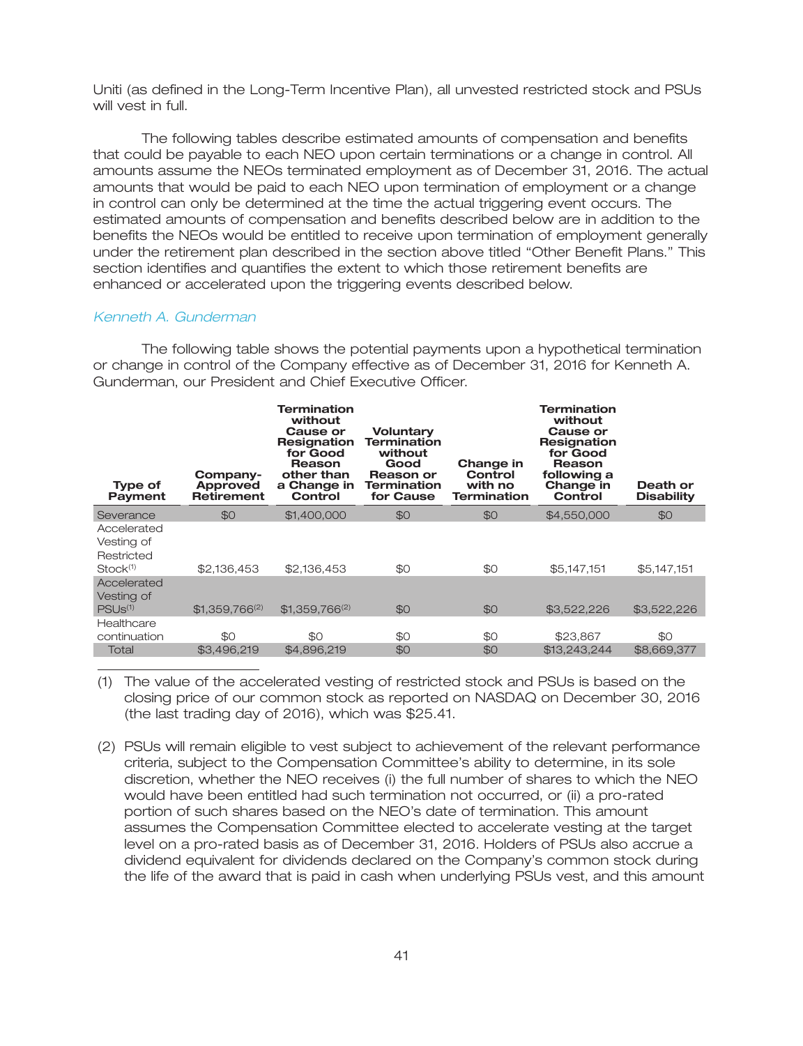Uniti (as defined in the Long-Term Incentive Plan), all unvested restricted stock and PSUs will vest in full.

The following tables describe estimated amounts of compensation and benefits that could be payable to each NEO upon certain terminations or a change in control. All amounts assume the NEOs terminated employment as of December 31, 2016. The actual amounts that would be paid to each NEO upon termination of employment or a change in control can only be determined at the time the actual triggering event occurs. The estimated amounts of compensation and benefits described below are in addition to the benefits the NEOs would be entitled to receive upon termination of employment generally under the retirement plan described in the section above titled "Other Benefit Plans." This section identifies and quantifies the extent to which those retirement benefits are enhanced or accelerated upon the triggering events described below.

*Kenneth A. Gunderman*

The following table shows the potential payments upon a hypothetical termination or change in control of the Company effective as of December 31, 2016 for Kenneth A. Gunderman, our President and Chief Executive Officer.

| Type of Payment | Company-Approved Retirement | Termination without Cause or Resignation for Good Reason other than a Change in Control | Voluntary Termination without Good Reason or Termination for Cause | Change in Control with no Termination | Termination without Cause or Resignation for Good Reason following a Change in Control | Death or Disability |
|---|---|---|---|---|---|---|
| Severance | $0 | $1,400,000 | $0 | $0 | $4,550,000 | $0 |
| Accelerated Vesting of Restricted Stock[1] | $2,136,453 | $2,136,453 | $0 | $0 | $5,147,151 | $5,147,151 |
| Accelerated Vesting of PSUs[1] | $1,359,766[2] | $1,359,766[2] | $0 | $0 | $3,522,226 | $3,522,226 |
| Healthcare continuation | $0 | $0 | $0 | $0 | $23,867 | $0 |
| Total | $3,496,219 | $4,896,219 | $0 | $0 | $13,243,244 | $8,669,377 |

(1) The value of the accelerated vesting of restricted stock and PSUs is based on the closing price of our common stock as reported on NASDAQ on December 30, 2016 (the last trading day of 2016), which was $25.41.

(2) PSUs will remain eligible to vest subject to achievement of the relevant performance criteria, subject to the Compensation Committee's ability to determine, in its sole discretion, whether the NEO receives (i) the full number of shares to which the NEO would have been entitled had such termination not occurred, or (ii) a pro-rated portion of such shares based on the NEO's date of termination. This amount assumes the Compensation Committee elected to accelerate vesting at the target level on a pro-rated basis as of December 31, 2016. Holders of PSUs also accrue a dividend equivalent for dividends declared on the Company's common stock during the life of the award that is paid in cash when underlying PSUs vest, and this amount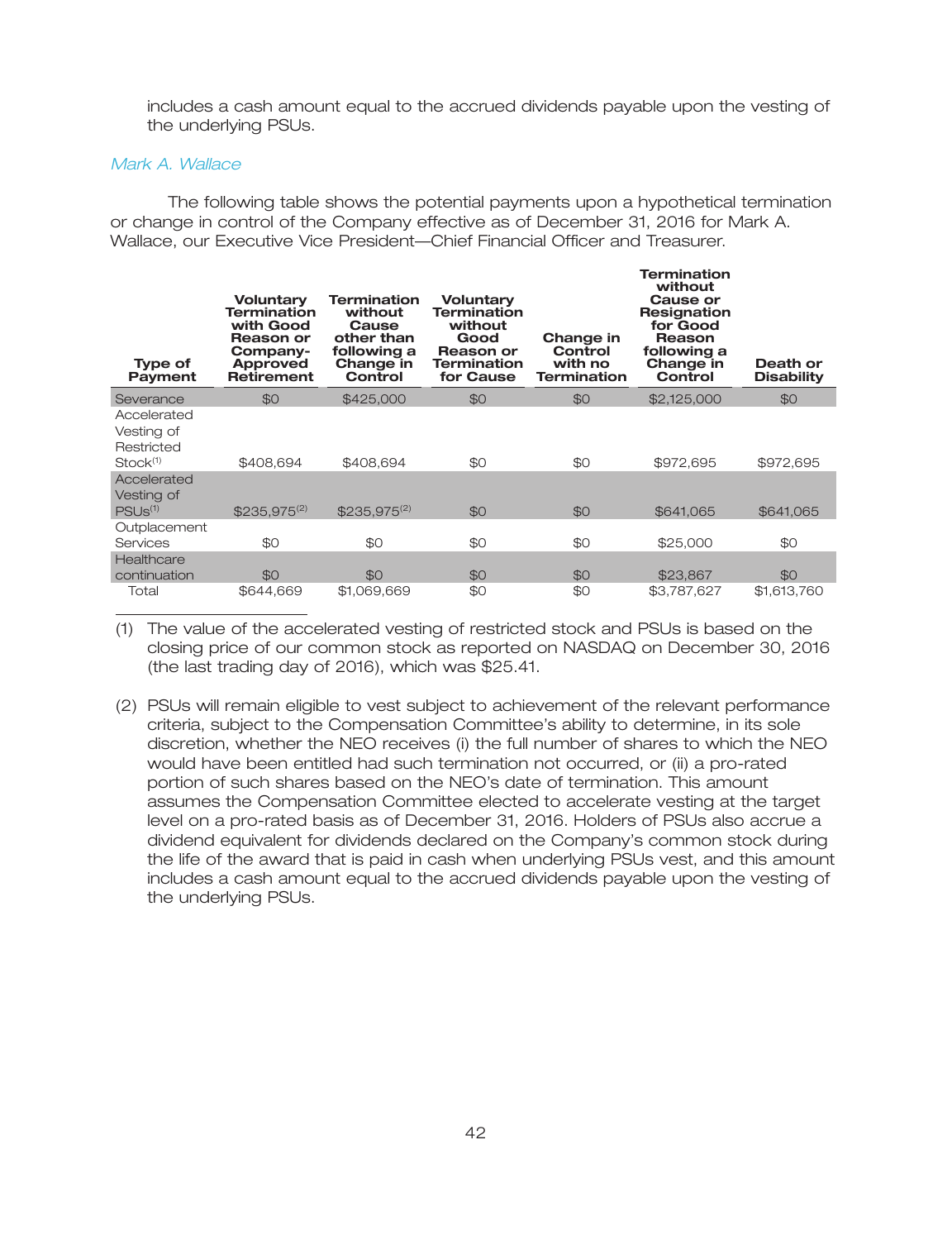includes a cash amount equal to the accrued dividends payable upon the vesting of the underlying PSUs.

*Mark A. Wallace*

The following table shows the potential payments upon a hypothetical termination or change in control of the Company effective as of December 31, 2016 for Mark A. Wallace, our Executive Vice President—Chief Financial Officer and Treasurer.

| Type of Payment | Voluntary Termination with Good Reason or Company-Approved Retirement | Termination without Cause other than following a Change in Control | Voluntary Termination without Good Reason or Termination for Cause | Change in Control with no Termination | Termination without Cause or Resignation for Good Reason following a Change in Control | Death or Disability |
|---|---|---|---|---|---|---|
| Severance | $0 | $425,000 | $0 | $0 | $2,125,000 | $0 |
| Accelerated Vesting of Restricted Stock[1] | $408,694 | $408,694 | $0 | $0 | $972,695 | $972,695 |
| Accelerated Vesting of PSUs[1] | $235,975[2] | $235,975[2] | $0 | $0 | $641,065 | $641,065 |
| Outplacement Services | $0 | $0 | $0 | $0 | $25,000 | $0 |
| Healthcare continuation | $0 | $0 | $0 | $0 | $23,867 | $0 |
| Total | $644,669 | $1,069,669 | $0 | $0 | $3,787,627 | $1,613,760 |

(1) The value of the accelerated vesting of restricted stock and PSUs is based on the closing price of our common stock as reported on NASDAQ on December 30, 2016 (the last trading day of 2016), which was $25.41.

(2) PSUs will remain eligible to vest subject to achievement of the relevant performance criteria, subject to the Compensation Committee's ability to determine, in its sole discretion, whether the NEO receives (i) the full number of shares to which the NEO would have been entitled had such termination not occurred, or (ii) a pro-rated portion of such shares based on the NEO's date of termination. This amount assumes the Compensation Committee elected to accelerate vesting at the target level on a pro-rated basis as of December 31, 2016. Holders of PSUs also accrue a dividend equivalent for dividends declared on the Company's common stock during the life of the award that is paid in cash when underlying PSUs vest, and this amount includes a cash amount equal to the accrued dividends payable upon the vesting of the underlying PSUs.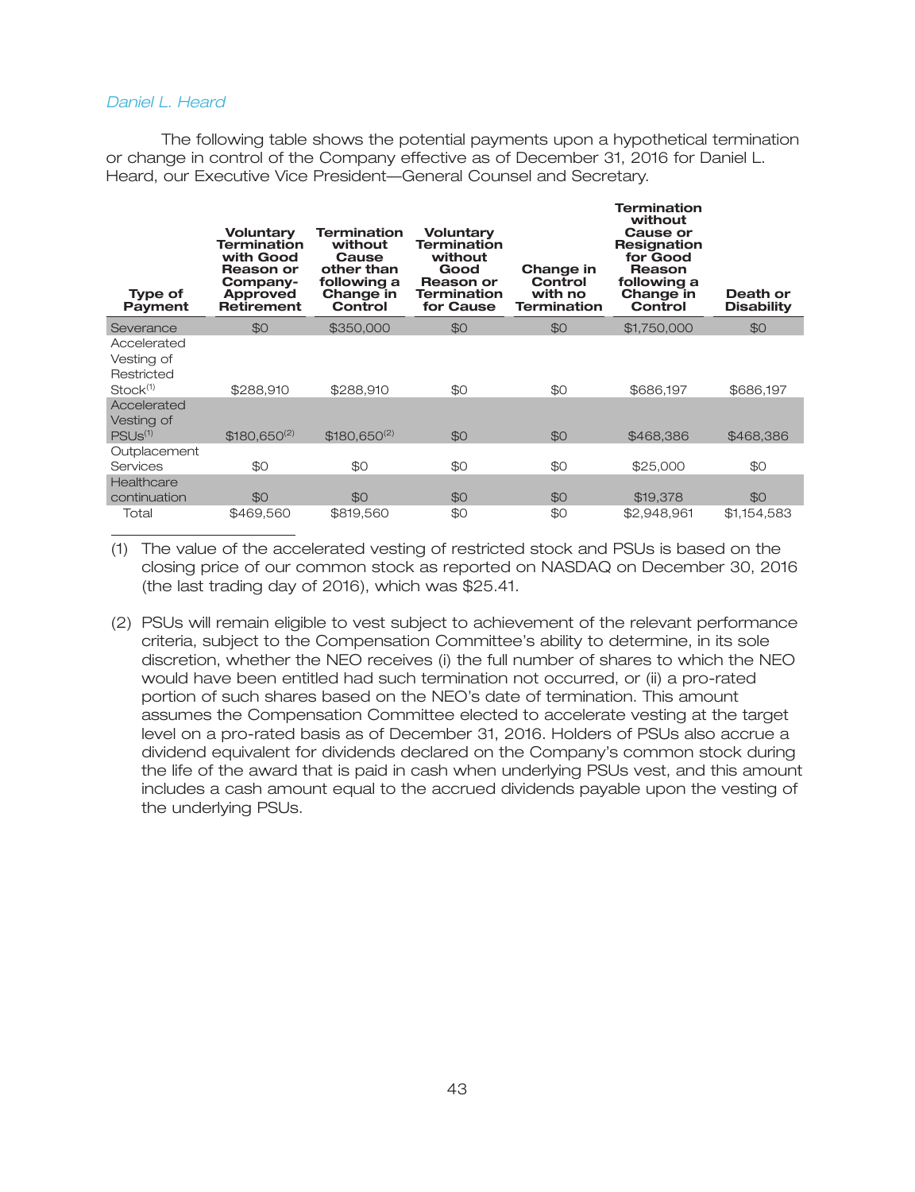*Daniel L. Heard*

The following table shows the potential payments upon a hypothetical termination or change in control of the Company effective as of December 31, 2016 for Daniel L. Heard, our Executive Vice President—General Counsel and Secretary.

| Type of Payment | Voluntary Termination with Good Reason or Company-Approved Retirement | Termination without Cause other than following a Change in Control | Voluntary Termination without Good Reason or Termination for Cause | Change in Control with no Termination | Termination without Cause or Resignation for Good Reason following a Change in Control | Death or Disability |
|---|---|---|---|---|---|---|
| Severance | $0 | $350,000 | $0 | $0 | $1,750,000 | $0 |
| Accelerated Vesting of Restricted Stock[(1)] | $288,910 | $288,910 | $0 | $0 | $686,197 | $686,197 |
| Accelerated Vesting of PSUs[(1)] | $180,650[(2)] | $180,650[(2)] | $0 | $0 | $468,386 | $468,386 |
| Outplacement Services | $0 | $0 | $0 | $0 | $25,000 | $0 |
| Healthcare continuation | $0 | $0 | $0 | $0 | $19,378 | $0 |
| Total | $469,560 | $819,560 | $0 | $0 | $2,948,961 | $1,154,583 |

(1) The value of the accelerated vesting of restricted stock and PSUs is based on the closing price of our common stock as reported on NASDAQ on December 30, 2016 (the last trading day of 2016), which was $25.41.

(2) PSUs will remain eligible to vest subject to achievement of the relevant performance criteria, subject to the Compensation Committee's ability to determine, in its sole discretion, whether the NEO receives (i) the full number of shares to which the NEO would have been entitled had such termination not occurred, or (ii) a pro-rated portion of such shares based on the NEO's date of termination. This amount assumes the Compensation Committee elected to accelerate vesting at the target level on a pro-rated basis as of December 31, 2016. Holders of PSUs also accrue a dividend equivalent for dividends declared on the Company's common stock during the life of the award that is paid in cash when underlying PSUs vest, and this amount includes a cash amount equal to the accrued dividends payable upon the vesting of the underlying PSUs.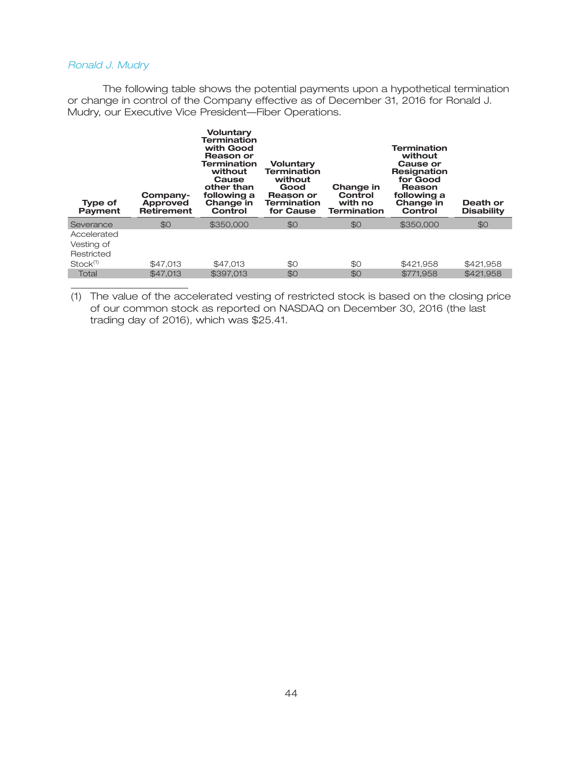*Ronald J. Mudry*

The following table shows the potential payments upon a hypothetical termination or change in control of the Company effective as of December 31, 2016 for Ronald J. Mudry, our Executive Vice President—Fiber Operations.

| Type of Payment | Company-Approved Retirement | Voluntary Termination with Good Reason or Termination without Cause other than following a Change in Control | Voluntary Termination without Good Reason or Termination for Cause | Change in Control with no Termination | Termination without Cause or Resignation for Good Reason following a Change in Control | Death or Disability |
|---|---|---|---|---|---|---|
| Severance | $0 | $350,000 | $0 | $0 | $350,000 | $0 |
| Accelerated Vesting of Restricted Stock[(1)] | $47,013 | $47,013 | $0 | $0 | $421,958 | $421,958 |
| Total | $47,013 | $397,013 | $0 | $0 | $771,958 | $421,958 |

(1) The value of the accelerated vesting of restricted stock is based on the closing price of our common stock as reported on NASDAQ on December 30, 2016 (the last trading day of 2016), which was $25.41.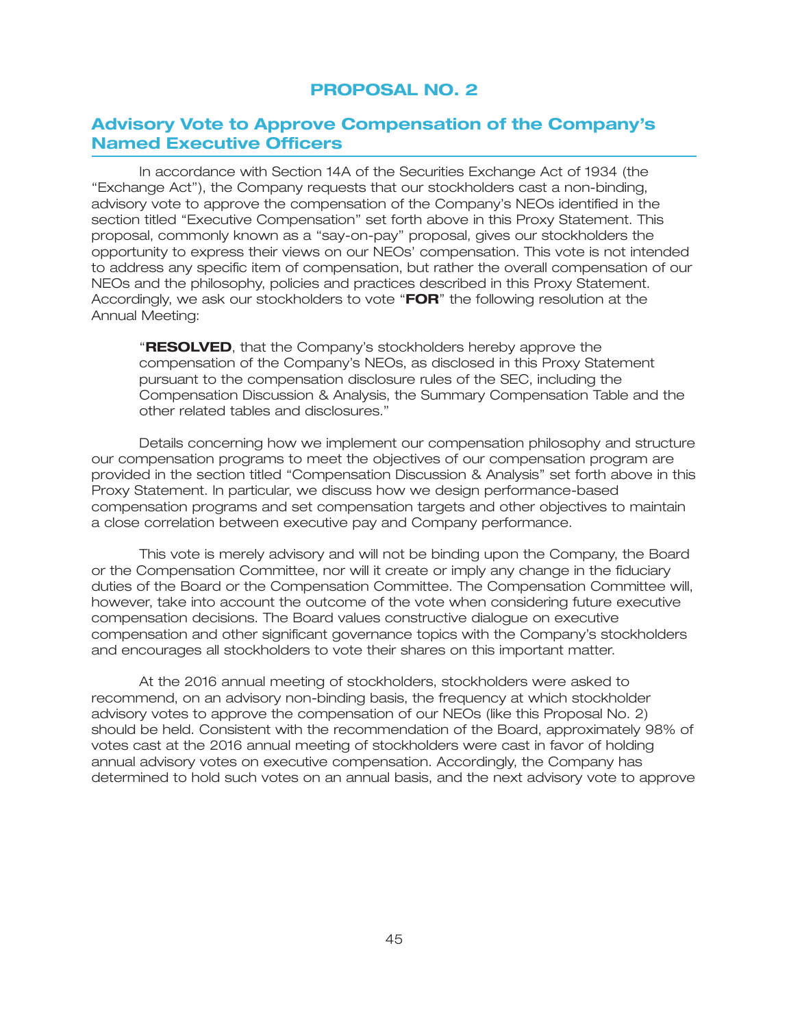# PROPOSAL NO. 2

## Advisory Vote to Approve Compensation of the Company's Named Executive Officers

In accordance with Section 14A of the Securities Exchange Act of 1934 (the "Exchange Act"), the Company requests that our stockholders cast a non-binding, advisory vote to approve the compensation of the Company's NEOs identified in the section titled "Executive Compensation" set forth above in this Proxy Statement. This proposal, commonly known as a "say-on-pay" proposal, gives our stockholders the opportunity to express their views on our NEOs' compensation. This vote is not intended to address any specific item of compensation, but rather the overall compensation of our NEOs and the philosophy, policies and practices described in this Proxy Statement. Accordingly, we ask our stockholders to vote "**FOR**" the following resolution at the Annual Meeting:

> "**RESOLVED**, that the Company's stockholders hereby approve the compensation of the Company's NEOs, as disclosed in this Proxy Statement pursuant to the compensation disclosure rules of the SEC, including the Compensation Discussion & Analysis, the Summary Compensation Table and the other related tables and disclosures."

Details concerning how we implement our compensation philosophy and structure our compensation programs to meet the objectives of our compensation program are provided in the section titled "Compensation Discussion & Analysis" set forth above in this Proxy Statement. In particular, we discuss how we design performance-based compensation programs and set compensation targets and other objectives to maintain a close correlation between executive pay and Company performance.

This vote is merely advisory and will not be binding upon the Company, the Board or the Compensation Committee, nor will it create or imply any change in the fiduciary duties of the Board or the Compensation Committee. The Compensation Committee will, however, take into account the outcome of the vote when considering future executive compensation decisions. The Board values constructive dialogue on executive compensation and other significant governance topics with the Company's stockholders and encourages all stockholders to vote their shares on this important matter.

At the 2016 annual meeting of stockholders, stockholders were asked to recommend, on an advisory non-binding basis, the frequency at which stockholder advisory votes to approve the compensation of our NEOs (like this Proposal No. 2) should be held. Consistent with the recommendation of the Board, approximately 98% of votes cast at the 2016 annual meeting of stockholders were cast in favor of holding annual advisory votes on executive compensation. Accordingly, the Company has determined to hold such votes on an annual basis, and the next advisory vote to approve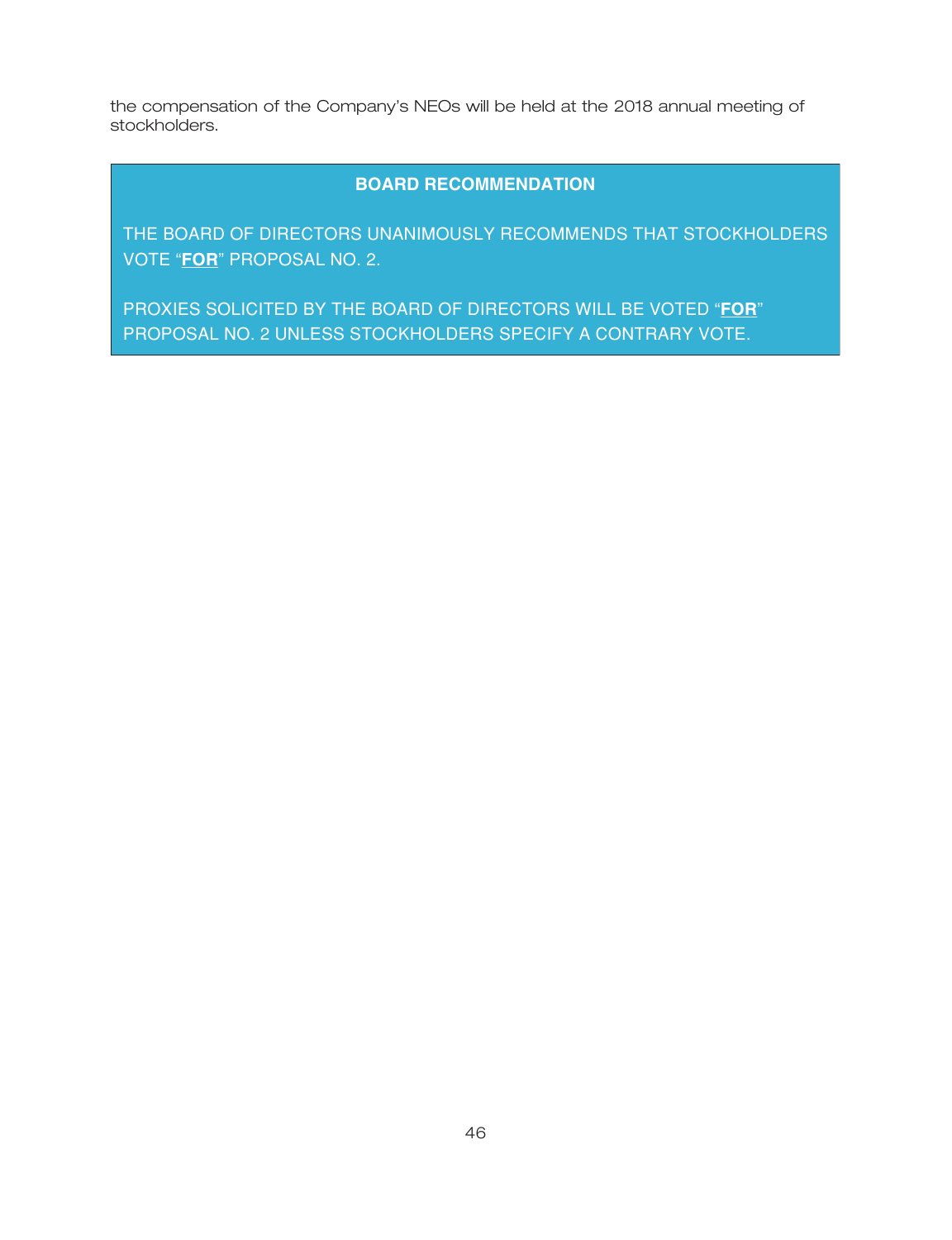the compensation of the Company's NEOs will be held at the 2018 annual meeting of stockholders.

**BOARD RECOMMENDATION**

THE BOARD OF DIRECTORS UNANIMOUSLY RECOMMENDS THAT STOCKHOLDERS VOTE "**FOR**" PROPOSAL NO. 2.

PROXIES SOLICITED BY THE BOARD OF DIRECTORS WILL BE VOTED "**FOR**" PROPOSAL NO. 2 UNLESS STOCKHOLDERS SPECIFY A CONTRARY VOTE.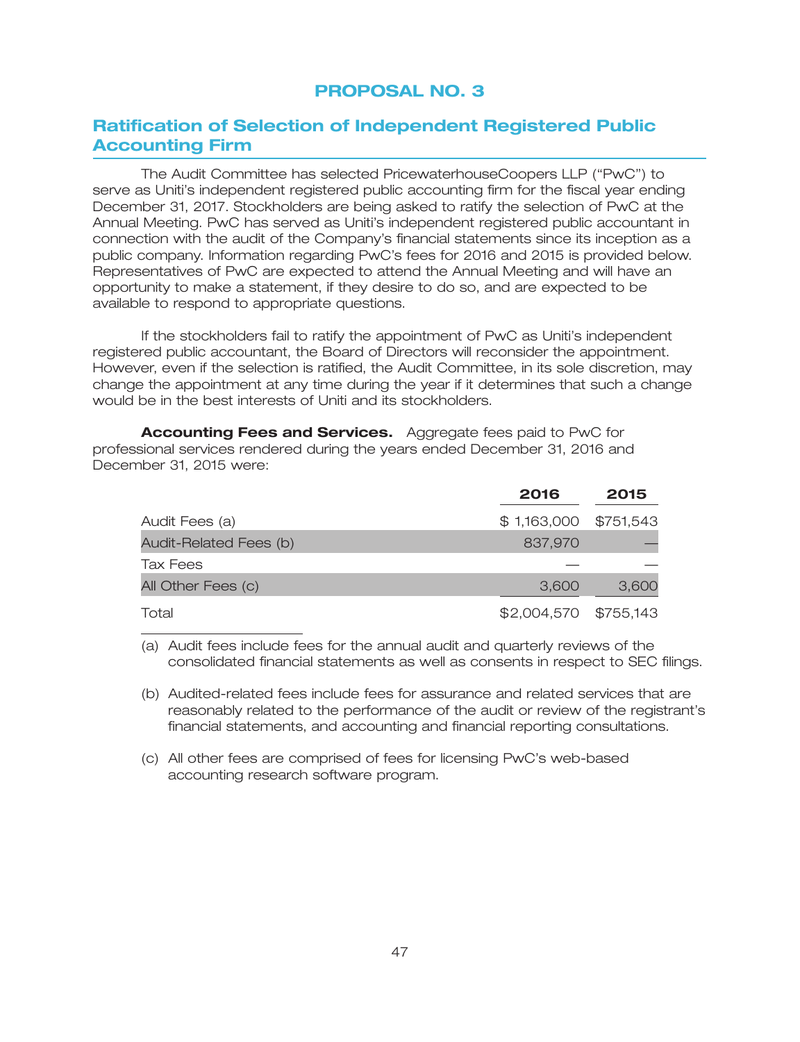# PROPOSAL NO. 3

## Ratification of Selection of Independent Registered Public Accounting Firm

The Audit Committee has selected PricewaterhouseCoopers LLP ("PwC") to serve as Uniti's independent registered public accounting firm for the fiscal year ending December 31, 2017. Stockholders are being asked to ratify the selection of PwC at the Annual Meeting. PwC has served as Uniti's independent registered public accountant in connection with the audit of the Company's financial statements since its inception as a public company. Information regarding PwC's fees for 2016 and 2015 is provided below. Representatives of PwC are expected to attend the Annual Meeting and will have an opportunity to make a statement, if they desire to do so, and are expected to be available to respond to appropriate questions.

If the stockholders fail to ratify the appointment of PwC as Uniti's independent registered public accountant, the Board of Directors will reconsider the appointment. However, even if the selection is ratified, the Audit Committee, in its sole discretion, may change the appointment at any time during the year if it determines that such a change would be in the best interests of Uniti and its stockholders.

**Accounting Fees and Services.** Aggregate fees paid to PwC for professional services rendered during the years ended December 31, 2016 and December 31, 2015 were:

| | 2016 | 2015 |
|---|---|---|
| Audit Fees (a) | $ 1,163,000 | $751,543 |
| Audit-Related Fees (b) | 837,970 | — |
| Tax Fees | — | — |
| All Other Fees (c) | 3,600 | 3,600 |
| Total | $2,004,570 | $755,143 |

(a) Audit fees include fees for the annual audit and quarterly reviews of the consolidated financial statements as well as consents in respect to SEC filings.

(b) Audited-related fees include fees for assurance and related services that are reasonably related to the performance of the audit or review of the registrant's financial statements, and accounting and financial reporting consultations.

(c) All other fees are comprised of fees for licensing PwC's web-based accounting research software program.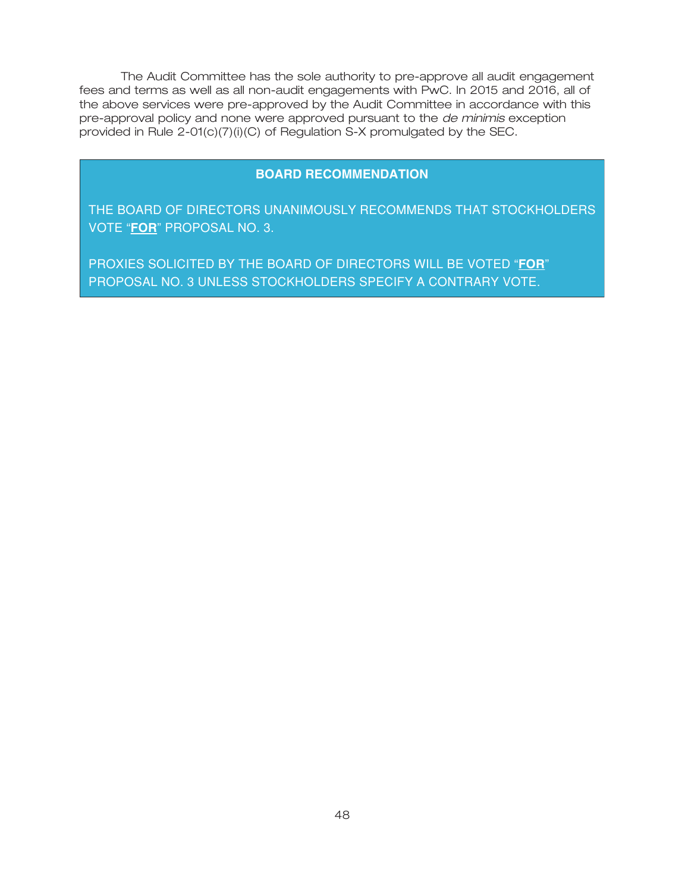The Audit Committee has the sole authority to pre-approve all audit engagement fees and terms as well as all non-audit engagements with PwC. In 2015 and 2016, all of the above services were pre-approved by the Audit Committee in accordance with this pre-approval policy and none were approved pursuant to the *de minimis* exception provided in Rule 2-01(c)(7)(i)(C) of Regulation S-X promulgated by the SEC.

**BOARD RECOMMENDATION**

THE BOARD OF DIRECTORS UNANIMOUSLY RECOMMENDS THAT STOCKHOLDERS VOTE "**FOR**" PROPOSAL NO. 3.

PROXIES SOLICITED BY THE BOARD OF DIRECTORS WILL BE VOTED "**FOR**" PROPOSAL NO. 3 UNLESS STOCKHOLDERS SPECIFY A CONTRARY VOTE.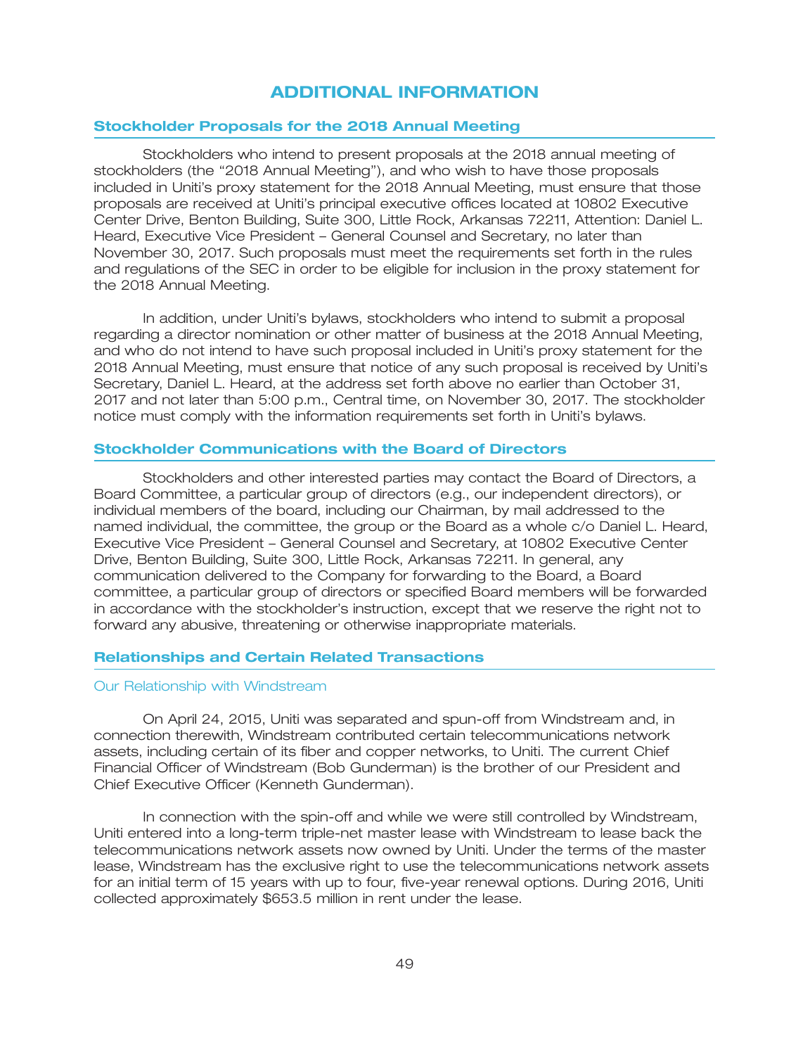# ADDITIONAL INFORMATION

## Stockholder Proposals for the 2018 Annual Meeting

Stockholders who intend to present proposals at the 2018 annual meeting of stockholders (the "2018 Annual Meeting"), and who wish to have those proposals included in Uniti's proxy statement for the 2018 Annual Meeting, must ensure that those proposals are received at Uniti's principal executive offices located at 10802 Executive Center Drive, Benton Building, Suite 300, Little Rock, Arkansas 72211, Attention: Daniel L. Heard, Executive Vice President – General Counsel and Secretary, no later than November 30, 2017. Such proposals must meet the requirements set forth in the rules and regulations of the SEC in order to be eligible for inclusion in the proxy statement for the 2018 Annual Meeting.

In addition, under Uniti's bylaws, stockholders who intend to submit a proposal regarding a director nomination or other matter of business at the 2018 Annual Meeting, and who do not intend to have such proposal included in Uniti's proxy statement for the 2018 Annual Meeting, must ensure that notice of any such proposal is received by Uniti's Secretary, Daniel L. Heard, at the address set forth above no earlier than October 31, 2017 and not later than 5:00 p.m., Central time, on November 30, 2017. The stockholder notice must comply with the information requirements set forth in Uniti's bylaws.

## Stockholder Communications with the Board of Directors

Stockholders and other interested parties may contact the Board of Directors, a Board Committee, a particular group of directors (e.g., our independent directors), or individual members of the board, including our Chairman, by mail addressed to the named individual, the committee, the group or the Board as a whole c/o Daniel L. Heard, Executive Vice President – General Counsel and Secretary, at 10802 Executive Center Drive, Benton Building, Suite 300, Little Rock, Arkansas 72211. In general, any communication delivered to the Company for forwarding to the Board, a Board committee, a particular group of directors or specified Board members will be forwarded in accordance with the stockholder's instruction, except that we reserve the right not to forward any abusive, threatening or otherwise inappropriate materials.

## Relationships and Certain Related Transactions

### Our Relationship with Windstream

On April 24, 2015, Uniti was separated and spun-off from Windstream and, in connection therewith, Windstream contributed certain telecommunications network assets, including certain of its fiber and copper networks, to Uniti. The current Chief Financial Officer of Windstream (Bob Gunderman) is the brother of our President and Chief Executive Officer (Kenneth Gunderman).

In connection with the spin-off and while we were still controlled by Windstream, Uniti entered into a long-term triple-net master lease with Windstream to lease back the telecommunications network assets now owned by Uniti. Under the terms of the master lease, Windstream has the exclusive right to use the telecommunications network assets for an initial term of 15 years with up to four, five-year renewal options. During 2016, Uniti collected approximately $653.5 million in rent under the lease.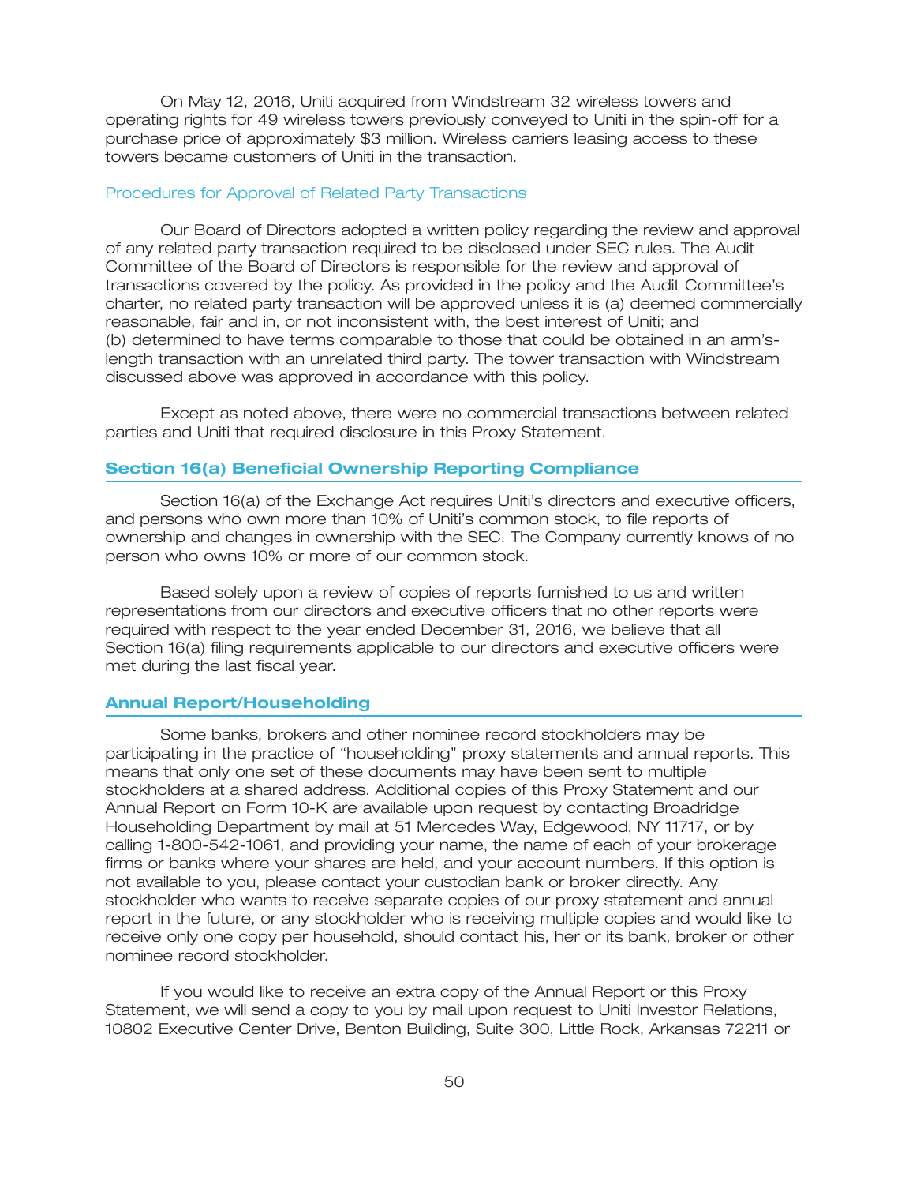On May 12, 2016, Uniti acquired from Windstream 32 wireless towers and operating rights for 49 wireless towers previously conveyed to Uniti in the spin-off for a purchase price of approximately $3 million. Wireless carriers leasing access to these towers became customers of Uniti in the transaction.

### Procedures for Approval of Related Party Transactions

Our Board of Directors adopted a written policy regarding the review and approval of any related party transaction required to be disclosed under SEC rules. The Audit Committee of the Board of Directors is responsible for the review and approval of transactions covered by the policy. As provided in the policy and the Audit Committee's charter, no related party transaction will be approved unless it is (a) deemed commercially reasonable, fair and in, or not inconsistent with, the best interest of Uniti; and (b) determined to have terms comparable to those that could be obtained in an arm's-length transaction with an unrelated third party. The tower transaction with Windstream discussed above was approved in accordance with this policy.

Except as noted above, there were no commercial transactions between related parties and Uniti that required disclosure in this Proxy Statement.

## Section 16(a) Beneficial Ownership Reporting Compliance

Section 16(a) of the Exchange Act requires Uniti's directors and executive officers, and persons who own more than 10% of Uniti's common stock, to file reports of ownership and changes in ownership with the SEC. The Company currently knows of no person who owns 10% or more of our common stock.

Based solely upon a review of copies of reports furnished to us and written representations from our directors and executive officers that no other reports were required with respect to the year ended December 31, 2016, we believe that all Section 16(a) filing requirements applicable to our directors and executive officers were met during the last fiscal year.

## Annual Report/Householding

Some banks, brokers and other nominee record stockholders may be participating in the practice of "householding" proxy statements and annual reports. This means that only one set of these documents may have been sent to multiple stockholders at a shared address. Additional copies of this Proxy Statement and our Annual Report on Form 10-K are available upon request by contacting Broadridge Householding Department by mail at 51 Mercedes Way, Edgewood, NY 11717, or by calling 1-800-542-1061, and providing your name, the name of each of your brokerage firms or banks where your shares are held, and your account numbers. If this option is not available to you, please contact your custodian bank or broker directly. Any stockholder who wants to receive separate copies of our proxy statement and annual report in the future, or any stockholder who is receiving multiple copies and would like to receive only one copy per household, should contact his, her or its bank, broker or other nominee record stockholder.

If you would like to receive an extra copy of the Annual Report or this Proxy Statement, we will send a copy to you by mail upon request to Uniti Investor Relations, 10802 Executive Center Drive, Benton Building, Suite 300, Little Rock, Arkansas 72211 or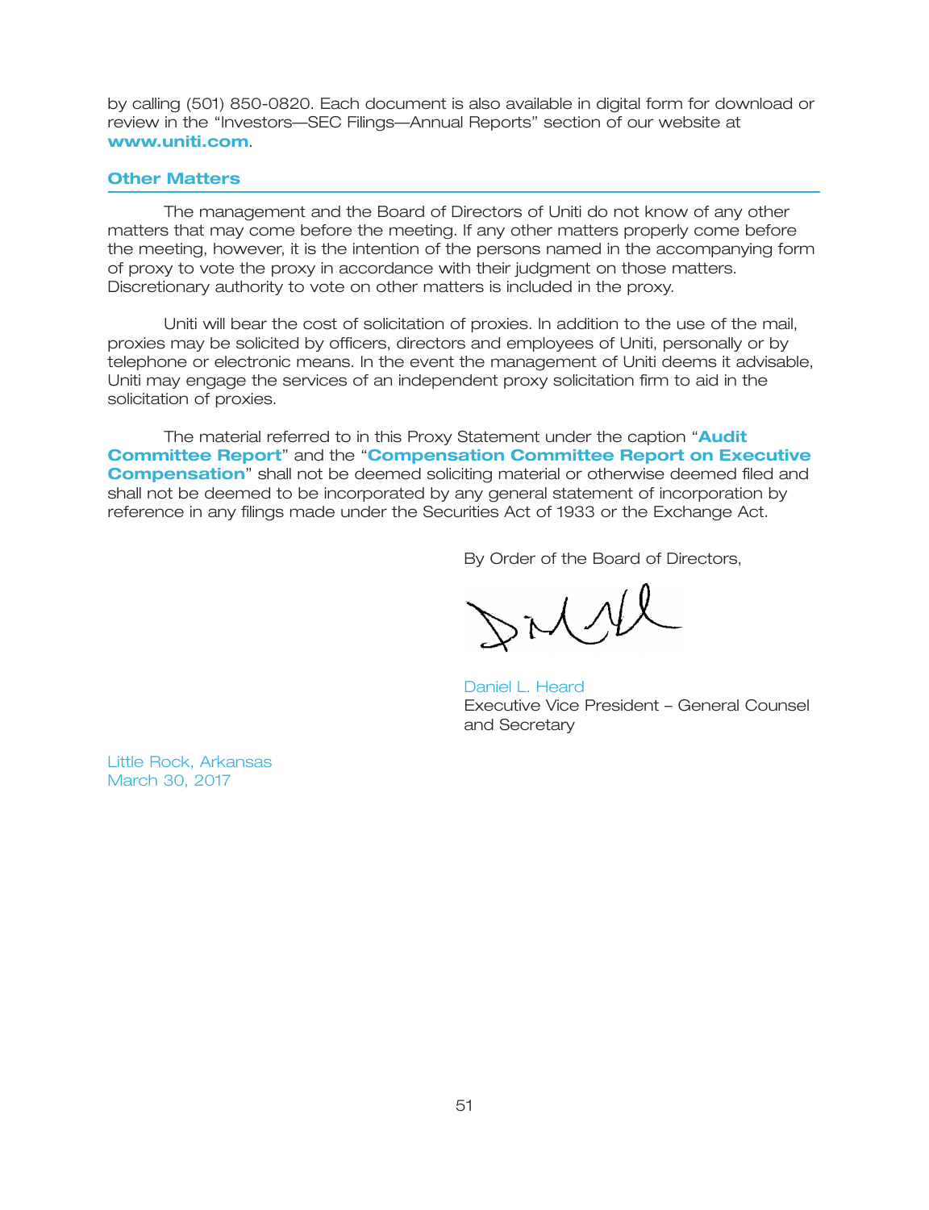by calling (501) 850-0820. Each document is also available in digital form for download or review in the "Investors—SEC Filings—Annual Reports" section of our website at **www.uniti.com**.

## Other Matters

The management and the Board of Directors of Uniti do not know of any other matters that may come before the meeting. If any other matters properly come before the meeting, however, it is the intention of the persons named in the accompanying form of proxy to vote the proxy in accordance with their judgment on those matters. Discretionary authority to vote on other matters is included in the proxy.

Uniti will bear the cost of solicitation of proxies. In addition to the use of the mail, proxies may be solicited by officers, directors and employees of Uniti, personally or by telephone or electronic means. In the event the management of Uniti deems it advisable, Uniti may engage the services of an independent proxy solicitation firm to aid in the solicitation of proxies.

The material referred to in this Proxy Statement under the caption "**Audit Committee Report**" and the "**Compensation Committee Report on Executive Compensation**" shall not be deemed soliciting material or otherwise deemed filed and shall not be deemed to be incorporated by any general statement of incorporation by reference in any filings made under the Securities Act of 1933 or the Exchange Act.

By Order of the Board of Directors,

Daniel L. Heard
Executive Vice President – General Counsel and Secretary

Little Rock, Arkansas
March 30, 2017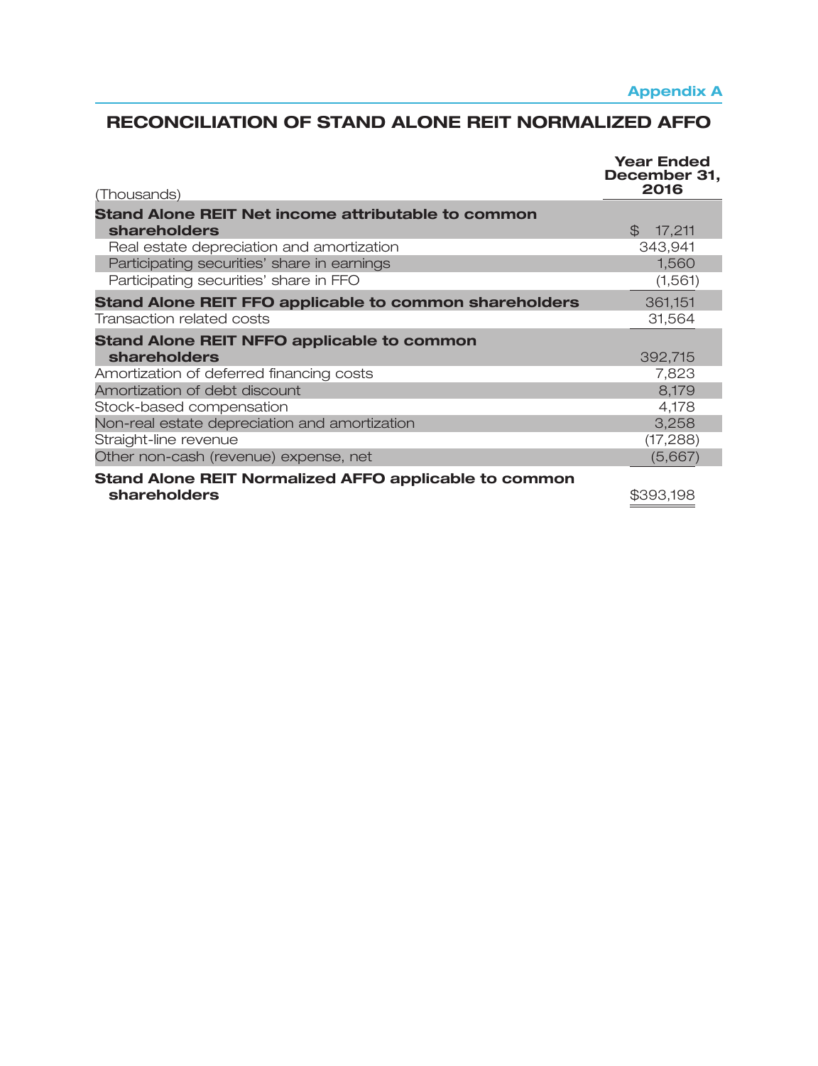Appendix A

## RECONCILIATION OF STAND ALONE REIT NORMALIZED AFFO

| (Thousands) | Year Ended December 31, 2016 |
|---|---|
| **Stand Alone REIT Net income attributable to common shareholders** | $ 17,211 |
| Real estate depreciation and amortization | 343,941 |
| Participating securities' share in earnings | 1,560 |
| Participating securities' share in FFO | (1,561) |
| **Stand Alone REIT FFO applicable to common shareholders** | 361,151 |
| Transaction related costs | 31,564 |
| **Stand Alone REIT NFFO applicable to common shareholders** | 392,715 |
| Amortization of deferred financing costs | 7,823 |
| Amortization of debt discount | 8,179 |
| Stock-based compensation | 4,178 |
| Non-real estate depreciation and amortization | 3,258 |
| Straight-line revenue | (17,288) |
| Other non-cash (revenue) expense, net | (5,667) |
| **Stand Alone REIT Normalized AFFO applicable to common shareholders** | $393,198 |